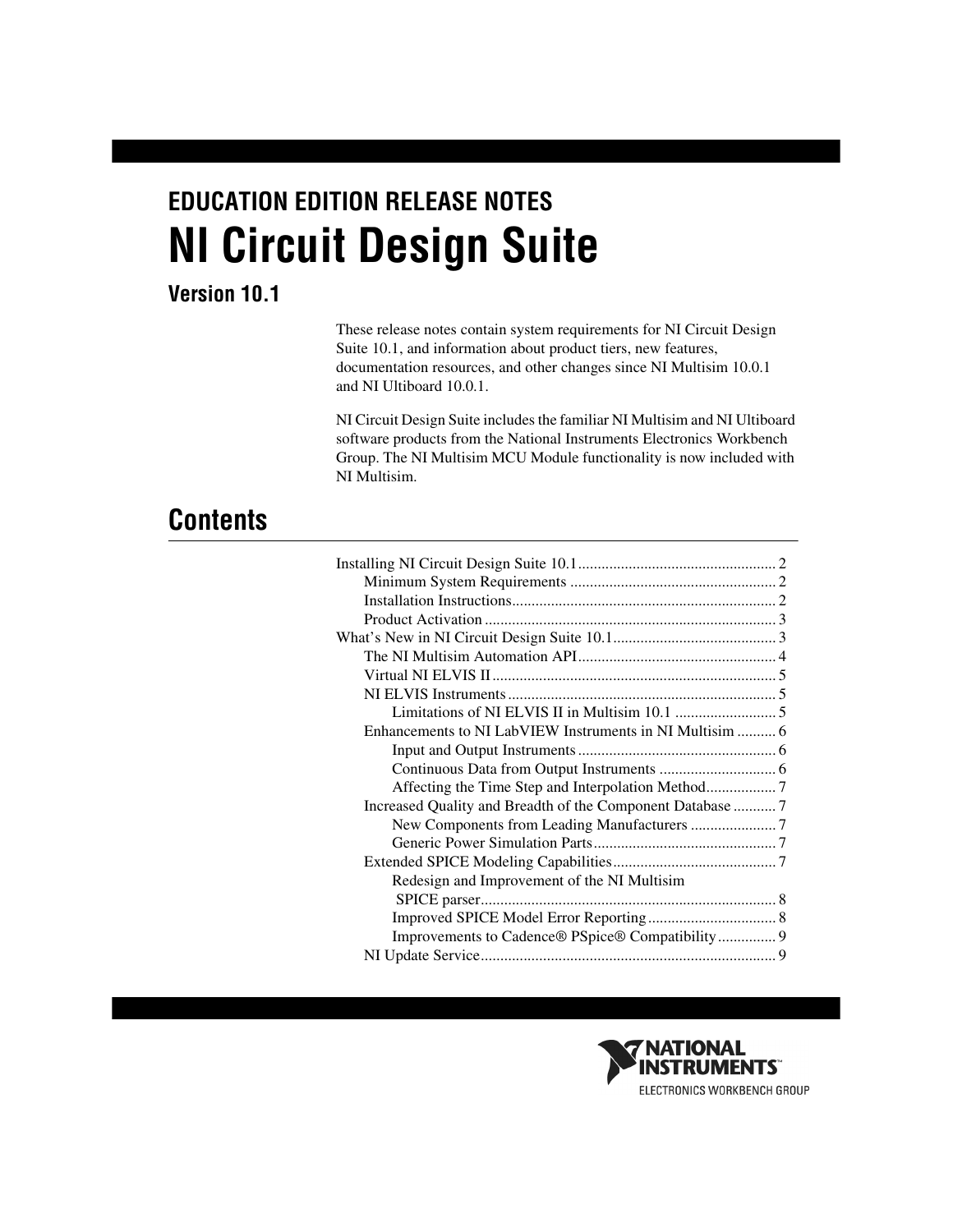EDUCATION EDITION RELEASE NOTES

# NI Circuit Design Suite

**Version 10.1**

These release notes contain system requirements for NI Circuit Design Suite 10.1, and information about product tiers, new features, documentation resources, and other changes since NI Multisim 10.0.1 and NI Ultiboard 10.0.1.

NI Circuit Design Suite includes the familiar NI Multisim and NI Ultiboard software products from the National Instruments Electronics Workbench Group. The NI Multisim MCU Module functionality is now included with NI Multisim.

## Contents

Installing NI Circuit Design Suite 10.1 .................................................. 2
- Minimum System Requirements .................................................... 2
- Installation Instructions................................................................... 2
- Product Activation .......................................................................... 3

What's New in NI Circuit Design Suite 10.1 .......................................... 3
- The NI Multisim Automation API.................................................. 4
- Virtual NI ELVIS II ........................................................................ 5
- NI ELVIS Instruments .................................................................... 5
  - Limitations of NI ELVIS II in Multisim 10.1 .......................... 5
- Enhancements to NI LabVIEW Instruments in NI Multisim .......... 6
  - Input and Output Instruments .................................................. 6
  - Continuous Data from Output Instruments .............................. 6
  - Affecting the Time Step and Interpolation Method.................. 7
- Increased Quality and Breadth of the Component Database ........... 7
  - New Components from Leading Manufacturers ...................... 7
  - Generic Power Simulation Parts .............................................. 7
- Extended SPICE Modeling Capabilities.......................................... 7
  - Redesign and Improvement of the NI Multisim SPICE parser........................................................................... 8
  - Improved SPICE Model Error Reporting ................................. 8
  - Improvements to Cadence® PSpice® Compatibility ............... 9
- NI Update Service........................................................................... 9

NATIONAL INSTRUMENTS™
ELECTRONICS WORKBENCH GROUP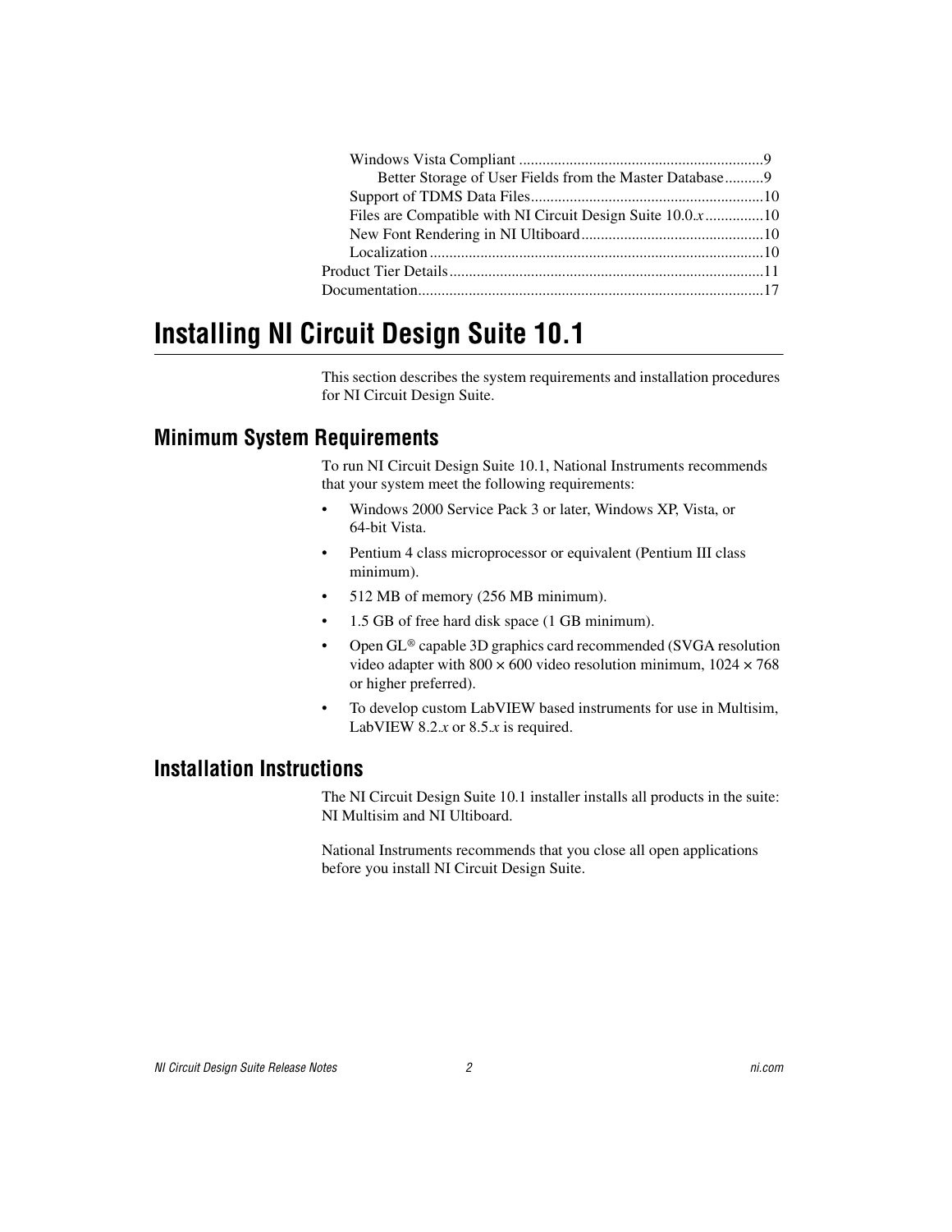Windows Vista Compliant ..............................................................9
Better Storage of User Fields from the Master Database..........9
Support of TDMS Data Files..........................................................10
Files are Compatible with NI Circuit Design Suite 10.0.*x*...............10
New Font Rendering in NI Ultiboard..............................................10
Localization....................................................................................10
Product Tier Details................................................................................11
Documentation........................................................................................17

# Installing NI Circuit Design Suite 10.1

This section describes the system requirements and installation procedures for NI Circuit Design Suite.

## Minimum System Requirements

To run NI Circuit Design Suite 10.1, National Instruments recommends that your system meet the following requirements:

- Windows 2000 Service Pack 3 or later, Windows XP, Vista, or 64-bit Vista.
- Pentium 4 class microprocessor or equivalent (Pentium III class minimum).
- 512 MB of memory (256 MB minimum).
- 1.5 GB of free hard disk space (1 GB minimum).
- Open GL® capable 3D graphics card recommended (SVGA resolution video adapter with 800 × 600 video resolution minimum, 1024 × 768 or higher preferred).
- To develop custom LabVIEW based instruments for use in Multisim, LabVIEW 8.2.*x* or 8.5.*x* is required.

## Installation Instructions

The NI Circuit Design Suite 10.1 installer installs all products in the suite: NI Multisim and NI Ultiboard.

National Instruments recommends that you close all open applications before you install NI Circuit Design Suite.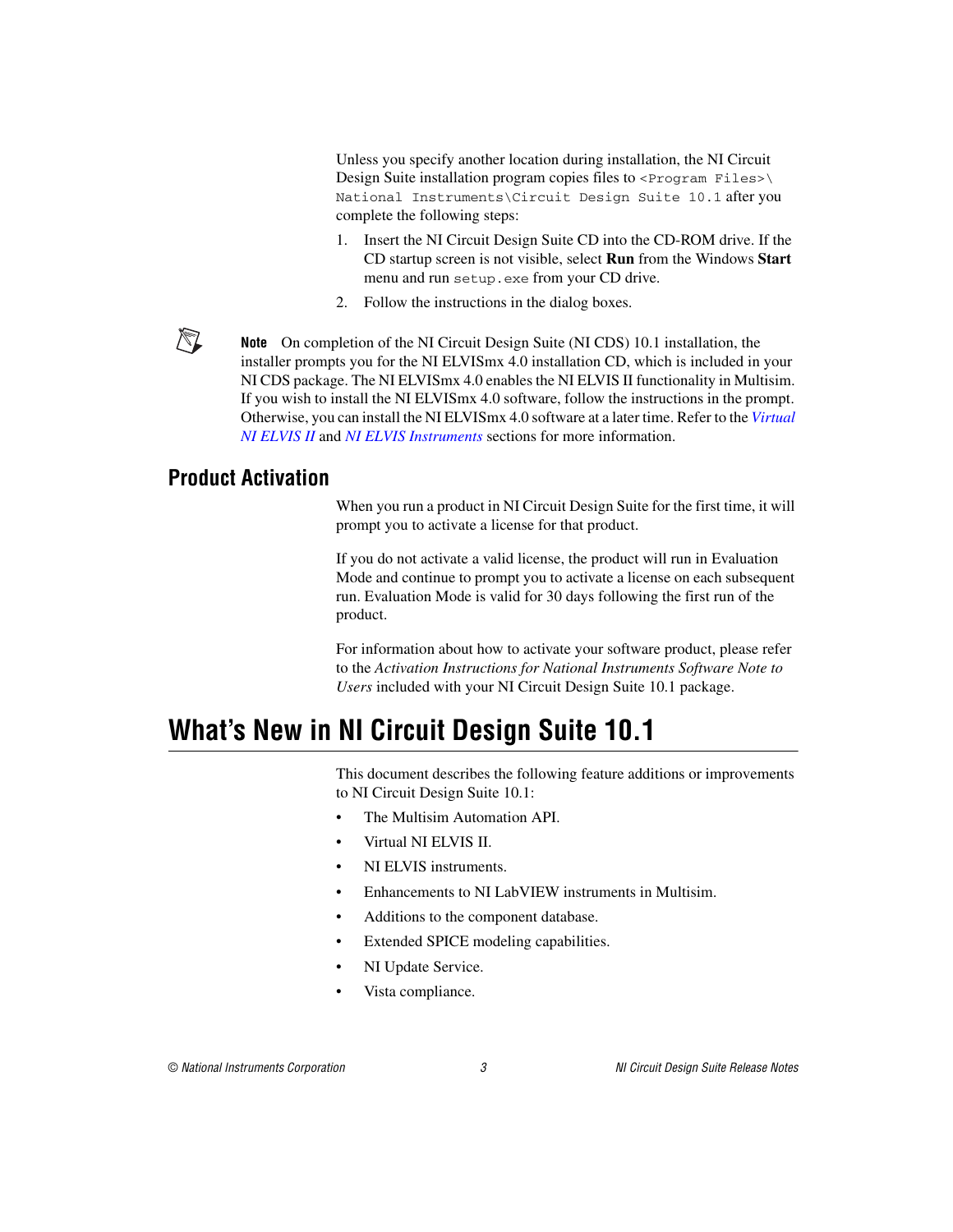Unless you specify another location during installation, the NI Circuit Design Suite installation program copies files to `<Program Files>\National Instruments\Circuit Design Suite 10.1` after you complete the following steps:

1. Insert the NI Circuit Design Suite CD into the CD-ROM drive. If the CD startup screen is not visible, select **Run** from the Windows **Start** menu and run `setup.exe` from your CD drive.
2. Follow the instructions in the dialog boxes.

**Note** On completion of the NI Circuit Design Suite (NI CDS) 10.1 installation, the installer prompts you for the NI ELVISmx 4.0 installation CD, which is included in your NI CDS package. The NI ELVISmx 4.0 enables the NI ELVIS II functionality in Multisim. If you wish to install the NI ELVISmx 4.0 software, follow the instructions in the prompt. Otherwise, you can install the NI ELVISmx 4.0 software at a later time. Refer to the *Virtual NI ELVIS II* and *NI ELVIS Instruments* sections for more information.

## Product Activation

When you run a product in NI Circuit Design Suite for the first time, it will prompt you to activate a license for that product.

If you do not activate a valid license, the product will run in Evaluation Mode and continue to prompt you to activate a license on each subsequent run. Evaluation Mode is valid for 30 days following the first run of the product.

For information about how to activate your software product, please refer to the *Activation Instructions for National Instruments Software Note to Users* included with your NI Circuit Design Suite 10.1 package.

# What's New in NI Circuit Design Suite 10.1

This document describes the following feature additions or improvements to NI Circuit Design Suite 10.1:

- The Multisim Automation API.
- Virtual NI ELVIS II.
- NI ELVIS instruments.
- Enhancements to NI LabVIEW instruments in Multisim.
- Additions to the component database.
- Extended SPICE modeling capabilities.
- NI Update Service.
- Vista compliance.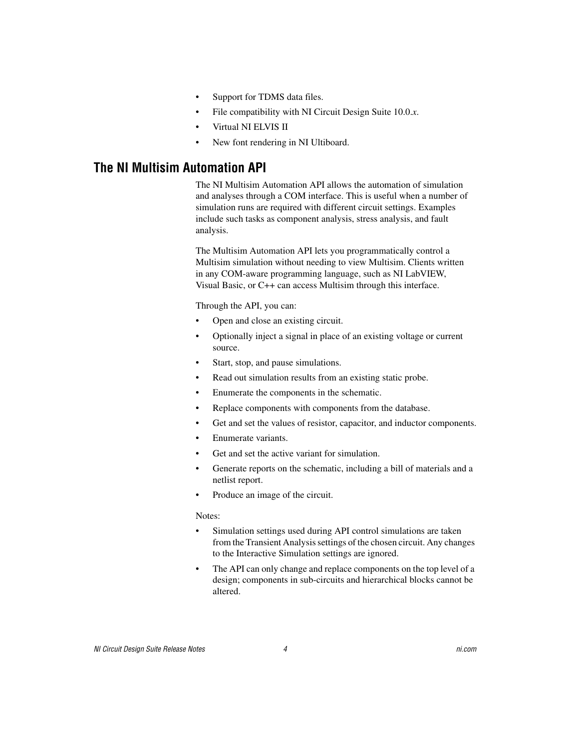- Support for TDMS data files.
- File compatibility with NI Circuit Design Suite 10.0.*x*.
- Virtual NI ELVIS II
- New font rendering in NI Ultiboard.

## The NI Multisim Automation API

The NI Multisim Automation API allows the automation of simulation and analyses through a COM interface. This is useful when a number of simulation runs are required with different circuit settings. Examples include such tasks as component analysis, stress analysis, and fault analysis.

The Multisim Automation API lets you programmatically control a Multisim simulation without needing to view Multisim. Clients written in any COM-aware programming language, such as NI LabVIEW, Visual Basic, or C++ can access Multisim through this interface.

Through the API, you can:

- Open and close an existing circuit.
- Optionally inject a signal in place of an existing voltage or current source.
- Start, stop, and pause simulations.
- Read out simulation results from an existing static probe.
- Enumerate the components in the schematic.
- Replace components with components from the database.
- Get and set the values of resistor, capacitor, and inductor components.
- Enumerate variants.
- Get and set the active variant for simulation.
- Generate reports on the schematic, including a bill of materials and a netlist report.
- Produce an image of the circuit.

Notes:

- Simulation settings used during API control simulations are taken from the Transient Analysis settings of the chosen circuit. Any changes to the Interactive Simulation settings are ignored.
- The API can only change and replace components on the top level of a design; components in sub-circuits and hierarchical blocks cannot be altered.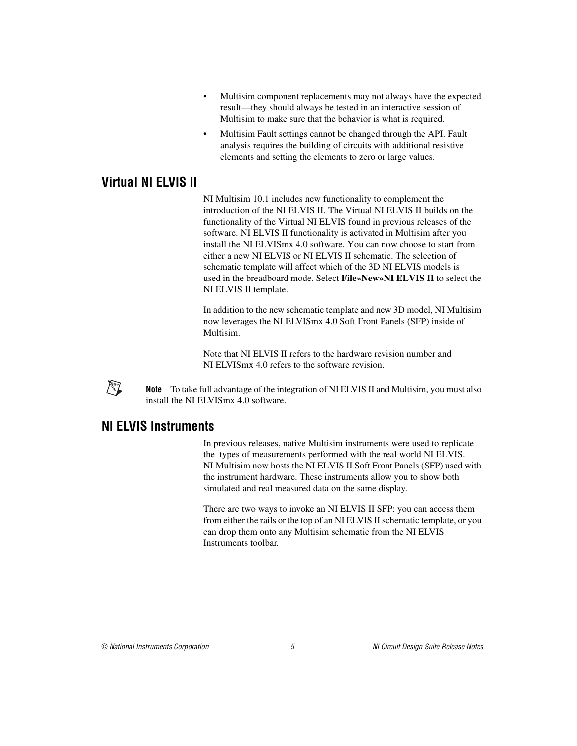- Multisim component replacements may not always have the expected result—they should always be tested in an interactive session of Multisim to make sure that the behavior is what is required.
- Multisim Fault settings cannot be changed through the API. Fault analysis requires the building of circuits with additional resistive elements and setting the elements to zero or large values.

## Virtual NI ELVIS II

NI Multisim 10.1 includes new functionality to complement the introduction of the NI ELVIS II. The Virtual NI ELVIS II builds on the functionality of the Virtual NI ELVIS found in previous releases of the software. NI ELVIS II functionality is activated in Multisim after you install the NI ELVISmx 4.0 software. You can now choose to start from either a new NI ELVIS or NI ELVIS II schematic. The selection of schematic template will affect which of the 3D NI ELVIS models is used in the breadboard mode. Select **File»New»NI ELVIS II** to select the NI ELVIS II template.

In addition to the new schematic template and new 3D model, NI Multisim now leverages the NI ELVISmx 4.0 Soft Front Panels (SFP) inside of Multisim.

Note that NI ELVIS II refers to the hardware revision number and NI ELVISmx 4.0 refers to the software revision.

**Note** To take full advantage of the integration of NI ELVIS II and Multisim, you must also install the NI ELVISmx 4.0 software.

## NI ELVIS Instruments

In previous releases, native Multisim instruments were used to replicate the types of measurements performed with the real world NI ELVIS. NI Multisim now hosts the NI ELVIS II Soft Front Panels (SFP) used with the instrument hardware. These instruments allow you to show both simulated and real measured data on the same display.

There are two ways to invoke an NI ELVIS II SFP: you can access them from either the rails or the top of an NI ELVIS II schematic template, or you can drop them onto any Multisim schematic from the NI ELVIS Instruments toolbar.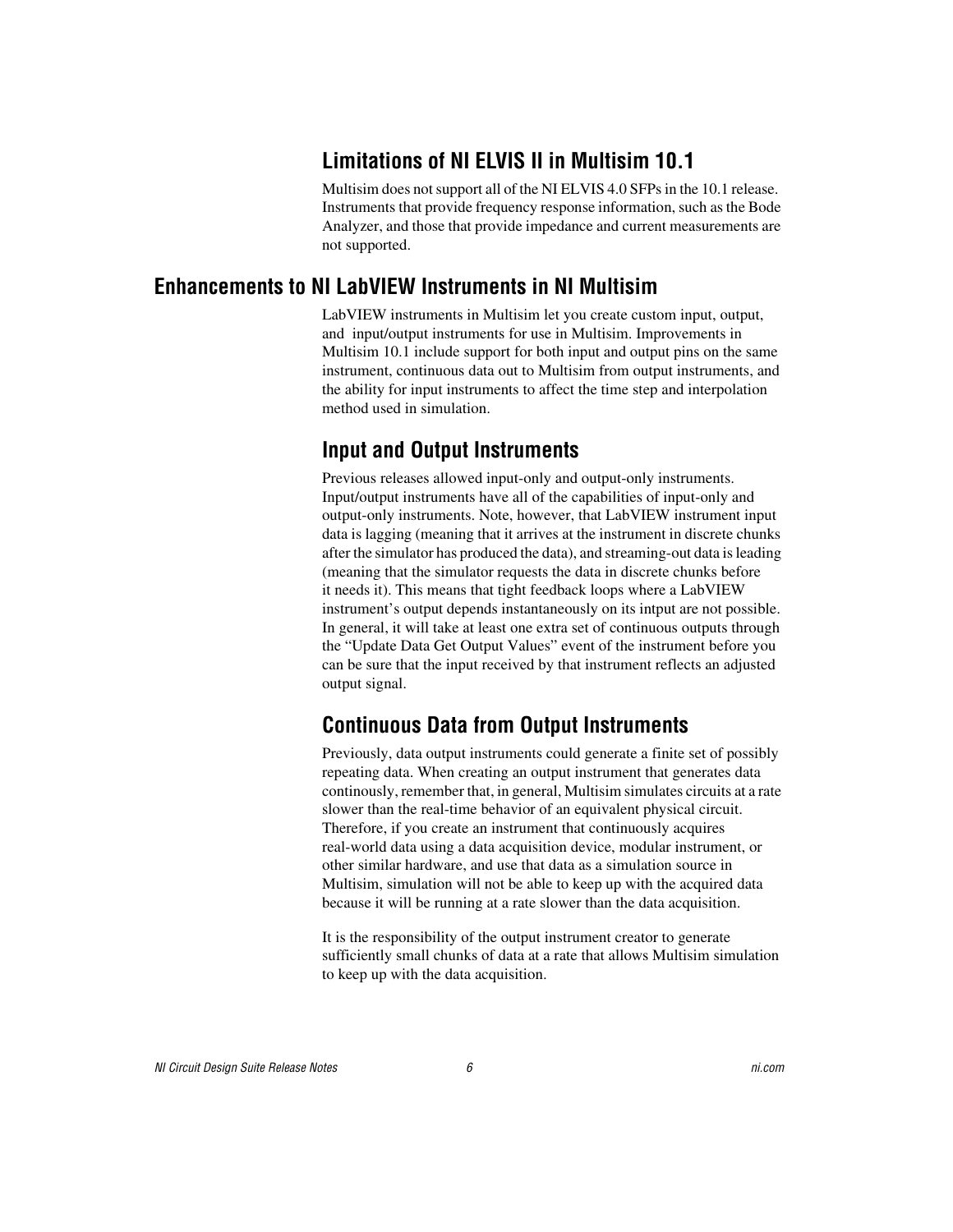### Limitations of NI ELVIS II in Multisim 10.1

Multisim does not support all of the NI ELVIS 4.0 SFPs in the 10.1 release. Instruments that provide frequency response information, such as the Bode Analyzer, and those that provide impedance and current measurements are not supported.

## Enhancements to NI LabVIEW Instruments in NI Multisim

LabVIEW instruments in Multisim let you create custom input, output, and input/output instruments for use in Multisim. Improvements in Multisim 10.1 include support for both input and output pins on the same instrument, continuous data out to Multisim from output instruments, and the ability for input instruments to affect the time step and interpolation method used in simulation.

### Input and Output Instruments

Previous releases allowed input-only and output-only instruments. Input/output instruments have all of the capabilities of input-only and output-only instruments. Note, however, that LabVIEW instrument input data is lagging (meaning that it arrives at the instrument in discrete chunks after the simulator has produced the data), and streaming-out data is leading (meaning that the simulator requests the data in discrete chunks before it needs it). This means that tight feedback loops where a LabVIEW instrument's output depends instantaneously on its intput are not possible. In general, it will take at least one extra set of continuous outputs through the "Update Data Get Output Values" event of the instrument before you can be sure that the input received by that instrument reflects an adjusted output signal.

### Continuous Data from Output Instruments

Previously, data output instruments could generate a finite set of possibly repeating data. When creating an output instrument that generates data continously, remember that, in general, Multisim simulates circuits at a rate slower than the real-time behavior of an equivalent physical circuit. Therefore, if you create an instrument that continuously acquires real-world data using a data acquisition device, modular instrument, or other similar hardware, and use that data as a simulation source in Multisim, simulation will not be able to keep up with the acquired data because it will be running at a rate slower than the data acquisition.

It is the responsibility of the output instrument creator to generate sufficiently small chunks of data at a rate that allows Multisim simulation to keep up with the data acquisition.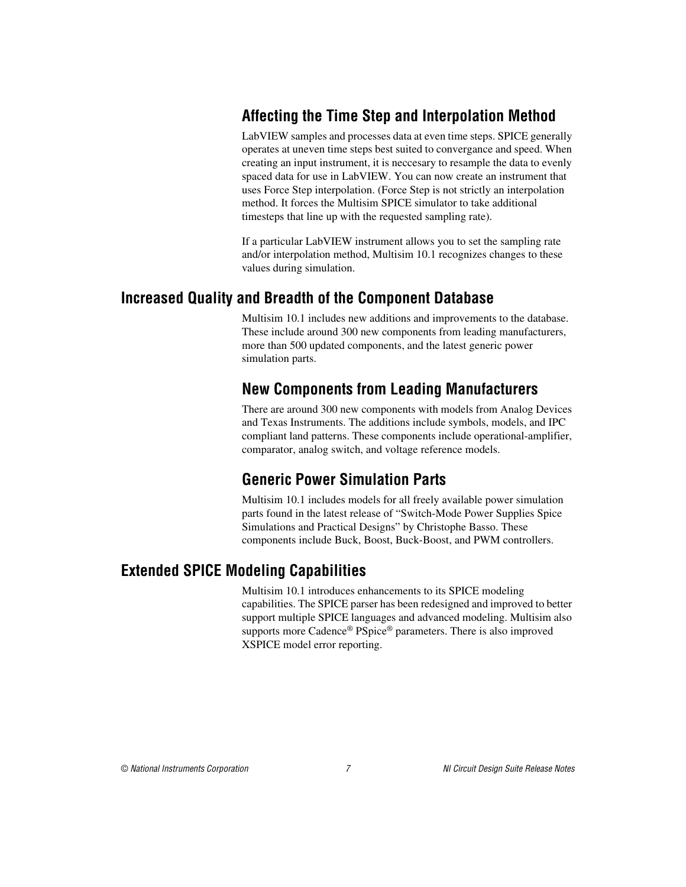### Affecting the Time Step and Interpolation Method

LabVIEW samples and processes data at even time steps. SPICE generally operates at uneven time steps best suited to convergance and speed. When creating an input instrument, it is neccesary to resample the data to evenly spaced data for use in LabVIEW. You can now create an instrument that uses Force Step interpolation. (Force Step is not strictly an interpolation method. It forces the Multisim SPICE simulator to take additional timesteps that line up with the requested sampling rate).

If a particular LabVIEW instrument allows you to set the sampling rate and/or interpolation method, Multisim 10.1 recognizes changes to these values during simulation.

## Increased Quality and Breadth of the Component Database

Multisim 10.1 includes new additions and improvements to the database. These include around 300 new components from leading manufacturers, more than 500 updated components, and the latest generic power simulation parts.

### New Components from Leading Manufacturers

There are around 300 new components with models from Analog Devices and Texas Instruments. The additions include symbols, models, and IPC compliant land patterns. These components include operational-amplifier, comparator, analog switch, and voltage reference models.

### Generic Power Simulation Parts

Multisim 10.1 includes models for all freely available power simulation parts found in the latest release of "Switch-Mode Power Supplies Spice Simulations and Practical Designs" by Christophe Basso. These components include Buck, Boost, Buck-Boost, and PWM controllers.

## Extended SPICE Modeling Capabilities

Multisim 10.1 introduces enhancements to its SPICE modeling capabilities. The SPICE parser has been redesigned and improved to better support multiple SPICE languages and advanced modeling. Multisim also supports more Cadence® PSpice® parameters. There is also improved XSPICE model error reporting.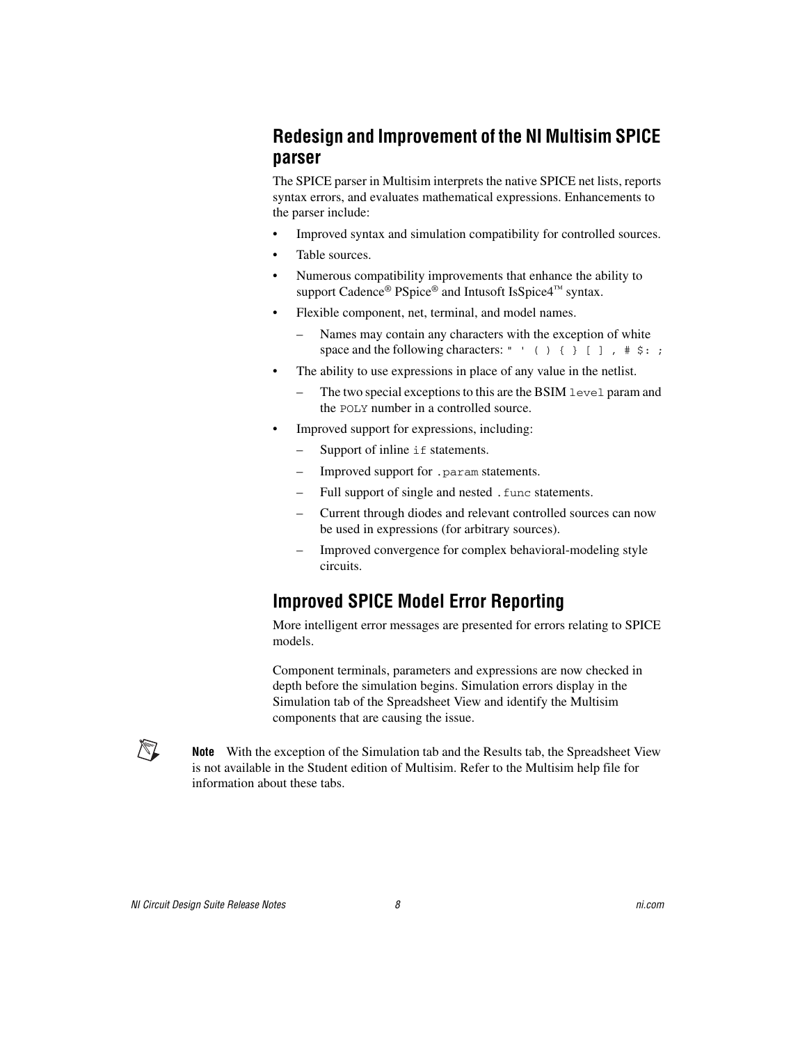## Redesign and Improvement of the NI Multisim SPICE parser

The SPICE parser in Multisim interprets the native SPICE net lists, reports syntax errors, and evaluates mathematical expressions. Enhancements to the parser include:

- Improved syntax and simulation compatibility for controlled sources.
- Table sources.
- Numerous compatibility improvements that enhance the ability to support Cadence® PSpice® and Intusoft IsSpice4™ syntax.
- Flexible component, net, terminal, and model names.
  - Names may contain any characters with the exception of white space and the following characters: `" ' ( ) { } [ ] , # $: ;`
- The ability to use expressions in place of any value in the netlist.
  - The two special exceptions to this are the BSIM `level` param and the `POLY` number in a controlled source.
- Improved support for expressions, including:
  - Support of inline `if` statements.
  - Improved support for `.param` statements.
  - Full support of single and nested `.func` statements.
  - Current through diodes and relevant controlled sources can now be used in expressions (for arbitrary sources).
  - Improved convergence for complex behavioral-modeling style circuits.

## Improved SPICE Model Error Reporting

More intelligent error messages are presented for errors relating to SPICE models.

Component terminals, parameters and expressions are now checked in depth before the simulation begins. Simulation errors display in the Simulation tab of the Spreadsheet View and identify the Multisim components that are causing the issue.

**Note** With the exception of the Simulation tab and the Results tab, the Spreadsheet View is not available in the Student edition of Multisim. Refer to the Multisim help file for information about these tabs.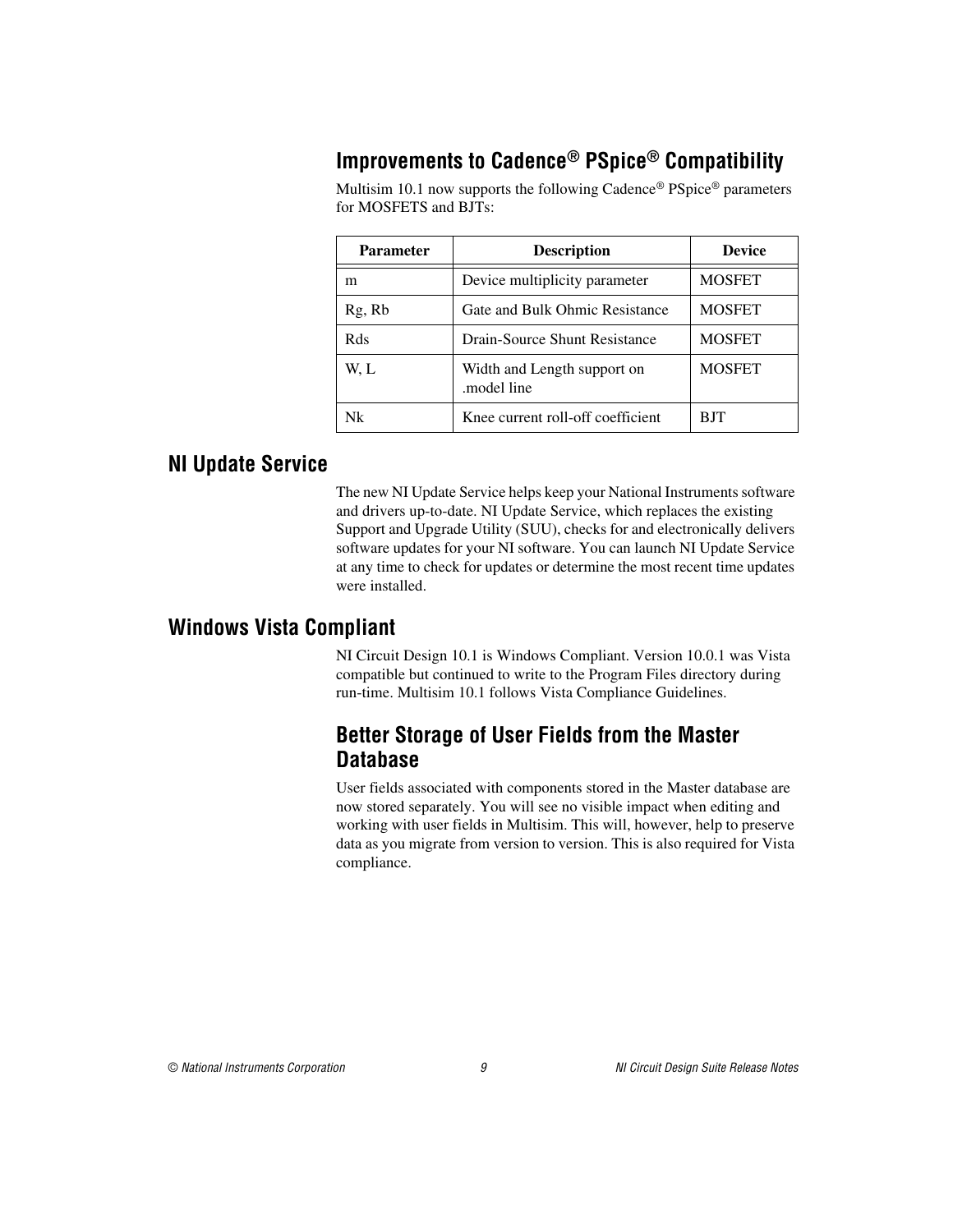### Improvements to Cadence® PSpice® Compatibility

Multisim 10.1 now supports the following Cadence® PSpice® parameters for MOSFETS and BJTs:

| Parameter | Description | Device |
| --- | --- | --- |
| m | Device multiplicity parameter | MOSFET |
| Rg, Rb | Gate and Bulk Ohmic Resistance | MOSFET |
| Rds | Drain-Source Shunt Resistance | MOSFET |
| W, L | Width and Length support on .model line | MOSFET |
| Nk | Knee current roll-off coefficient | BJT |

## NI Update Service

The new NI Update Service helps keep your National Instruments software and drivers up-to-date. NI Update Service, which replaces the existing Support and Upgrade Utility (SUU), checks for and electronically delivers software updates for your NI software. You can launch NI Update Service at any time to check for updates or determine the most recent time updates were installed.

## Windows Vista Compliant

NI Circuit Design 10.1 is Windows Compliant. Version 10.0.1 was Vista compatible but continued to write to the Program Files directory during run-time. Multisim 10.1 follows Vista Compliance Guidelines.

### Better Storage of User Fields from the Master Database

User fields associated with components stored in the Master database are now stored separately. You will see no visible impact when editing and working with user fields in Multisim. This will, however, help to preserve data as you migrate from version to version. This is also required for Vista compliance.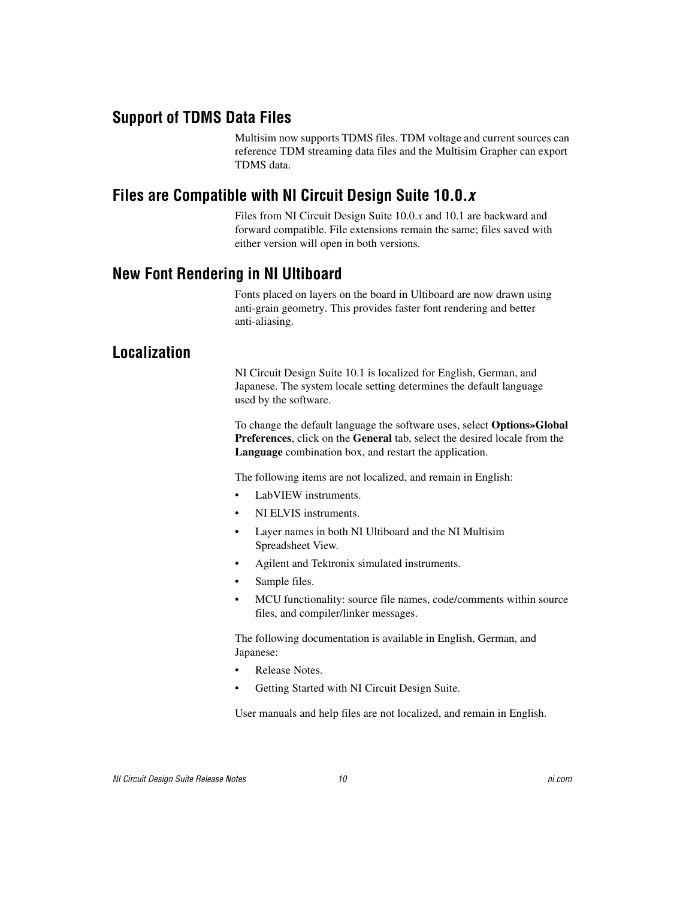## Support of TDMS Data Files

Multisim now supports TDMS files. TDM voltage and current sources can reference TDM streaming data files and the Multisim Grapher can export TDMS data.

## Files are Compatible with NI Circuit Design Suite 10.0.*x*

Files from NI Circuit Design Suite 10.0.*x* and 10.1 are backward and forward compatible. File extensions remain the same; files saved with either version will open in both versions.

## New Font Rendering in NI Ultiboard

Fonts placed on layers on the board in Ultiboard are now drawn using anti-grain geometry. This provides faster font rendering and better anti-aliasing.

## Localization

NI Circuit Design Suite 10.1 is localized for English, German, and Japanese. The system locale setting determines the default language used by the software.

To change the default language the software uses, select **Options»Global Preferences**, click on the **General** tab, select the desired locale from the **Language** combination box, and restart the application.

The following items are not localized, and remain in English:

- LabVIEW instruments.
- NI ELVIS instruments.
- Layer names in both NI Ultiboard and the NI Multisim Spreadsheet View.
- Agilent and Tektronix simulated instruments.
- Sample files.
- MCU functionality: source file names, code/comments within source files, and compiler/linker messages.

The following documentation is available in English, German, and Japanese:

- Release Notes.
- Getting Started with NI Circuit Design Suite.

User manuals and help files are not localized, and remain in English.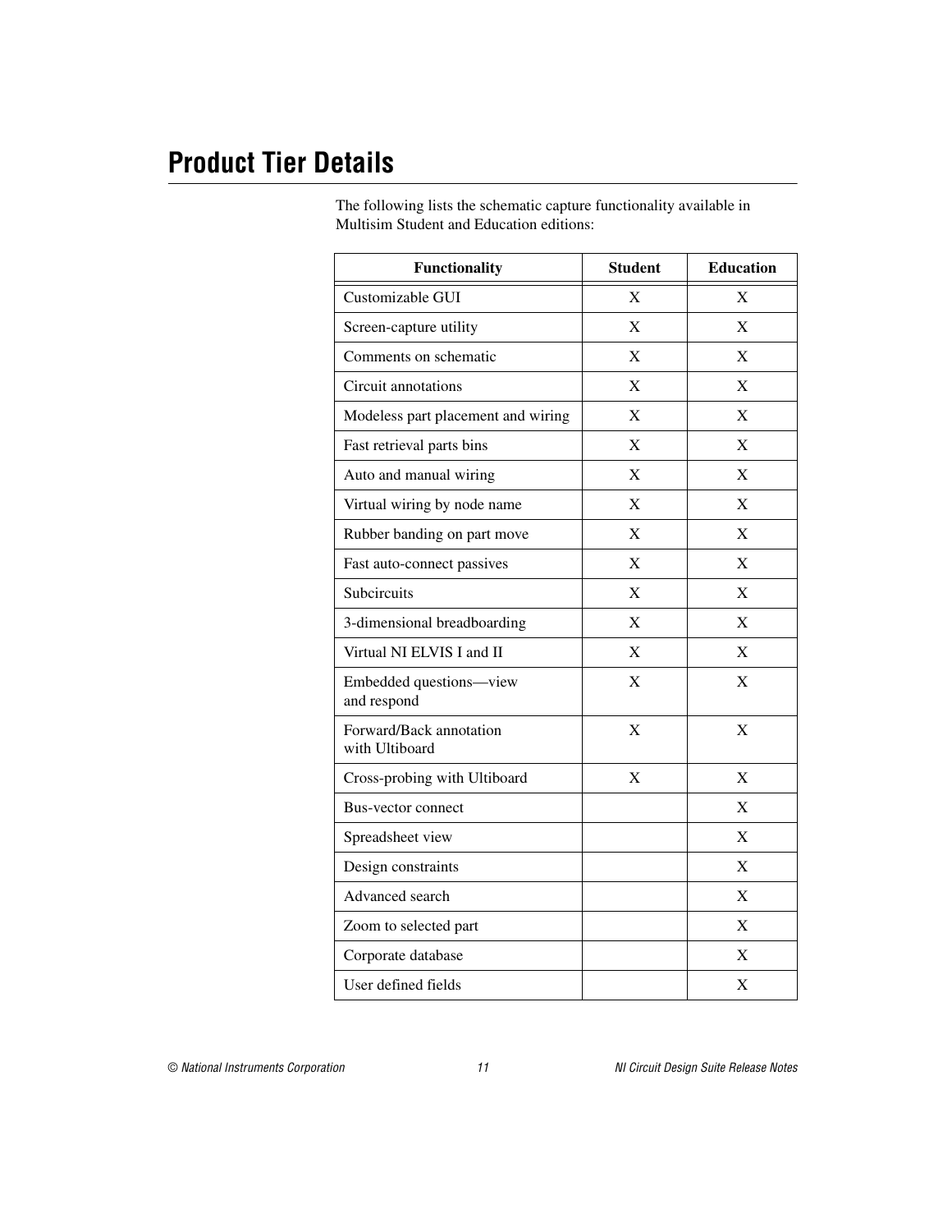# Product Tier Details

The following lists the schematic capture functionality available in Multisim Student and Education editions:

| Functionality | Student | Education |
|---|---|---|
| Customizable GUI | X | X |
| Screen-capture utility | X | X |
| Comments on schematic | X | X |
| Circuit annotations | X | X |
| Modeless part placement and wiring | X | X |
| Fast retrieval parts bins | X | X |
| Auto and manual wiring | X | X |
| Virtual wiring by node name | X | X |
| Rubber banding on part move | X | X |
| Fast auto-connect passives | X | X |
| Subcircuits | X | X |
| 3-dimensional breadboarding | X | X |
| Virtual NI ELVIS I and II | X | X |
| Embedded questions—view and respond | X | X |
| Forward/Back annotation with Ultiboard | X | X |
| Cross-probing with Ultiboard | X | X |
| Bus-vector connect | | X |
| Spreadsheet view | | X |
| Design constraints | | X |
| Advanced search | | X |
| Zoom to selected part | | X |
| Corporate database | | X |
| User defined fields | | X |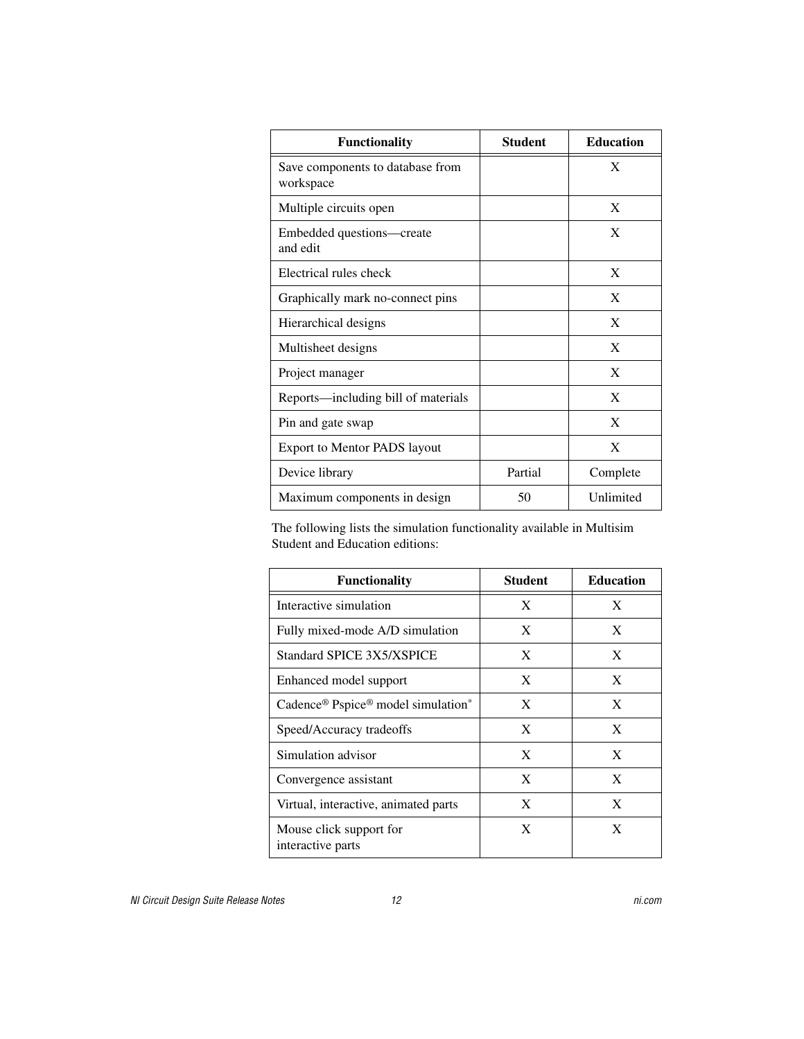| Functionality | Student | Education |
| --- | --- | --- |
| Save components to database from workspace | | X |
| Multiple circuits open | | X |
| Embedded questions—create and edit | | X |
| Electrical rules check | | X |
| Graphically mark no-connect pins | | X |
| Hierarchical designs | | X |
| Multisheet designs | | X |
| Project manager | | X |
| Reports—including bill of materials | | X |
| Pin and gate swap | | X |
| Export to Mentor PADS layout | | X |
| Device library | Partial | Complete |
| Maximum components in design | 50 | Unlimited |

The following lists the simulation functionality available in Multisim Student and Education editions:

| Functionality | Student | Education |
| --- | --- | --- |
| Interactive simulation | X | X |
| Fully mixed-mode A/D simulation | X | X |
| Standard SPICE 3X5/XSPICE | X | X |
| Enhanced model support | X | X |
| Cadence® Pspice® model simulation* | X | X |
| Speed/Accuracy tradeoffs | X | X |
| Simulation advisor | X | X |
| Convergence assistant | X | X |
| Virtual, interactive, animated parts | X | X |
| Mouse click support for interactive parts | X | X |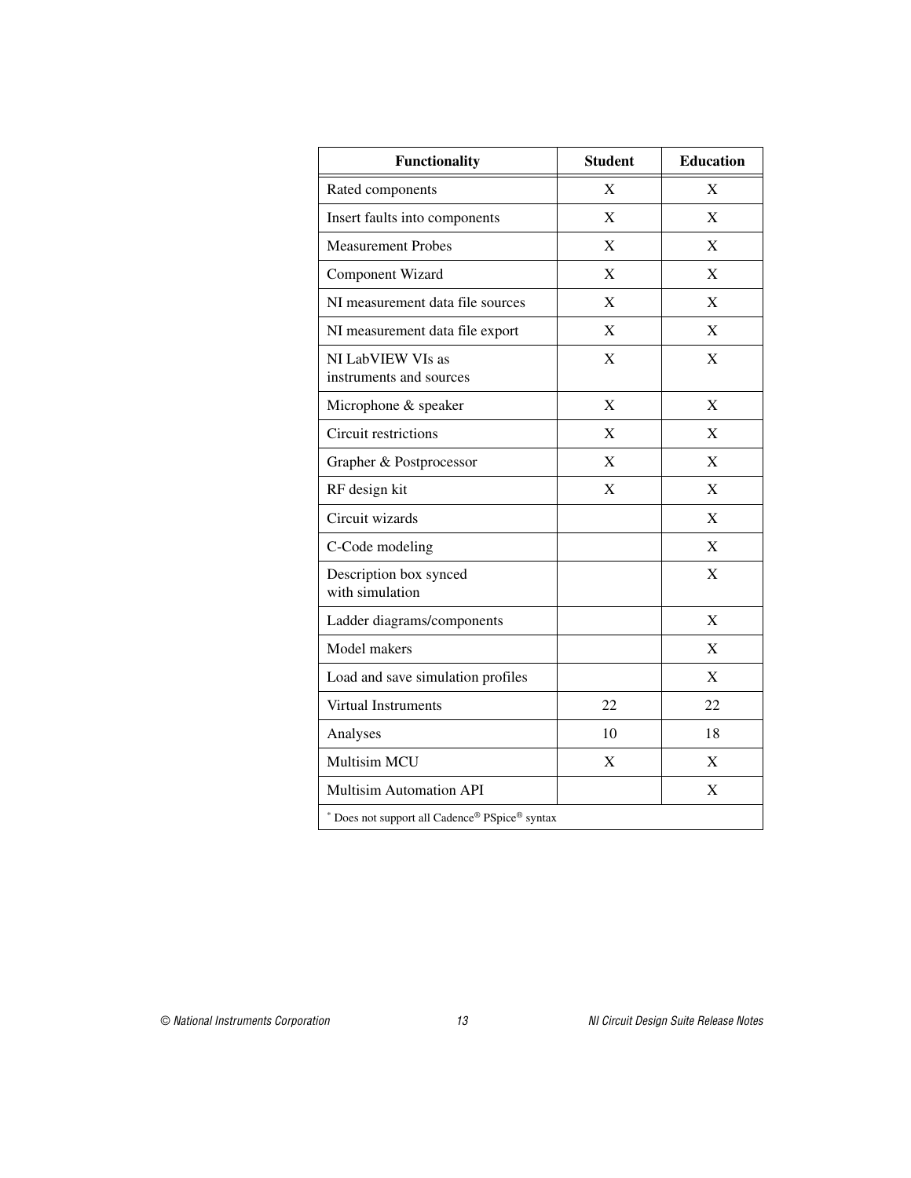| Functionality | Student | Education |
|---|---|---|
| Rated components | X | X |
| Insert faults into components | X | X |
| Measurement Probes | X | X |
| Component Wizard | X | X |
| NI measurement data file sources | X | X |
| NI measurement data file export | X | X |
| NI LabVIEW VIs as instruments and sources | X | X |
| Microphone & speaker | X | X |
| Circuit restrictions | X | X |
| Grapher & Postprocessor | X | X |
| RF design kit | X | X |
| Circuit wizards | | X |
| C-Code modeling | | X |
| Description box synced with simulation | | X |
| Ladder diagrams/components | | X |
| Model makers | | X |
| Load and save simulation profiles | | X |
| Virtual Instruments | 22 | 22 |
| Analyses | 10 | 18 |
| Multisim MCU | X | X |
| Multisim Automation API | | X |
| * Does not support all Cadence® PSpice® syntax | | |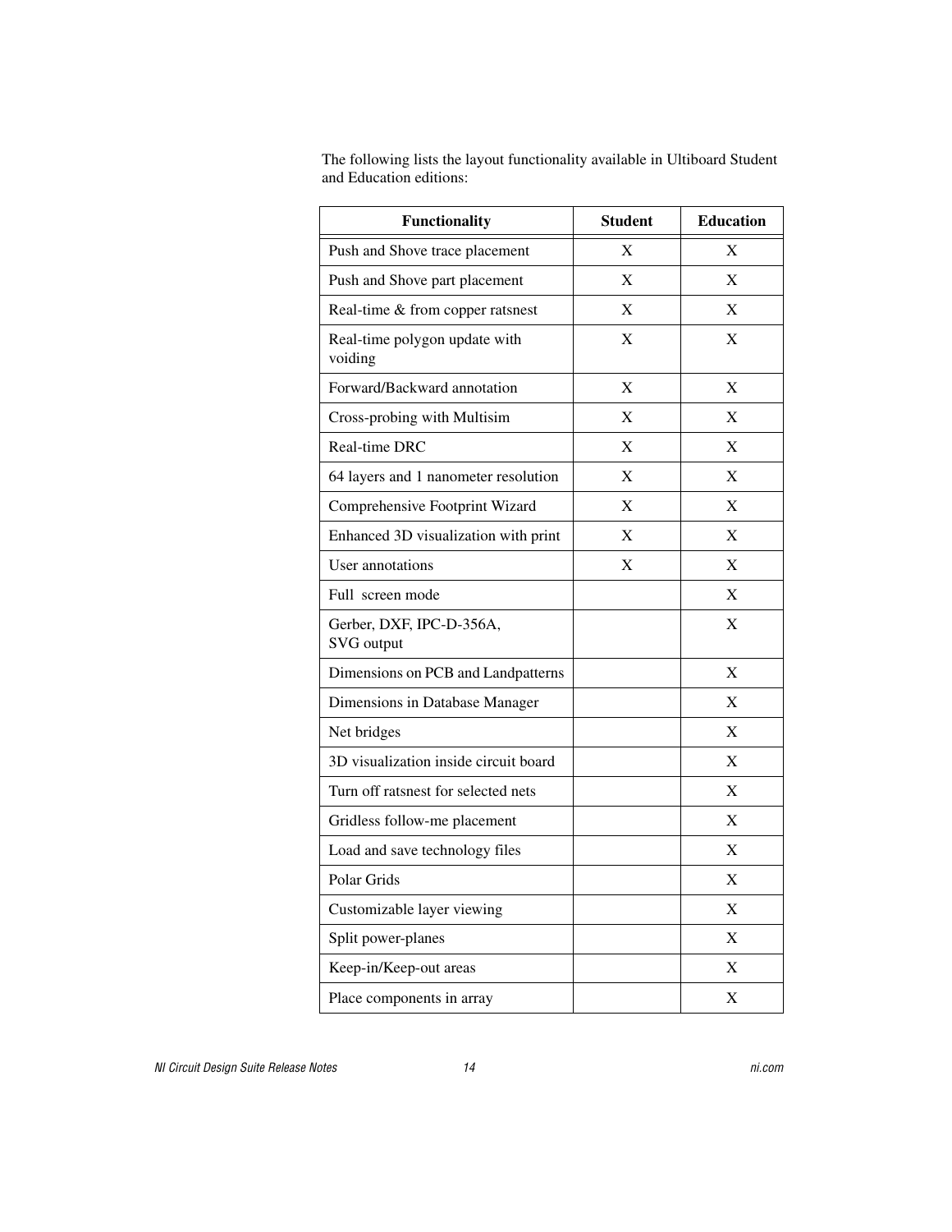The following lists the layout functionality available in Ultiboard Student and Education editions:

| Functionality | Student | Education |
|---|---|---|
| Push and Shove trace placement | X | X |
| Push and Shove part placement | X | X |
| Real-time & from copper ratsnest | X | X |
| Real-time polygon update with voiding | X | X |
| Forward/Backward annotation | X | X |
| Cross-probing with Multisim | X | X |
| Real-time DRC | X | X |
| 64 layers and 1 nanometer resolution | X | X |
| Comprehensive Footprint Wizard | X | X |
| Enhanced 3D visualization with print | X | X |
| User annotations | X | X |
| Full screen mode | | X |
| Gerber, DXF, IPC-D-356A, SVG output | | X |
| Dimensions on PCB and Landpatterns | | X |
| Dimensions in Database Manager | | X |
| Net bridges | | X |
| 3D visualization inside circuit board | | X |
| Turn off ratsnest for selected nets | | X |
| Gridless follow-me placement | | X |
| Load and save technology files | | X |
| Polar Grids | | X |
| Customizable layer viewing | | X |
| Split power-planes | | X |
| Keep-in/Keep-out areas | | X |
| Place components in array | | X |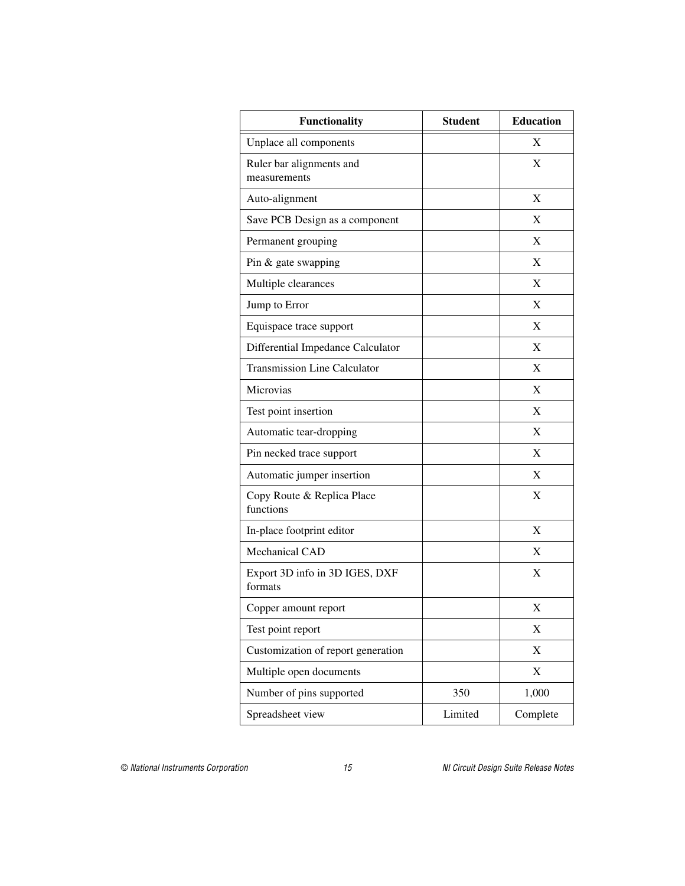| Functionality | Student | Education |
|---|---|---|
| Unplace all components | | X |
| Ruler bar alignments and measurements | | X |
| Auto-alignment | | X |
| Save PCB Design as a component | | X |
| Permanent grouping | | X |
| Pin & gate swapping | | X |
| Multiple clearances | | X |
| Jump to Error | | X |
| Equispace trace support | | X |
| Differential Impedance Calculator | | X |
| Transmission Line Calculator | | X |
| Microvias | | X |
| Test point insertion | | X |
| Automatic tear-dropping | | X |
| Pin necked trace support | | X |
| Automatic jumper insertion | | X |
| Copy Route & Replica Place functions | | X |
| In-place footprint editor | | X |
| Mechanical CAD | | X |
| Export 3D info in 3D IGES, DXF formats | | X |
| Copper amount report | | X |
| Test point report | | X |
| Customization of report generation | | X |
| Multiple open documents | | X |
| Number of pins supported | 350 | 1,000 |
| Spreadsheet view | Limited | Complete |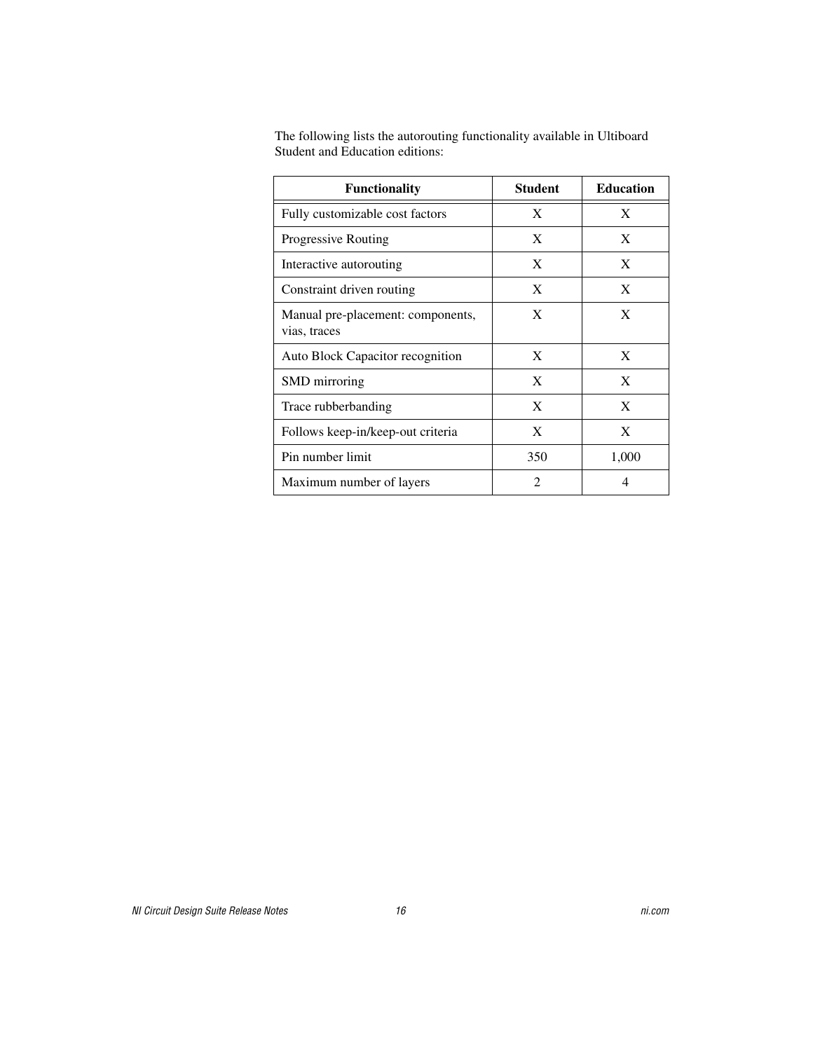The following lists the autorouting functionality available in Ultiboard Student and Education editions:

| Functionality | Student | Education |
|---|---|---|
| Fully customizable cost factors | X | X |
| Progressive Routing | X | X |
| Interactive autorouting | X | X |
| Constraint driven routing | X | X |
| Manual pre-placement: components, vias, traces | X | X |
| Auto Block Capacitor recognition | X | X |
| SMD mirroring | X | X |
| Trace rubberbanding | X | X |
| Follows keep-in/keep-out criteria | X | X |
| Pin number limit | 350 | 1,000 |
| Maximum number of layers | 2 | 4 |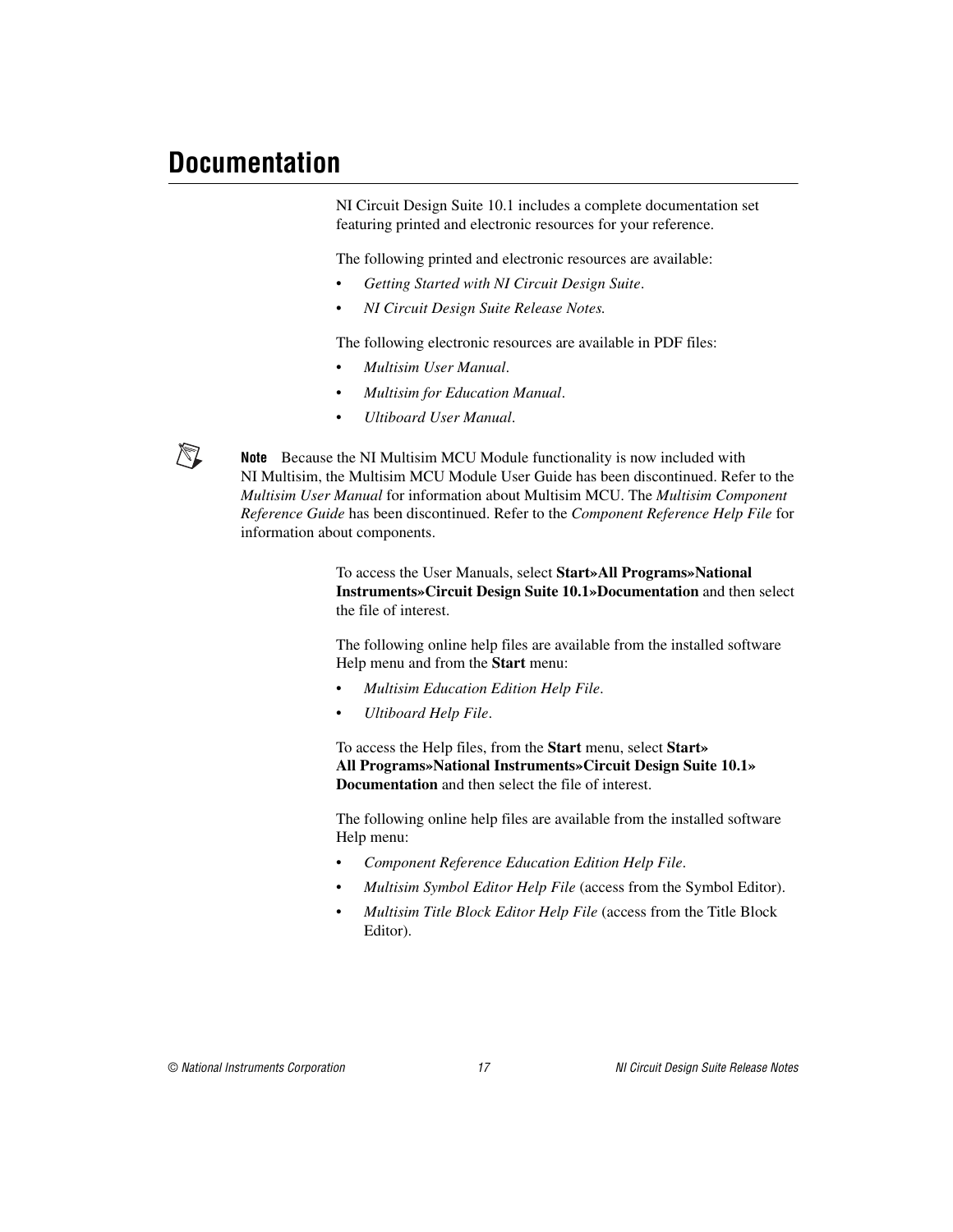# Documentation

NI Circuit Design Suite 10.1 includes a complete documentation set featuring printed and electronic resources for your reference.

The following printed and electronic resources are available:

- *Getting Started with NI Circuit Design Suite*.
- *NI Circuit Design Suite Release Notes.*

The following electronic resources are available in PDF files:

- *Multisim User Manual*.
- *Multisim for Education Manual*.
- *Ultiboard User Manual*.

**Note** Because the NI Multisim MCU Module functionality is now included with NI Multisim, the Multisim MCU Module User Guide has been discontinued. Refer to the *Multisim User Manual* for information about Multisim MCU. The *Multisim Component Reference Guide* has been discontinued. Refer to the *Component Reference Help File* for information about components.

To access the User Manuals, select **Start»All Programs»National Instruments»Circuit Design Suite 10.1»Documentation** and then select the file of interest.

The following online help files are available from the installed software Help menu and from the **Start** menu:

- *Multisim Education Edition Help File*.
- *Ultiboard Help File*.

To access the Help files, from the **Start** menu, select **Start» All Programs»National Instruments»Circuit Design Suite 10.1» Documentation** and then select the file of interest.

The following online help files are available from the installed software Help menu:

- *Component Reference Education Edition Help File*.
- *Multisim Symbol Editor Help File* (access from the Symbol Editor).
- *Multisim Title Block Editor Help File* (access from the Title Block Editor).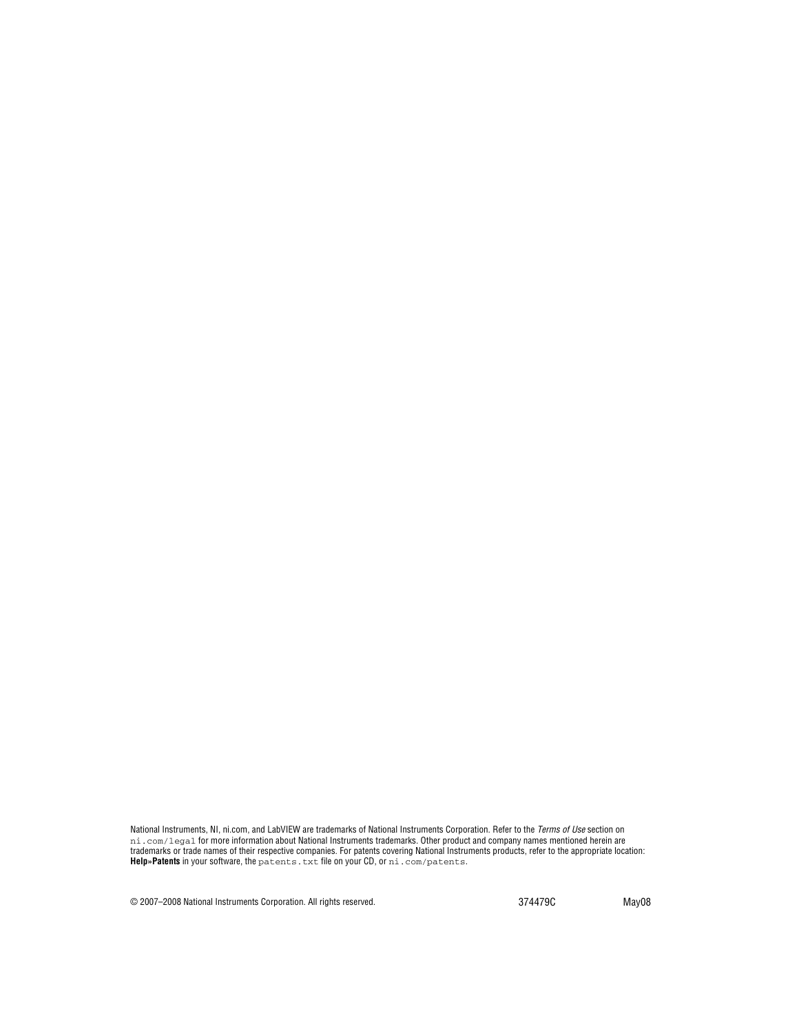National Instruments, NI, ni.com, and LabVIEW are trademarks of National Instruments Corporation. Refer to the *Terms of Use* section on `ni.com/legal` for more information about National Instruments trademarks. Other product and company names mentioned herein are trademarks or trade names of their respective companies. For patents covering National Instruments products, refer to the appropriate location: **Help»Patents** in your software, the `patents.txt` file on your CD, or `ni.com/patents`.

© 2007–2008 National Instruments Corporation. All rights reserved. 374479C May08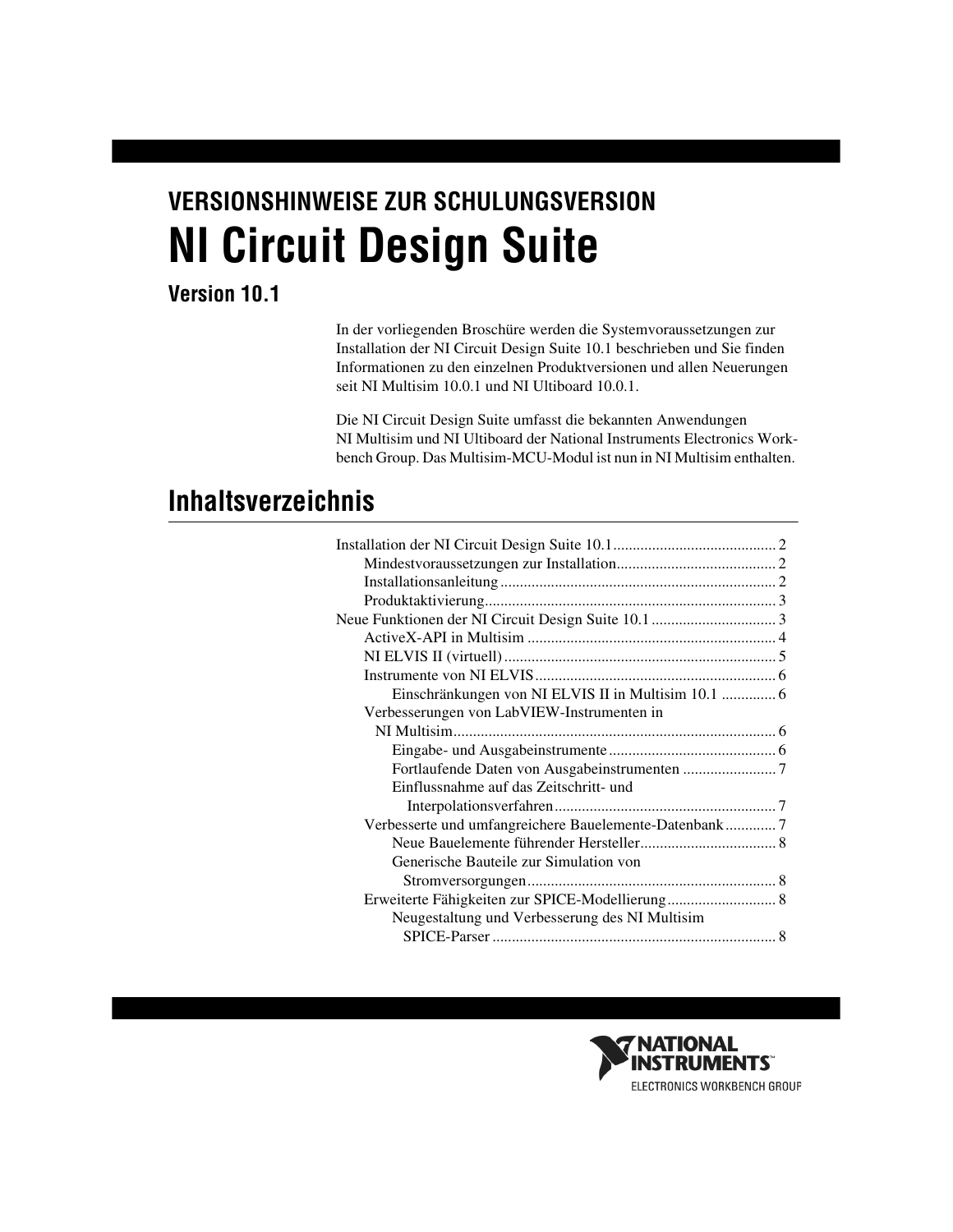# VERSIONSHINWEISE ZUR SCHULUNGSVERSION

# NI Circuit Design Suite

## Version 10.1

In der vorliegenden Broschüre werden die Systemvoraussetzungen zur Installation der NI Circuit Design Suite 10.1 beschrieben und Sie finden Informationen zu den einzelnen Produktversionen und allen Neuerungen seit NI Multisim 10.0.1 und NI Ultiboard 10.0.1.

Die NI Circuit Design Suite umfasst die bekannten Anwendungen NI Multisim und NI Ultiboard der National Instruments Electronics Workbench Group. Das Multisim-MCU-Modul ist nun in NI Multisim enthalten.

## Inhaltsverzeichnis

- Installation der NI Circuit Design Suite 10.1 ........ 2
  - Mindestvoraussetzungen zur Installation ........ 2
  - Installationsanleitung ........ 2
  - Produktaktivierung ........ 3
- Neue Funktionen der NI Circuit Design Suite 10.1 ........ 3
  - ActiveX-API in Multisim ........ 4
  - NI ELVIS II (virtuell) ........ 5
  - Instrumente von NI ELVIS ........ 6
    - Einschränkungen von NI ELVIS II in Multisim 10.1 ........ 6
  - Verbesserungen von LabVIEW-Instrumenten in NI Multisim ........ 6
    - Eingabe- und Ausgabeinstrumente ........ 6
    - Fortlaufende Daten von Ausgabeinstrumenten ........ 7
    - Einflussnahme auf das Zeitschritt- und Interpolationsverfahren ........ 7
  - Verbesserte und umfangreichere Bauelemente-Datenbank ........ 7
    - Neue Bauelemente führender Hersteller ........ 8
    - Generische Bauteile zur Simulation von Stromversorgungen ........ 8
  - Erweiterte Fähigkeiten zur SPICE-Modellierung ........ 8
    - Neugestaltung und Verbesserung des NI Multisim SPICE-Parser ........ 8

NATIONAL INSTRUMENTS™
ELECTRONICS WORKBENCH GROUP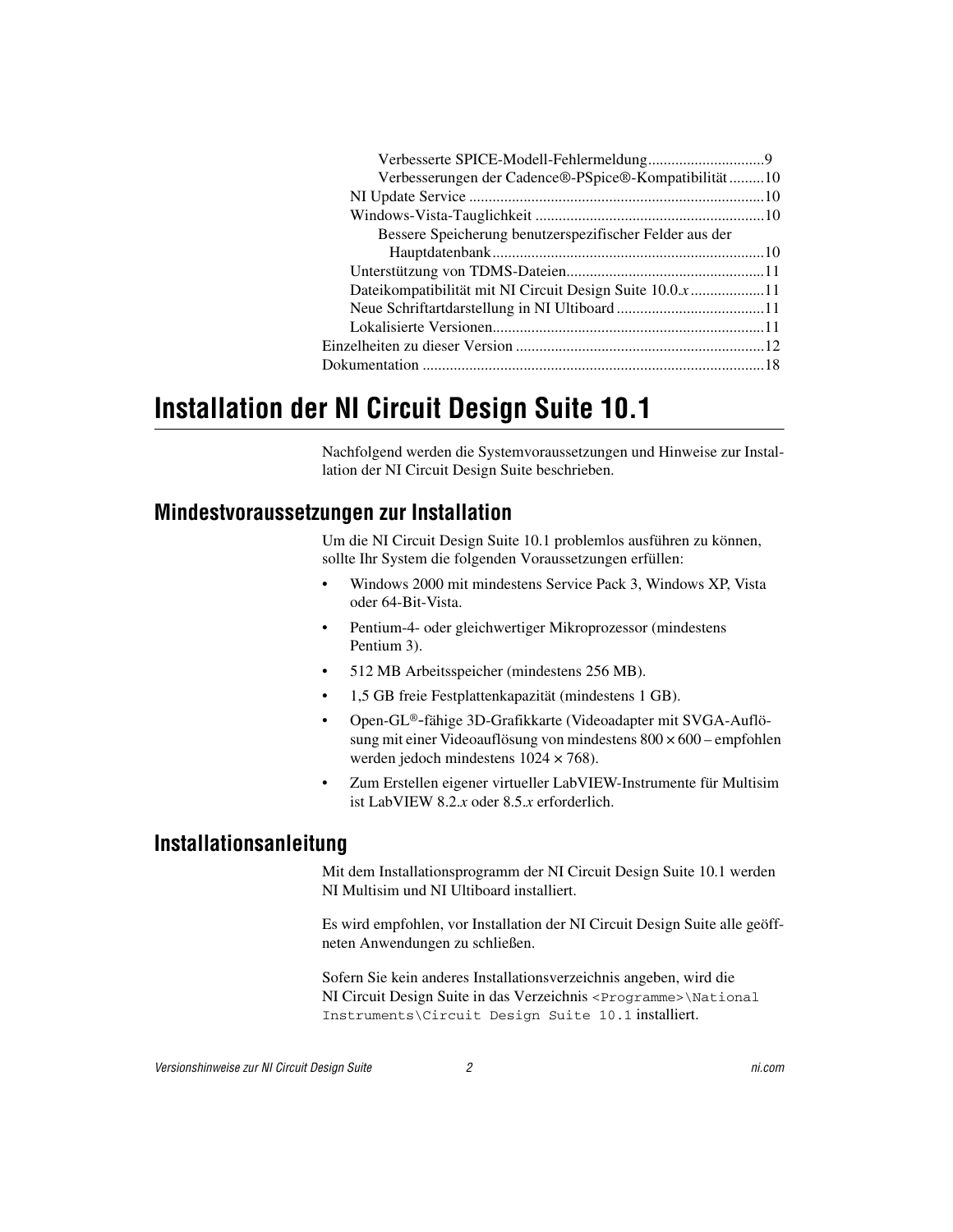Verbesserte SPICE-Modell-Fehlermeldung .............................9
Verbesserungen der Cadence®-PSpice®-Kompatibilität .........10
NI Update Service ..........................................................................10
Windows-Vista-Tauglichkeit ..........................................................10
Bessere Speicherung benutzerspezifischer Felder aus der Hauptdatenbank .....................................................................10
Unterstützung von TDMS-Dateien..................................................11
Dateikompatibilität mit NI Circuit Design Suite 10.0.*x* ..................11
Neue Schriftartdarstellung in NI Ultiboard .....................................11
Lokalisierte Versionen.....................................................................11
Einzelheiten zu dieser Version ...............................................................12
Dokumentation .......................................................................................18

# Installation der NI Circuit Design Suite 10.1

Nachfolgend werden die Systemvoraussetzungen und Hinweise zur Installation der NI Circuit Design Suite beschrieben.

## Mindestvoraussetzungen zur Installation

Um die NI Circuit Design Suite 10.1 problemlos ausführen zu können, sollte Ihr System die folgenden Voraussetzungen erfüllen:

- Windows 2000 mit mindestens Service Pack 3, Windows XP, Vista oder 64-Bit-Vista.
- Pentium-4- oder gleichwertiger Mikroprozessor (mindestens Pentium 3).
- 512 MB Arbeitsspeicher (mindestens 256 MB).
- 1,5 GB freie Festplattenkapazität (mindestens 1 GB).
- Open-GL®-fähige 3D-Grafikkarte (Videoadapter mit SVGA-Auflösung mit einer Videoauflösung von mindestens 800 × 600 – empfohlen werden jedoch mindestens 1024 × 768).
- Zum Erstellen eigener virtueller LabVIEW-Instrumente für Multisim ist LabVIEW 8.2.*x* oder 8.5.*x* erforderlich.

## Installationsanleitung

Mit dem Installationsprogramm der NI Circuit Design Suite 10.1 werden NI Multisim und NI Ultiboard installiert.

Es wird empfohlen, vor Installation der NI Circuit Design Suite alle geöffneten Anwendungen zu schließen.

Sofern Sie kein anderes Installationsverzeichnis angeben, wird die NI Circuit Design Suite in das Verzeichnis `<Programme>\National Instruments\Circuit Design Suite 10.1` installiert.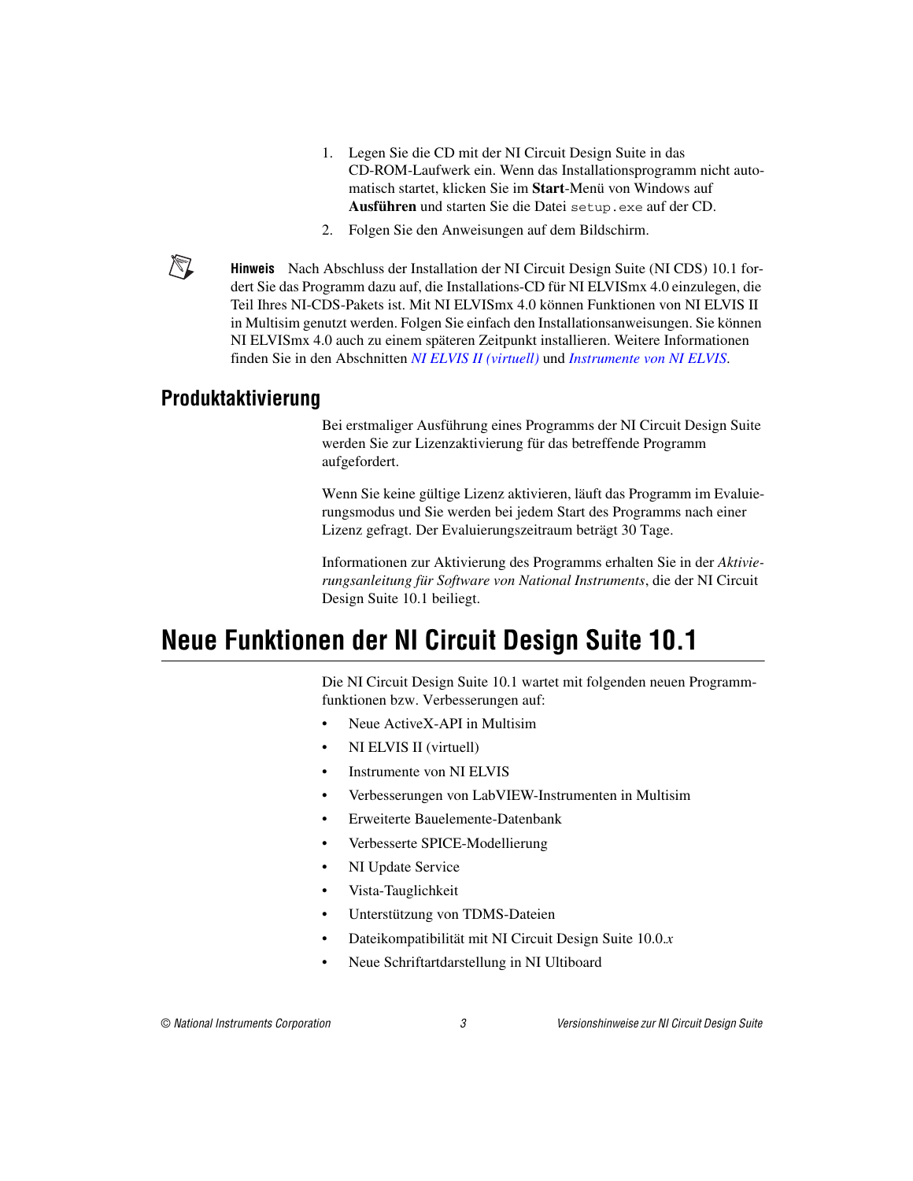1. Legen Sie die CD mit der NI Circuit Design Suite in das CD-ROM-Laufwerk ein. Wenn das Installationsprogramm nicht automatisch startet, klicken Sie im **Start**-Menü von Windows auf **Ausführen** und starten Sie die Datei `setup.exe` auf der CD.
2. Folgen Sie den Anweisungen auf dem Bildschirm.

**Hinweis** Nach Abschluss der Installation der NI Circuit Design Suite (NI CDS) 10.1 fordert Sie das Programm dazu auf, die Installations-CD für NI ELVISmx 4.0 einzulegen, die Teil Ihres NI-CDS-Pakets ist. Mit NI ELVISmx 4.0 können Funktionen von NI ELVIS II in Multisim genutzt werden. Folgen Sie einfach den Installationsanweisungen. Sie können NI ELVISmx 4.0 auch zu einem späteren Zeitpunkt installieren. Weitere Informationen finden Sie in den Abschnitten *NI ELVIS II (virtuell)* und *Instrumente von NI ELVIS*.

## Produktaktivierung

Bei erstmaliger Ausführung eines Programms der NI Circuit Design Suite werden Sie zur Lizenzaktivierung für das betreffende Programm aufgefordert.

Wenn Sie keine gültige Lizenz aktivieren, läuft das Programm im Evaluierungsmodus und Sie werden bei jedem Start des Programms nach einer Lizenz gefragt. Der Evaluierungszeitraum beträgt 30 Tage.

Informationen zur Aktivierung des Programms erhalten Sie in der *Aktivierungsanleitung für Software von National Instruments*, die der NI Circuit Design Suite 10.1 beiliegt.

# Neue Funktionen der NI Circuit Design Suite 10.1

Die NI Circuit Design Suite 10.1 wartet mit folgenden neuen Programmfunktionen bzw. Verbesserungen auf:

- Neue ActiveX-API in Multisim
- NI ELVIS II (virtuell)
- Instrumente von NI ELVIS
- Verbesserungen von LabVIEW-Instrumenten in Multisim
- Erweiterte Bauelemente-Datenbank
- Verbesserte SPICE-Modellierung
- NI Update Service
- Vista-Tauglichkeit
- Unterstützung von TDMS-Dateien
- Dateikompatibilität mit NI Circuit Design Suite 10.0.*x*
- Neue Schriftartdarstellung in NI Ultiboard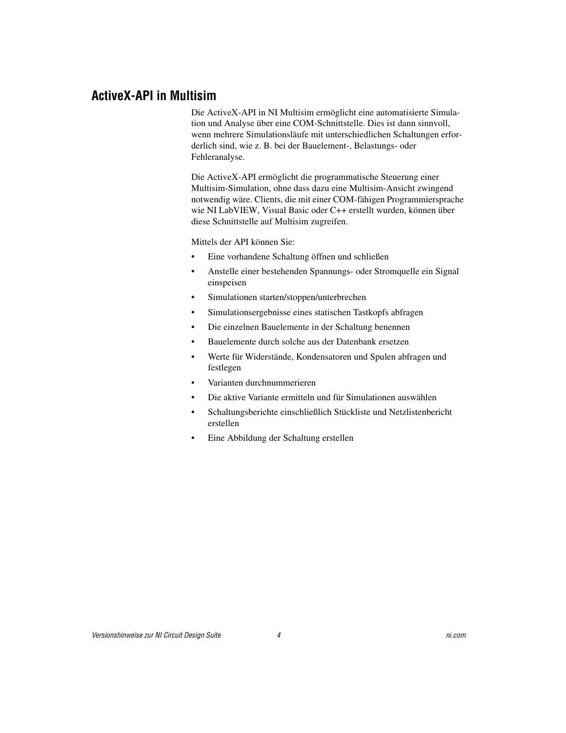## ActiveX-API in Multisim

Die ActiveX-API in NI Multisim ermöglicht eine automatisierte Simulation und Analyse über eine COM-Schnittstelle. Dies ist dann sinnvoll, wenn mehrere Simulationsläufe mit unterschiedlichen Schaltungen erforderlich sind, wie z. B. bei der Bauelement-, Belastungs- oder Fehleranalyse.

Die ActiveX-API ermöglicht die programmatische Steuerung einer Multisim-Simulation, ohne dass dazu eine Multisim-Ansicht zwingend notwendig wäre. Clients, die mit einer COM-fähigen Programmiersprache wie NI LabVIEW, Visual Basic oder C++ erstellt wurden, können über diese Schnittstelle auf Multisim zugreifen.

Mittels der API können Sie:

- Eine vorhandene Schaltung öffnen und schließen
- Anstelle einer bestehenden Spannungs- oder Stromquelle ein Signal einspeisen
- Simulationen starten/stoppen/unterbrechen
- Simulationsergebnisse eines statischen Tastkopfs abfragen
- Die einzelnen Bauelemente in der Schaltung benennen
- Bauelemente durch solche aus der Datenbank ersetzen
- Werte für Widerstände, Kondensatoren und Spulen abfragen und festlegen
- Varianten durchnummerieren
- Die aktive Variante ermitteln und für Simulationen auswählen
- Schaltungsberichte einschließlich Stückliste und Netzlistenbericht erstellen
- Eine Abbildung der Schaltung erstellen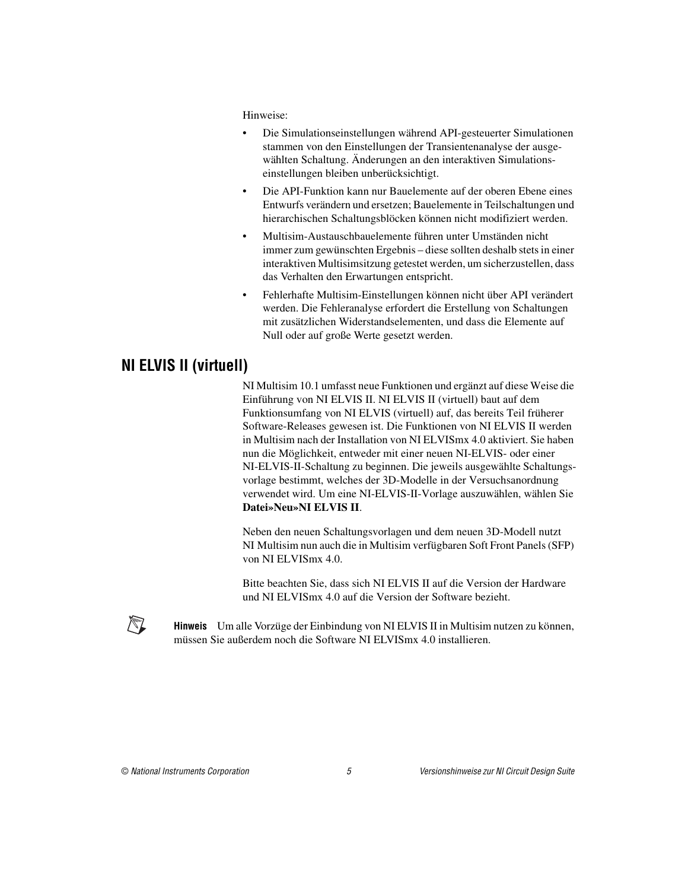Hinweise:

- Die Simulationseinstellungen während API-gesteuerter Simulationen stammen von den Einstellungen der Transientenanalyse der ausgewählten Schaltung. Änderungen an den interaktiven Simulationseinstellungen bleiben unberücksichtigt.
- Die API-Funktion kann nur Bauelemente auf der oberen Ebene eines Entwurfs verändern und ersetzen; Bauelemente in Teilschaltungen und hierarchischen Schaltungsblöcken können nicht modifiziert werden.
- Multisim-Austauschbauelemente führen unter Umständen nicht immer zum gewünschten Ergebnis – diese sollten deshalb stets in einer interaktiven Multisimsitzung getestet werden, um sicherzustellen, dass das Verhalten den Erwartungen entspricht.
- Fehlerhafte Multisim-Einstellungen können nicht über API verändert werden. Die Fehleranalyse erfordert die Erstellung von Schaltungen mit zusätzlichen Widerstandselementen, und dass die Elemente auf Null oder auf große Werte gesetzt werden.

## NI ELVIS II (virtuell)

NI Multisim 10.1 umfasst neue Funktionen und ergänzt auf diese Weise die Einführung von NI ELVIS II. NI ELVIS II (virtuell) baut auf dem Funktionsumfang von NI ELVIS (virtuell) auf, das bereits Teil früherer Software-Releases gewesen ist. Die Funktionen von NI ELVIS II werden in Multisim nach der Installation von NI ELVISmx 4.0 aktiviert. Sie haben nun die Möglichkeit, entweder mit einer neuen NI-ELVIS- oder einer NI-ELVIS-II-Schaltung zu beginnen. Die jeweils ausgewählte Schaltungsvorlage bestimmt, welches der 3D-Modelle in der Versuchsanordnung verwendet wird. Um eine NI-ELVIS-II-Vorlage auszuwählen, wählen Sie **Datei»Neu»NI ELVIS II**.

Neben den neuen Schaltungsvorlagen und dem neuen 3D-Modell nutzt NI Multisim nun auch die in Multisim verfügbaren Soft Front Panels (SFP) von NI ELVISmx 4.0.

Bitte beachten Sie, dass sich NI ELVIS II auf die Version der Hardware und NI ELVISmx 4.0 auf die Version der Software bezieht.

**Hinweis** Um alle Vorzüge der Einbindung von NI ELVIS II in Multisim nutzen zu können, müssen Sie außerdem noch die Software NI ELVISmx 4.0 installieren.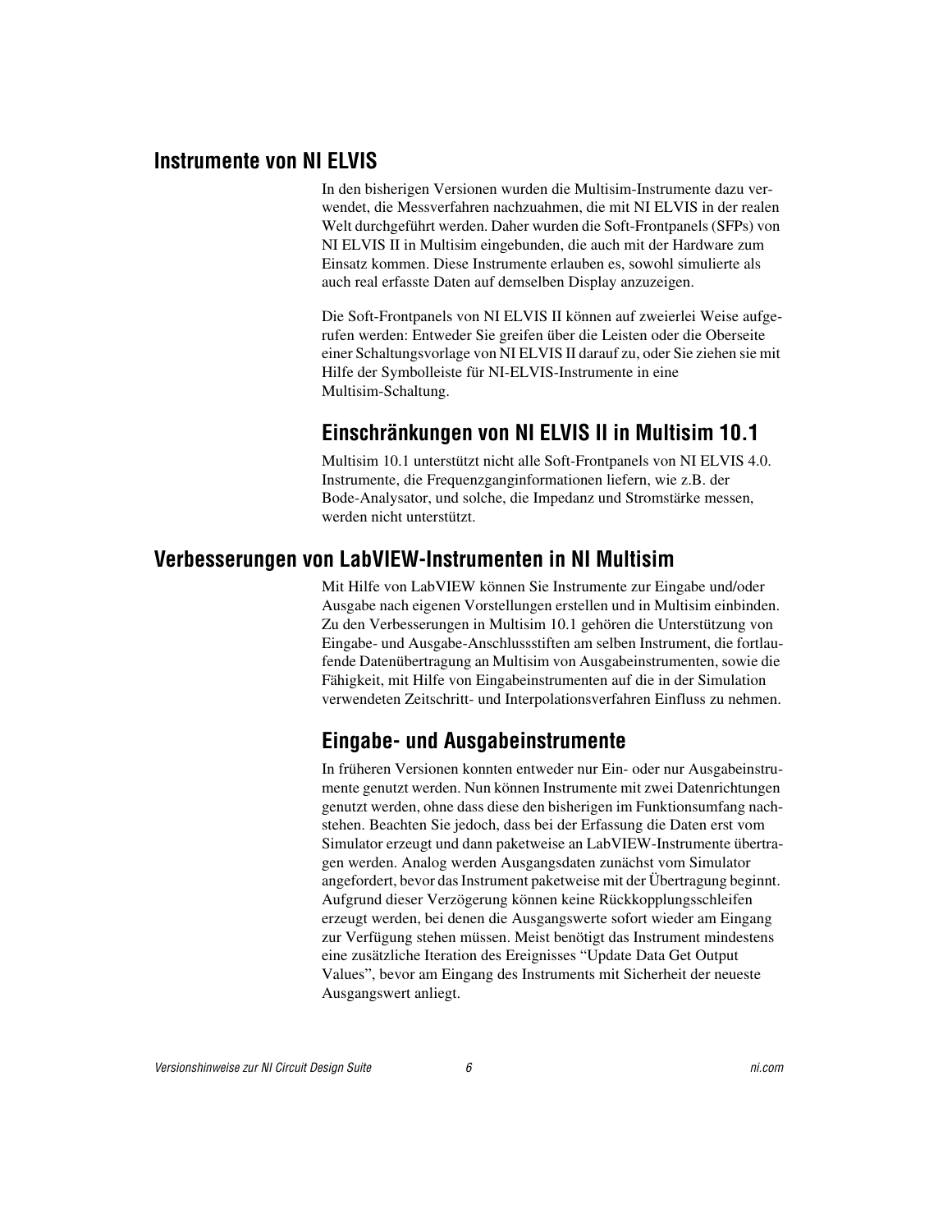## Instrumente von NI ELVIS

In den bisherigen Versionen wurden die Multisim-Instrumente dazu verwendet, die Messverfahren nachzuahmen, die mit NI ELVIS in der realen Welt durchgeführt werden. Daher wurden die Soft-Frontpanels (SFPs) von NI ELVIS II in Multisim eingebunden, die auch mit der Hardware zum Einsatz kommen. Diese Instrumente erlauben es, sowohl simulierte als auch real erfasste Daten auf demselben Display anzuzeigen.

Die Soft-Frontpanels von NI ELVIS II können auf zweierlei Weise aufgerufen werden: Entweder Sie greifen über die Leisten oder die Oberseite einer Schaltungsvorlage von NI ELVIS II darauf zu, oder Sie ziehen sie mit Hilfe der Symbolleiste für NI-ELVIS-Instrumente in eine Multisim-Schaltung.

### Einschränkungen von NI ELVIS II in Multisim 10.1

Multisim 10.1 unterstützt nicht alle Soft-Frontpanels von NI ELVIS 4.0. Instrumente, die Frequenzganginformationen liefern, wie z.B. der Bode-Analysator, und solche, die Impedanz und Stromstärke messen, werden nicht unterstützt.

## Verbesserungen von LabVIEW-Instrumenten in NI Multisim

Mit Hilfe von LabVIEW können Sie Instrumente zur Eingabe und/oder Ausgabe nach eigenen Vorstellungen erstellen und in Multisim einbinden. Zu den Verbesserungen in Multisim 10.1 gehören die Unterstützung von Eingabe- und Ausgabe-Anschlussstiften am selben Instrument, die fortlaufende Datenübertragung an Multisim von Ausgabeinstrumenten, sowie die Fähigkeit, mit Hilfe von Eingabeinstrumenten auf die in der Simulation verwendeten Zeitschritt- und Interpolationsverfahren Einfluss zu nehmen.

### Eingabe- und Ausgabeinstrumente

In früheren Versionen konnten entweder nur Ein- oder nur Ausgabeinstrumente genutzt werden. Nun können Instrumente mit zwei Datenrichtungen genutzt werden, ohne dass diese den bisherigen im Funktionsumfang nachstehen. Beachten Sie jedoch, dass bei der Erfassung die Daten erst vom Simulator erzeugt und dann paketweise an LabVIEW-Instrumente übertragen werden. Analog werden Ausgangsdaten zunächst vom Simulator angefordert, bevor das Instrument paketweise mit der Übertragung beginnt. Aufgrund dieser Verzögerung können keine Rückkopplungsschleifen erzeugt werden, bei denen die Ausgangswerte sofort wieder am Eingang zur Verfügung stehen müssen. Meist benötigt das Instrument mindestens eine zusätzliche Iteration des Ereignisses "Update Data Get Output Values", bevor am Eingang des Instruments mit Sicherheit der neueste Ausgangswert anliegt.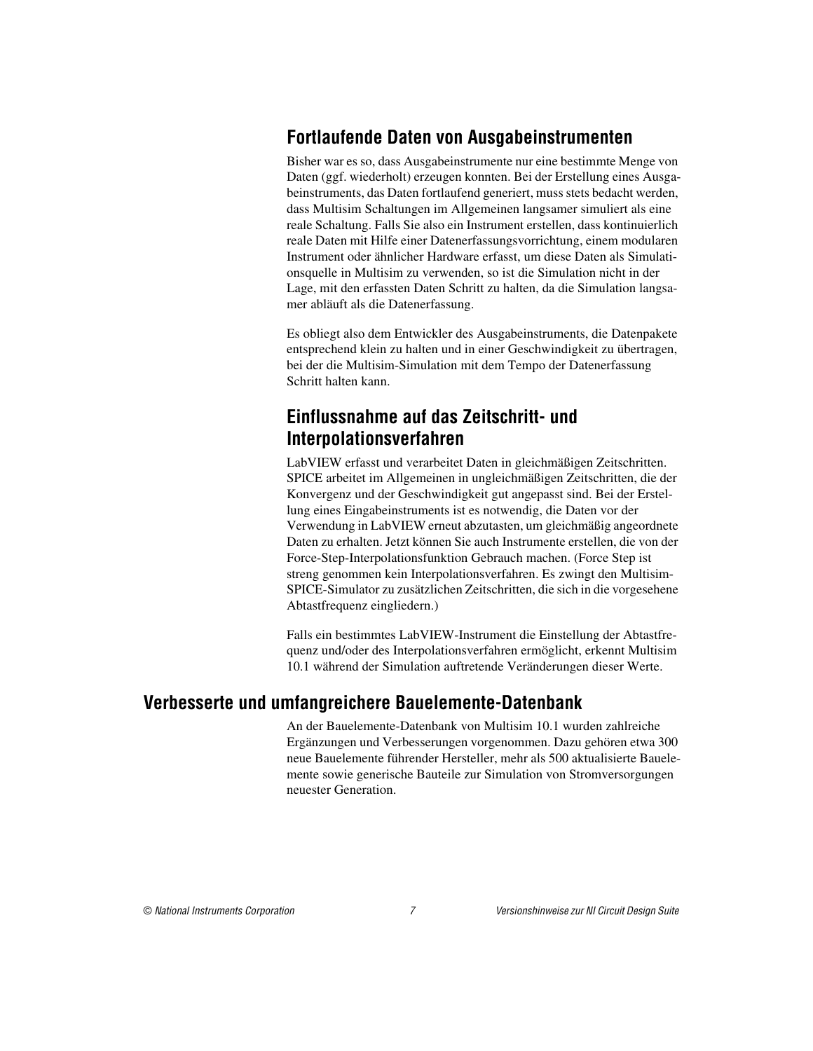### Fortlaufende Daten von Ausgabeinstrumenten

Bisher war es so, dass Ausgabeinstrumente nur eine bestimmte Menge von Daten (ggf. wiederholt) erzeugen konnten. Bei der Erstellung eines Ausgabeinstruments, das Daten fortlaufend generiert, muss stets bedacht werden, dass Multisim Schaltungen im Allgemeinen langsamer simuliert als eine reale Schaltung. Falls Sie also ein Instrument erstellen, dass kontinuierlich reale Daten mit Hilfe einer Datenerfassungsvorrichtung, einem modularen Instrument oder ähnlicher Hardware erfasst, um diese Daten als Simulationsquelle in Multisim zu verwenden, so ist die Simulation nicht in der Lage, mit den erfassten Daten Schritt zu halten, da die Simulation langsamer abläuft als die Datenerfassung.

Es obliegt also dem Entwickler des Ausgabeinstruments, die Datenpakete entsprechend klein zu halten und in einer Geschwindigkeit zu übertragen, bei der die Multisim-Simulation mit dem Tempo der Datenerfassung Schritt halten kann.

### Einflussnahme auf das Zeitschritt- und Interpolationsverfahren

LabVIEW erfasst und verarbeitet Daten in gleichmäßigen Zeitschritten. SPICE arbeitet im Allgemeinen in ungleichmäßigen Zeitschritten, die der Konvergenz und der Geschwindigkeit gut angepasst sind. Bei der Erstellung eines Eingabeinstruments ist es notwendig, die Daten vor der Verwendung in LabVIEW erneut abzutasten, um gleichmäßig angeordnete Daten zu erhalten. Jetzt können Sie auch Instrumente erstellen, die von der Force-Step-Interpolationsfunktion Gebrauch machen. (Force Step ist streng genommen kein Interpolationsverfahren. Es zwingt den Multisim-SPICE-Simulator zu zusätzlichen Zeitschritten, die sich in die vorgesehene Abtastfrequenz eingliedern.)

Falls ein bestimmtes LabVIEW-Instrument die Einstellung der Abtastfrequenz und/oder des Interpolationsverfahren ermöglicht, erkennt Multisim 10.1 während der Simulation auftretende Veränderungen dieser Werte.

## Verbesserte und umfangreichere Bauelemente-Datenbank

An der Bauelemente-Datenbank von Multisim 10.1 wurden zahlreiche Ergänzungen und Verbesserungen vorgenommen. Dazu gehören etwa 300 neue Bauelemente führender Hersteller, mehr als 500 aktualisierte Bauelemente sowie generische Bauteile zur Simulation von Stromversorgungen neuester Generation.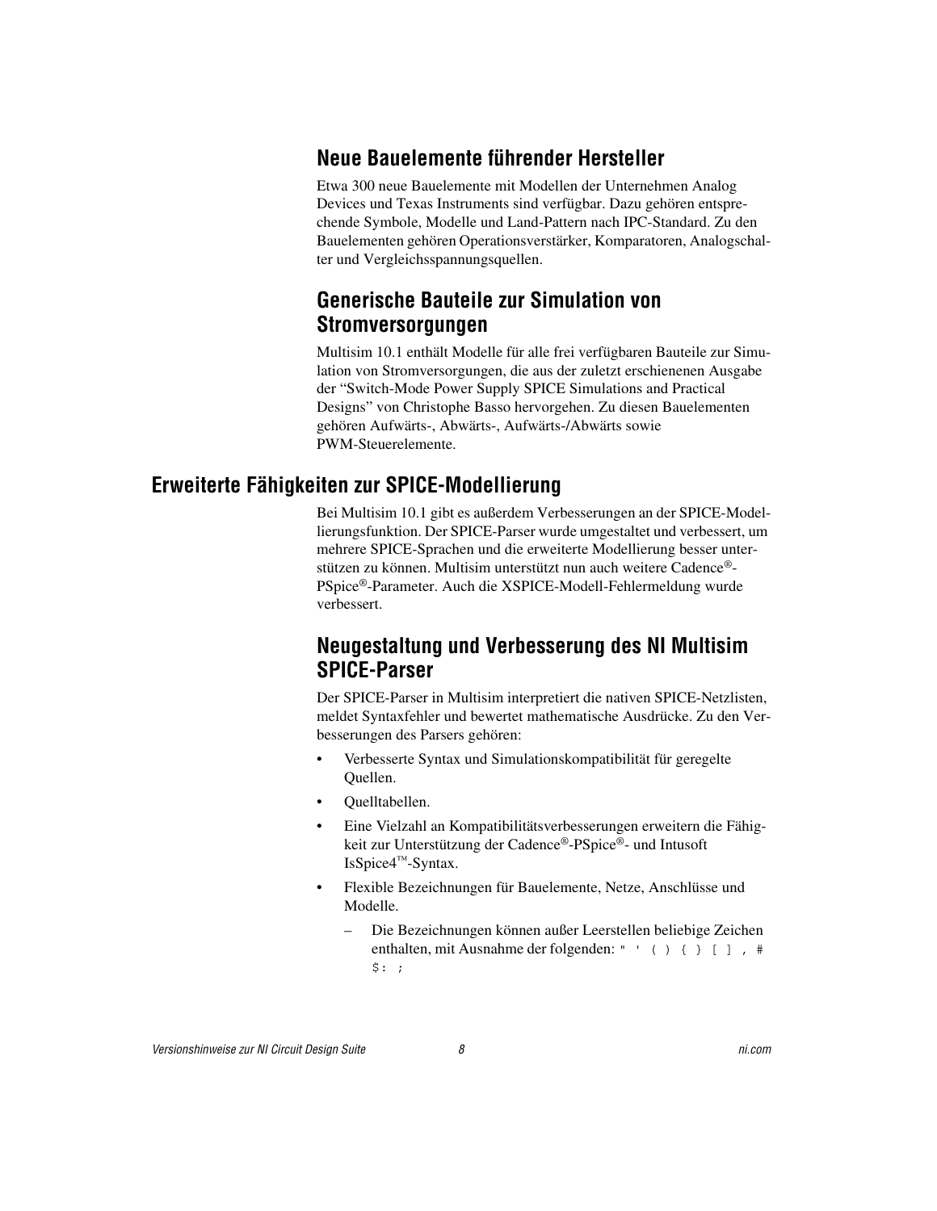### Neue Bauelemente führender Hersteller

Etwa 300 neue Bauelemente mit Modellen der Unternehmen Analog Devices und Texas Instruments sind verfügbar. Dazu gehören entsprechende Symbole, Modelle und Land-Pattern nach IPC-Standard. Zu den Bauelementen gehören Operationsverstärker, Komparatoren, Analogschalter und Vergleichsspannungsquellen.

### Generische Bauteile zur Simulation von Stromversorgungen

Multisim 10.1 enthält Modelle für alle frei verfügbaren Bauteile zur Simulation von Stromversorgungen, die aus der zuletzt erschienenen Ausgabe der "Switch-Mode Power Supply SPICE Simulations and Practical Designs" von Christophe Basso hervorgehen. Zu diesen Bauelementen gehören Aufwärts-, Abwärts-, Aufwärts-/Abwärts sowie PWM-Steuerelemente.

## Erweiterte Fähigkeiten zur SPICE-Modellierung

Bei Multisim 10.1 gibt es außerdem Verbesserungen an der SPICE-Modellierungsfunktion. Der SPICE-Parser wurde umgestaltet und verbessert, um mehrere SPICE-Sprachen und die erweiterte Modellierung besser unterstützen zu können. Multisim unterstützt nun auch weitere Cadence®-PSpice®-Parameter. Auch die XSPICE-Modell-Fehlermeldung wurde verbessert.

### Neugestaltung und Verbesserung des NI Multisim SPICE-Parser

Der SPICE-Parser in Multisim interpretiert die nativen SPICE-Netzlisten, meldet Syntaxfehler und bewertet mathematische Ausdrücke. Zu den Verbesserungen des Parsers gehören:

- Verbesserte Syntax und Simulationskompatibilität für geregelte Quellen.
- Quelltabellen.
- Eine Vielzahl an Kompatibilitätsverbesserungen erweitern die Fähigkeit zur Unterstützung der Cadence®-PSpice®- und Intusoft IsSpice4™-Syntax.
- Flexible Bezeichnungen für Bauelemente, Netze, Anschlüsse und Modelle.
  - Die Bezeichnungen können außer Leerstellen beliebige Zeichen enthalten, mit Ausnahme der folgenden: `" ' ( ) { } [ ] , # $: ;`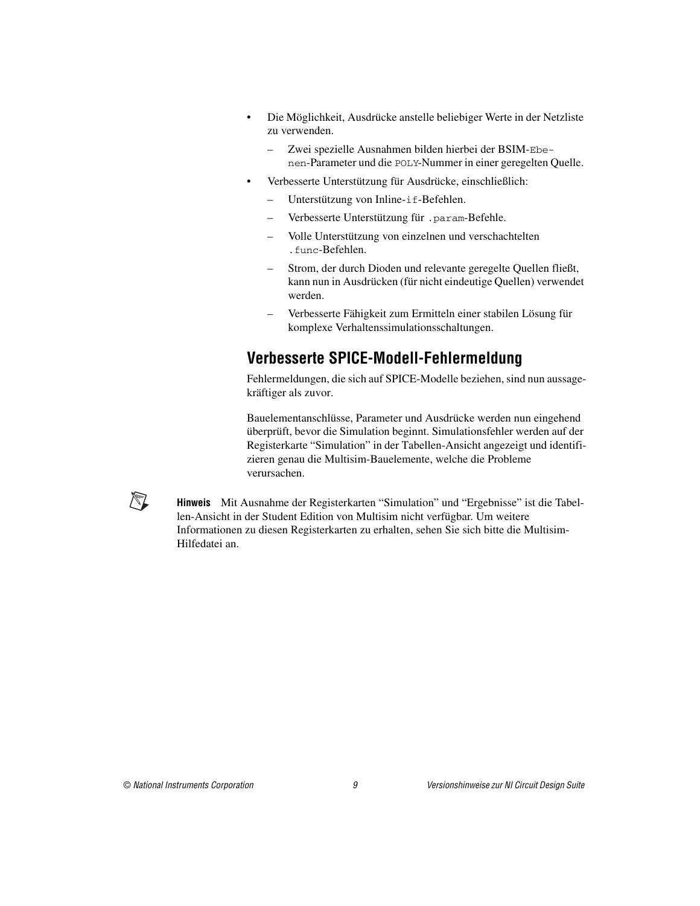- Die Möglichkeit, Ausdrücke anstelle beliebiger Werte in der Netzliste zu verwenden.
  - Zwei spezielle Ausnahmen bilden hierbei der BSIM-`Ebenen`-Parameter und die `POLY`-Nummer in einer geregelten Quelle.
- Verbesserte Unterstützung für Ausdrücke, einschließlich:
  - Unterstützung von Inline-`if`-Befehlen.
  - Verbesserte Unterstützung für `.param`-Befehle.
  - Volle Unterstützung von einzelnen und verschachtelten `.func`-Befehlen.
  - Strom, der durch Dioden und relevante geregelte Quellen fließt, kann nun in Ausdrücken (für nicht eindeutige Quellen) verwendet werden.
  - Verbesserte Fähigkeit zum Ermitteln einer stabilen Lösung für komplexe Verhaltenssimulationsschaltungen.

## Verbesserte SPICE-Modell-Fehlermeldung

Fehlermeldungen, die sich auf SPICE-Modelle beziehen, sind nun aussagekräftiger als zuvor.

Bauelementanschlüsse, Parameter und Ausdrücke werden nun eingehend überprüft, bevor die Simulation beginnt. Simulationsfehler werden auf der Registerkarte "Simulation" in der Tabellen-Ansicht angezeigt und identifizieren genau die Multisim-Bauelemente, welche die Probleme verursachen.

**Hinweis** Mit Ausnahme der Registerkarten "Simulation" und "Ergebnisse" ist die Tabellen-Ansicht in der Student Edition von Multisim nicht verfügbar. Um weitere Informationen zu diesen Registerkarten zu erhalten, sehen Sie sich bitte die Multisim-Hilfedatei an.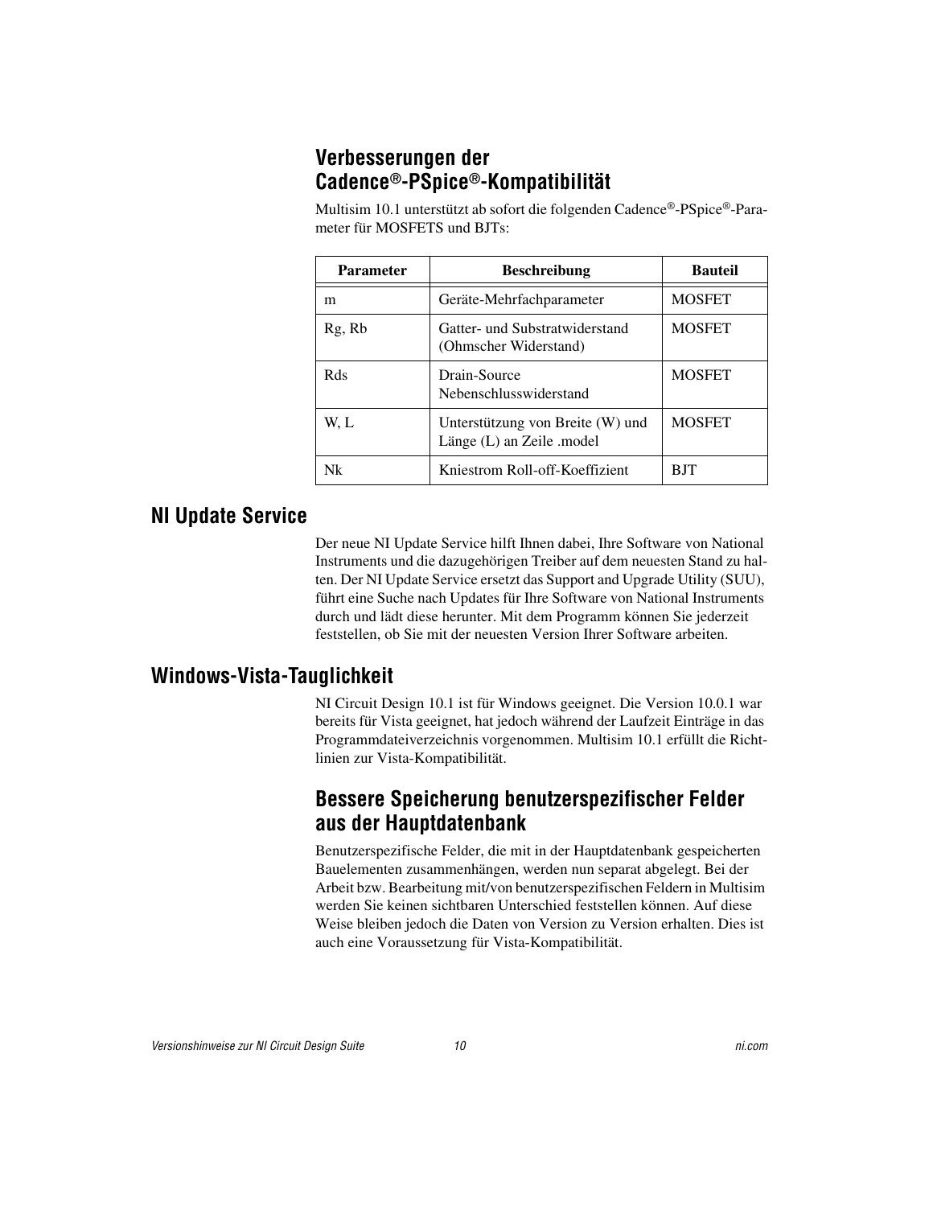### Verbesserungen der Cadence®-PSpice®-Kompatibilität

Multisim 10.1 unterstützt ab sofort die folgenden Cadence®-PSpice®-Parameter für MOSFETS und BJTs:

| Parameter | Beschreibung | Bauteil |
|---|---|---|
| m | Geräte-Mehrfachparameter | MOSFET |
| Rg, Rb | Gatter- und Substratwiderstand (Ohmscher Widerstand) | MOSFET |
| Rds | Drain-Source Nebenschlusswiderstand | MOSFET |
| W, L | Unterstützung von Breite (W) und Länge (L) an Zeile .model | MOSFET |
| Nk | Kniestrom Roll-off-Koeffizient | BJT |

## NI Update Service

Der neue NI Update Service hilft Ihnen dabei, Ihre Software von National Instruments und die dazugehörigen Treiber auf dem neuesten Stand zu halten. Der NI Update Service ersetzt das Support and Upgrade Utility (SUU), führt eine Suche nach Updates für Ihre Software von National Instruments durch und lädt diese herunter. Mit dem Programm können Sie jederzeit feststellen, ob Sie mit der neuesten Version Ihrer Software arbeiten.

## Windows-Vista-Tauglichkeit

NI Circuit Design 10.1 ist für Windows geeignet. Die Version 10.0.1 war bereits für Vista geeignet, hat jedoch während der Laufzeit Einträge in das Programmdateiverzeichnis vorgenommen. Multisim 10.1 erfüllt die Richtlinien zur Vista-Kompatibilität.

### Bessere Speicherung benutzerspezifischer Felder aus der Hauptdatenbank

Benutzerspezifische Felder, die mit in der Hauptdatenbank gespeicherten Bauelementen zusammenhängen, werden nun separat abgelegt. Bei der Arbeit bzw. Bearbeitung mit/von benutzerspezifischen Feldern in Multisim werden Sie keinen sichtbaren Unterschied feststellen können. Auf diese Weise bleiben jedoch die Daten von Version zu Version erhalten. Dies ist auch eine Voraussetzung für Vista-Kompatibilität.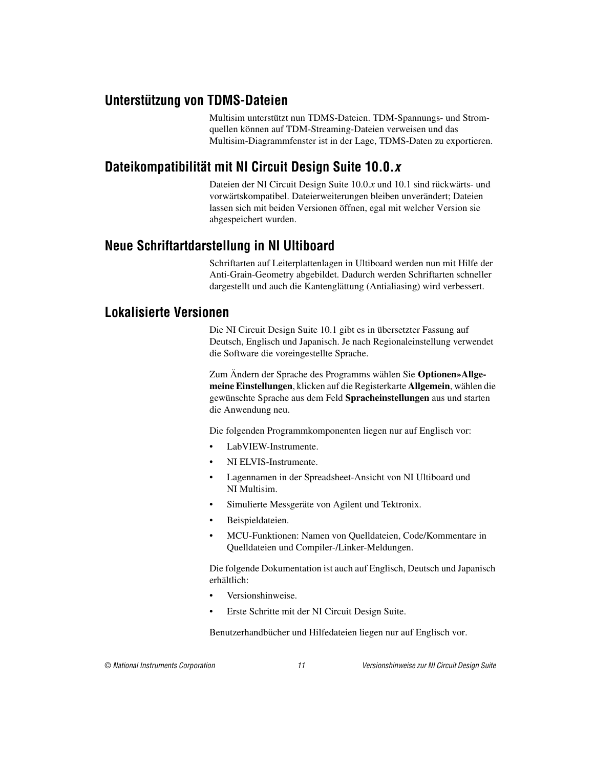## Unterstützung von TDMS-Dateien

Multisim unterstützt nun TDMS-Dateien. TDM-Spannungs- und Stromquellen können auf TDM-Streaming-Dateien verweisen und das Multisim-Diagrammfenster ist in der Lage, TDMS-Daten zu exportieren.

## Dateikompatibilität mit NI Circuit Design Suite 10.0.*x*

Dateien der NI Circuit Design Suite 10.0.*x* und 10.1 sind rückwärts- und vorwärtskompatibel. Dateierweiterungen bleiben unverändert; Dateien lassen sich mit beiden Versionen öffnen, egal mit welcher Version sie abgespeichert wurden.

## Neue Schriftartdarstellung in NI Ultiboard

Schriftarten auf Leiterplattenlagen in Ultiboard werden nun mit Hilfe der Anti-Grain-Geometry abgebildet. Dadurch werden Schriftarten schneller dargestellt und auch die Kantenglättung (Antialiasing) wird verbessert.

## Lokalisierte Versionen

Die NI Circuit Design Suite 10.1 gibt es in übersetzter Fassung auf Deutsch, Englisch und Japanisch. Je nach Regionaleinstellung verwendet die Software die voreingestellte Sprache.

Zum Ändern der Sprache des Programms wählen Sie **Optionen»Allgemeine Einstellungen**, klicken auf die Registerkarte **Allgemein**, wählen die gewünschte Sprache aus dem Feld **Spracheinstellungen** aus und starten die Anwendung neu.

Die folgenden Programmkomponenten liegen nur auf Englisch vor:

- LabVIEW-Instrumente.
- NI ELVIS-Instrumente.
- Lagennamen in der Spreadsheet-Ansicht von NI Ultiboard und NI Multisim.
- Simulierte Messgeräte von Agilent und Tektronix.
- Beispieldateien.
- MCU-Funktionen: Namen von Quelldateien, Code/Kommentare in Quelldateien und Compiler-/Linker-Meldungen.

Die folgende Dokumentation ist auch auf Englisch, Deutsch und Japanisch erhältlich:

- Versionshinweise.
- Erste Schritte mit der NI Circuit Design Suite.

Benutzerhandbücher und Hilfedateien liegen nur auf Englisch vor.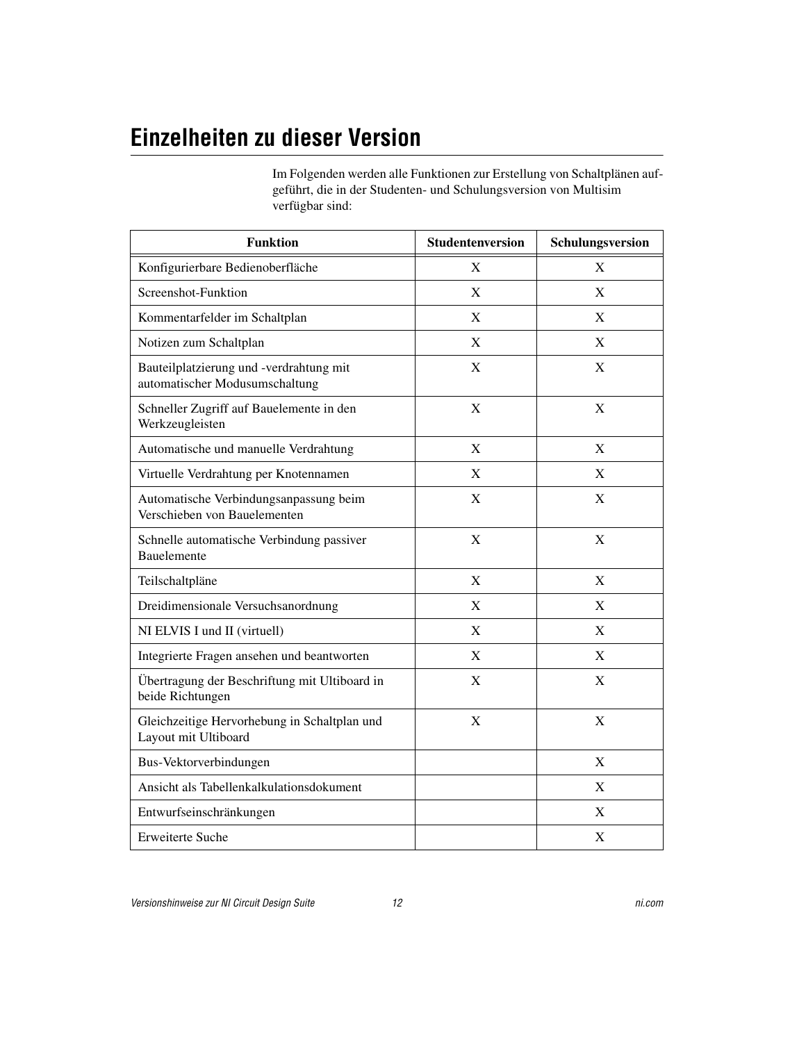## Einzelheiten zu dieser Version

Im Folgenden werden alle Funktionen zur Erstellung von Schaltplänen aufgeführt, die in der Studenten- und Schulungsversion von Multisim verfügbar sind:

| Funktion | Studentenversion | Schulungsversion |
|---|---|---|
| Konfigurierbare Bedienoberfläche | X | X |
| Screenshot-Funktion | X | X |
| Kommentarfelder im Schaltplan | X | X |
| Notizen zum Schaltplan | X | X |
| Bauteilplatzierung und -verdrahtung mit automatischer Modusumschaltung | X | X |
| Schneller Zugriff auf Bauelemente in den Werkzeugleisten | X | X |
| Automatische und manuelle Verdrahtung | X | X |
| Virtuelle Verdrahtung per Knotennamen | X | X |
| Automatische Verbindungsanpassung beim Verschieben von Bauelementen | X | X |
| Schnelle automatische Verbindung passiver Bauelemente | X | X |
| Teilschaltpläne | X | X |
| Dreidimensionale Versuchsanordnung | X | X |
| NI ELVIS I und II (virtuell) | X | X |
| Integrierte Fragen ansehen und beantworten | X | X |
| Übertragung der Beschriftung mit Ultiboard in beide Richtungen | X | X |
| Gleichzeitige Hervorhebung in Schaltplan und Layout mit Ultiboard | X | X |
| Bus-Vektorverbindungen | | X |
| Ansicht als Tabellenkalkulationsdokument | | X |
| Entwurfseinschränkungen | | X |
| Erweiterte Suche | | X |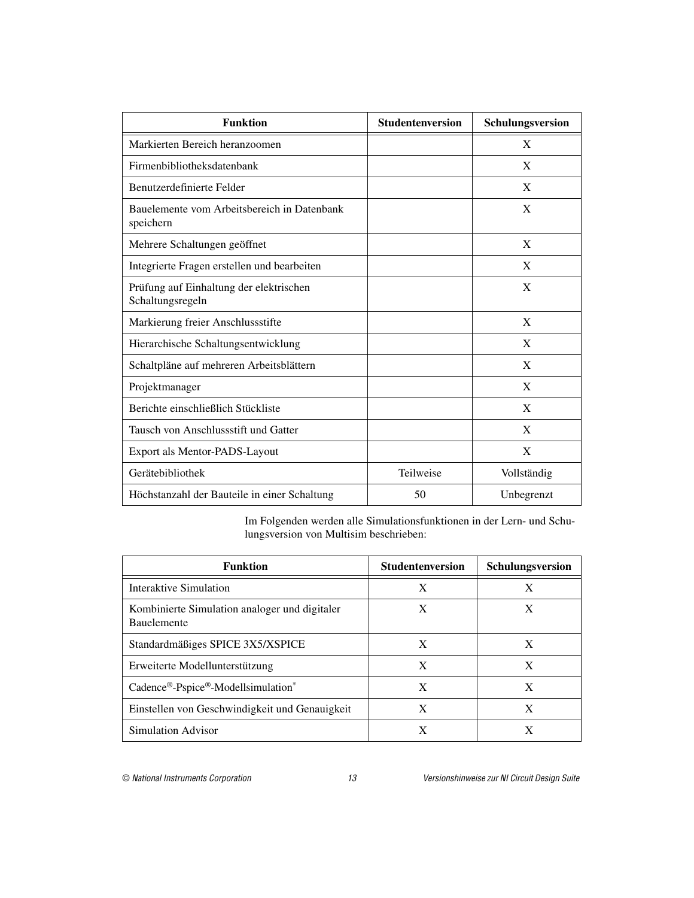| Funktion | Studentenversion | Schulungsversion |
| --- | --- | --- |
| Markierten Bereich heranzoomen | | X |
| Firmenbibliotheksdatenbank | | X |
| Benutzerdefinierte Felder | | X |
| Bauelemente vom Arbeitsbereich in Datenbank speichern | | X |
| Mehrere Schaltungen geöffnet | | X |
| Integrierte Fragen erstellen und bearbeiten | | X |
| Prüfung auf Einhaltung der elektrischen Schaltungsregeln | | X |
| Markierung freier Anschlussstifte | | X |
| Hierarchische Schaltungsentwicklung | | X |
| Schaltpläne auf mehreren Arbeitsblättern | | X |
| Projektmanager | | X |
| Berichte einschließlich Stückliste | | X |
| Tausch von Anschlussstift und Gatter | | X |
| Export als Mentor-PADS-Layout | | X |
| Gerätebibliothek | Teilweise | Vollständig |
| Höchstanzahl der Bauteile in einer Schaltung | 50 | Unbegrenzt |

Im Folgenden werden alle Simulationsfunktionen in der Lern- und Schulungsversion von Multisim beschrieben:

| Funktion | Studentenversion | Schulungsversion |
| --- | --- | --- |
| Interaktive Simulation | X | X |
| Kombinierte Simulation analoger und digitaler Bauelemente | X | X |
| Standardmäßiges SPICE 3X5/XSPICE | X | X |
| Erweiterte Modellunterstützung | X | X |
| Cadence®-Pspice®-Modellsimulation* | X | X |
| Einstellen von Geschwindigkeit und Genauigkeit | X | X |
| Simulation Advisor | X | X |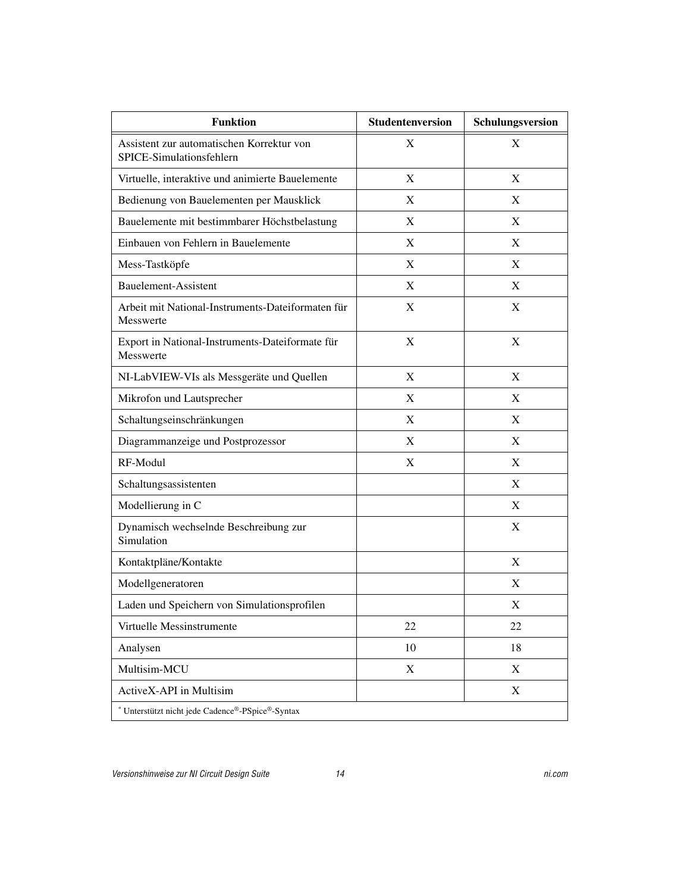| Funktion | Studentenversion | Schulungsversion |
|---|---|---|
| Assistent zur automatischen Korrektur von SPICE-Simulationsfehlern | X | X |
| Virtuelle, interaktive und animierte Bauelemente | X | X |
| Bedienung von Bauelementen per Mausklick | X | X |
| Bauelemente mit bestimmbarer Höchstbelastung | X | X |
| Einbauen von Fehlern in Bauelemente | X | X |
| Mess-Tastköpfe | X | X |
| Bauelement-Assistent | X | X |
| Arbeit mit National-Instruments-Dateiformaten für Messwerte | X | X |
| Export in National-Instruments-Dateiformate für Messwerte | X | X |
| NI-LabVIEW-VIs als Messgeräte und Quellen | X | X |
| Mikrofon und Lautsprecher | X | X |
| Schaltungseinschränkungen | X | X |
| Diagrammanzeige und Postprozessor | X | X |
| RF-Modul | X | X |
| Schaltungsassistenten | | X |
| Modellierung in C | | X |
| Dynamisch wechselnde Beschreibung zur Simulation | | X |
| Kontaktpläne/Kontakte | | X |
| Modellgeneratoren | | X |
| Laden und Speichern von Simulationsprofilen | | X |
| Virtuelle Messinstrumente | 22 | 22 |
| Analysen | 10 | 18 |
| Multisim-MCU | X | X |
| ActiveX-API in Multisim | | X |

* Unterstützt nicht jede Cadence®-PSpice®-Syntax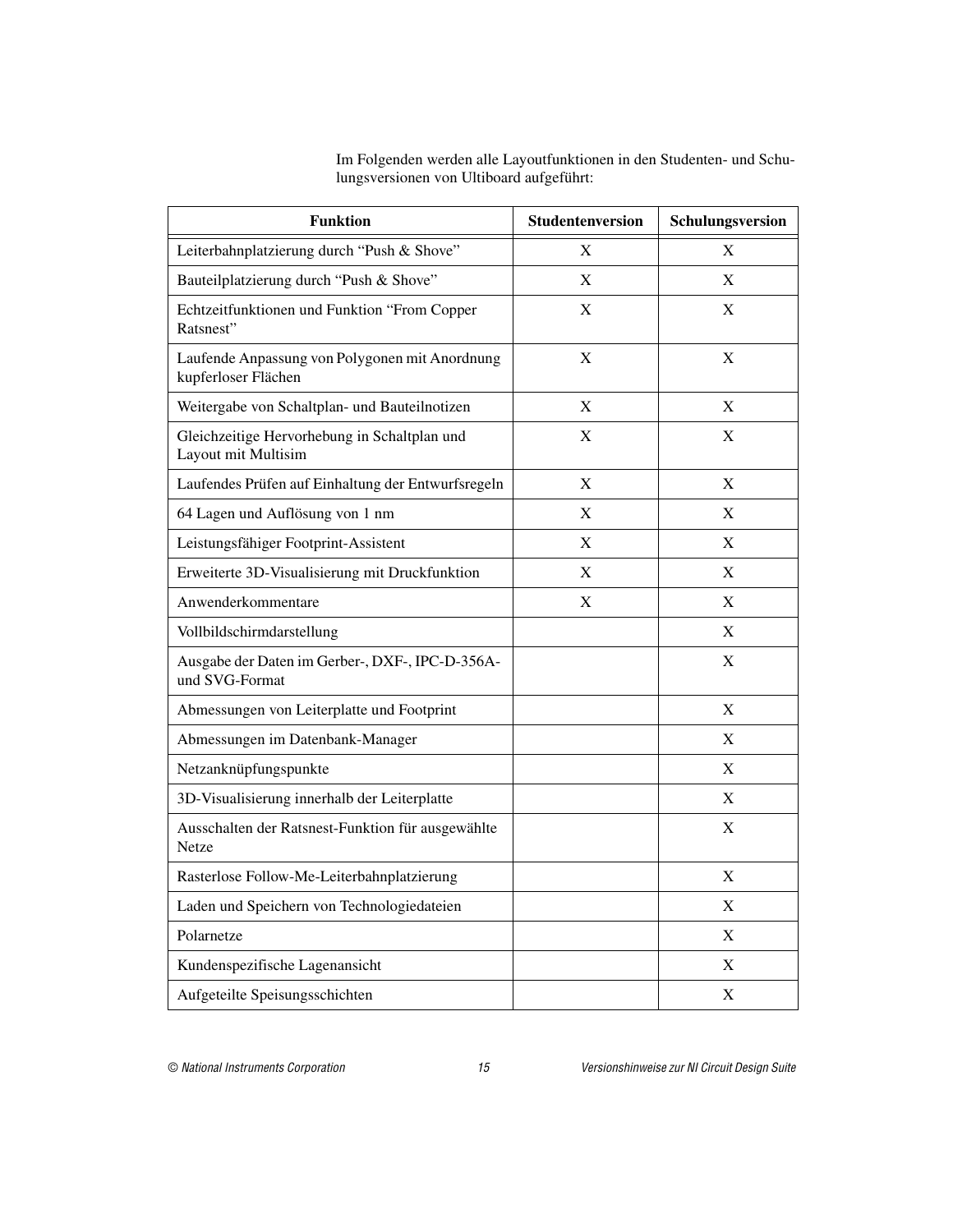Im Folgenden werden alle Layoutfunktionen in den Studenten- und Schulungsversionen von Ultiboard aufgeführt:

| Funktion | Studentenversion | Schulungsversion |
|---|---|---|
| Leiterbahnplatzierung durch “Push & Shove” | X | X |
| Bauteilplatzierung durch “Push & Shove” | X | X |
| Echtzeitfunktionen und Funktion “From Copper Ratsnest” | X | X |
| Laufende Anpassung von Polygonen mit Anordnung kupferloser Flächen | X | X |
| Weitergabe von Schaltplan- und Bauteilnotizen | X | X |
| Gleichzeitige Hervorhebung in Schaltplan und Layout mit Multisim | X | X |
| Laufendes Prüfen auf Einhaltung der Entwurfsregeln | X | X |
| 64 Lagen und Auflösung von 1 nm | X | X |
| Leistungsfähiger Footprint-Assistent | X | X |
| Erweiterte 3D-Visualisierung mit Druckfunktion | X | X |
| Anwenderkommentare | X | X |
| Vollbildschirmdarstellung | | X |
| Ausgabe der Daten im Gerber-, DXF-, IPC-D-356A- und SVG-Format | | X |
| Abmessungen von Leiterplatte und Footprint | | X |
| Abmessungen im Datenbank-Manager | | X |
| Netzanknüpfungspunkte | | X |
| 3D-Visualisierung innerhalb der Leiterplatte | | X |
| Ausschalten der Ratsnest-Funktion für ausgewählte Netze | | X |
| Rasterlose Follow-Me-Leiterbahnplatzierung | | X |
| Laden und Speichern von Technologiedateien | | X |
| Polarnetze | | X |
| Kundenspezifische Lagenansicht | | X |
| Aufgeteilte Speisungsschichten | | X |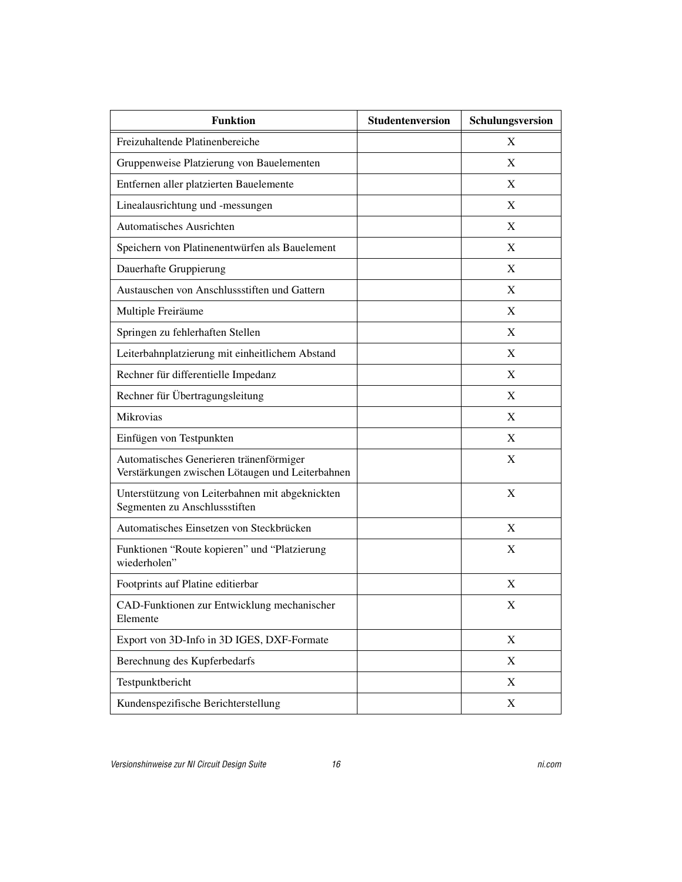| Funktion | Studentenversion | Schulungsversion |
|---|---|---|
| Freizuhaltende Platinenbereiche | | X |
| Gruppenweise Platzierung von Bauelementen | | X |
| Entfernen aller platzierten Bauelemente | | X |
| Linealausrichtung und -messungen | | X |
| Automatisches Ausrichten | | X |
| Speichern von Platinenentwürfen als Bauelement | | X |
| Dauerhafte Gruppierung | | X |
| Austauschen von Anschlussstiften und Gattern | | X |
| Multiple Freiräume | | X |
| Springen zu fehlerhaften Stellen | | X |
| Leiterbahnplatzierung mit einheitlichem Abstand | | X |
| Rechner für differentielle Impedanz | | X |
| Rechner für Übertragungsleitung | | X |
| Mikrovias | | X |
| Einfügen von Testpunkten | | X |
| Automatisches Generieren tränenförmiger Verstärkungen zwischen Lötaugen und Leiterbahnen | | X |
| Unterstützung von Leiterbahnen mit abgeknickten Segmenten zu Anschlussstiften | | X |
| Automatisches Einsetzen von Steckbrücken | | X |
| Funktionen “Route kopieren” und “Platzierung wiederholen” | | X |
| Footprints auf Platine editierbar | | X |
| CAD-Funktionen zur Entwicklung mechanischer Elemente | | X |
| Export von 3D-Info in 3D IGES, DXF-Formate | | X |
| Berechnung des Kupferbedarfs | | X |
| Testpunktbericht | | X |
| Kundenspezifische Berichterstellung | | X |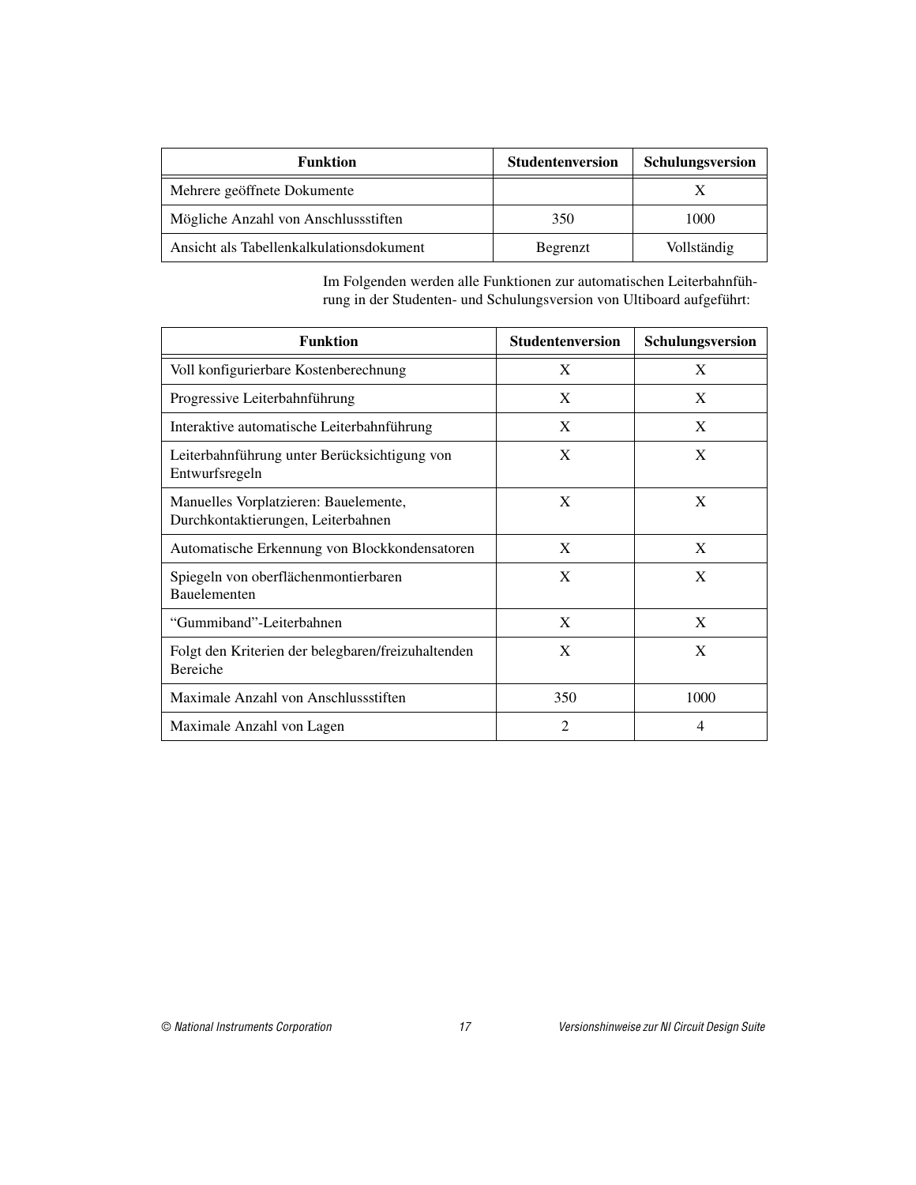| Funktion | Studentenversion | Schulungsversion |
|---|---|---|
| Mehrere geöffnete Dokumente | | X |
| Mögliche Anzahl von Anschlussstiften | 350 | 1000 |
| Ansicht als Tabellenkalkulationsdokument | Begrenzt | Vollständig |

Im Folgenden werden alle Funktionen zur automatischen Leiterbahnführung in der Studenten- und Schulungsversion von Ultiboard aufgeführt:

| Funktion | Studentenversion | Schulungsversion |
|---|---|---|
| Voll konfigurierbare Kostenberechnung | X | X |
| Progressive Leiterbahnführung | X | X |
| Interaktive automatische Leiterbahnführung | X | X |
| Leiterbahnführung unter Berücksichtigung von Entwurfsregeln | X | X |
| Manuelles Vorplatzieren: Bauelemente, Durchkontaktierungen, Leiterbahnen | X | X |
| Automatische Erkennung von Blockkondensatoren | X | X |
| Spiegeln von oberflächenmontierbaren Bauelementen | X | X |
| "Gummiband"-Leiterbahnen | X | X |
| Folgt den Kriterien der belegbaren/freizuhaltenden Bereiche | X | X |
| Maximale Anzahl von Anschlussstiften | 350 | 1000 |
| Maximale Anzahl von Lagen | 2 | 4 |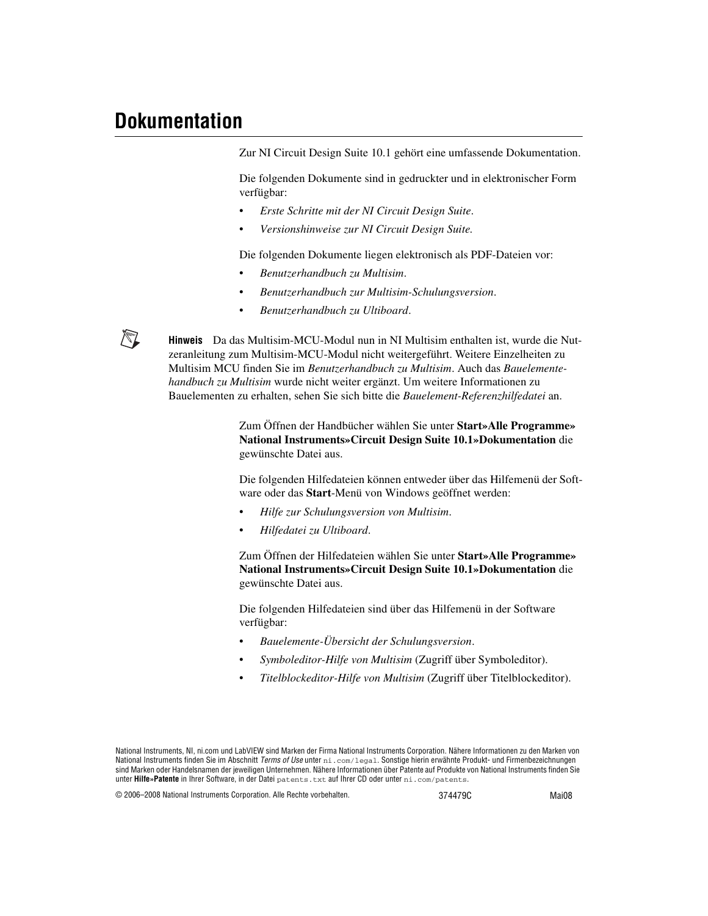# Dokumentation

Zur NI Circuit Design Suite 10.1 gehört eine umfassende Dokumentation.

Die folgenden Dokumente sind in gedruckter und in elektronischer Form verfügbar:

- *Erste Schritte mit der NI Circuit Design Suite*.
- *Versionshinweise zur NI Circuit Design Suite.*

Die folgenden Dokumente liegen elektronisch als PDF-Dateien vor:

- *Benutzerhandbuch zu Multisim*.
- *Benutzerhandbuch zur Multisim-Schulungsversion*.
- *Benutzerhandbuch zu Ultiboard*.

**Hinweis** Da das Multisim-MCU-Modul nun in NI Multisim enthalten ist, wurde die Nutzeranleitung zum Multisim-MCU-Modul nicht weitergeführt. Weitere Einzelheiten zu Multisim MCU finden Sie im *Benutzerhandbuch zu Multisim*. Auch das *Bauelementehandbuch zu Multisim* wurde nicht weiter ergänzt. Um weitere Informationen zu Bauelementen zu erhalten, sehen Sie sich bitte die *Bauelement-Referenzhilfedatei* an.

Zum Öffnen der Handbücher wählen Sie unter **Start»Alle Programme» National Instruments»Circuit Design Suite 10.1»Dokumentation** die gewünschte Datei aus.

Die folgenden Hilfedateien können entweder über das Hilfemenü der Software oder das **Start**-Menü von Windows geöffnet werden:

- *Hilfe zur Schulungsversion von Multisim*.
- *Hilfedatei zu Ultiboard*.

Zum Öffnen der Hilfedateien wählen Sie unter **Start»Alle Programme» National Instruments»Circuit Design Suite 10.1»Dokumentation** die gewünschte Datei aus.

Die folgenden Hilfedateien sind über das Hilfemenü in der Software verfügbar:

- *Bauelemente-Übersicht der Schulungsversion*.
- *Symboleditor-Hilfe von Multisim* (Zugriff über Symboleditor).
- *Titelblockeditor-Hilfe von Multisim* (Zugriff über Titelblockeditor).

National Instruments, NI, ni.com und LabVIEW sind Marken der Firma National Instruments Corporation. Nähere Informationen zu den Marken von National Instruments finden Sie im Abschnitt *Terms of Use* unter `ni.com/legal`. Sonstige hierin erwähnte Produkt- und Firmenbezeichnungen sind Marken oder Handelsnamen der jeweiligen Unternehmen. Nähere Informationen über Patente auf Produkte von National Instruments finden Sie unter **Hilfe»Patente** in Ihrer Software, in der Datei `patents.txt` auf Ihrer CD oder unter `ni.com/patents`.

© 2006–2008 National Instruments Corporation. Alle Rechte vorbehalten. 374479C Mai08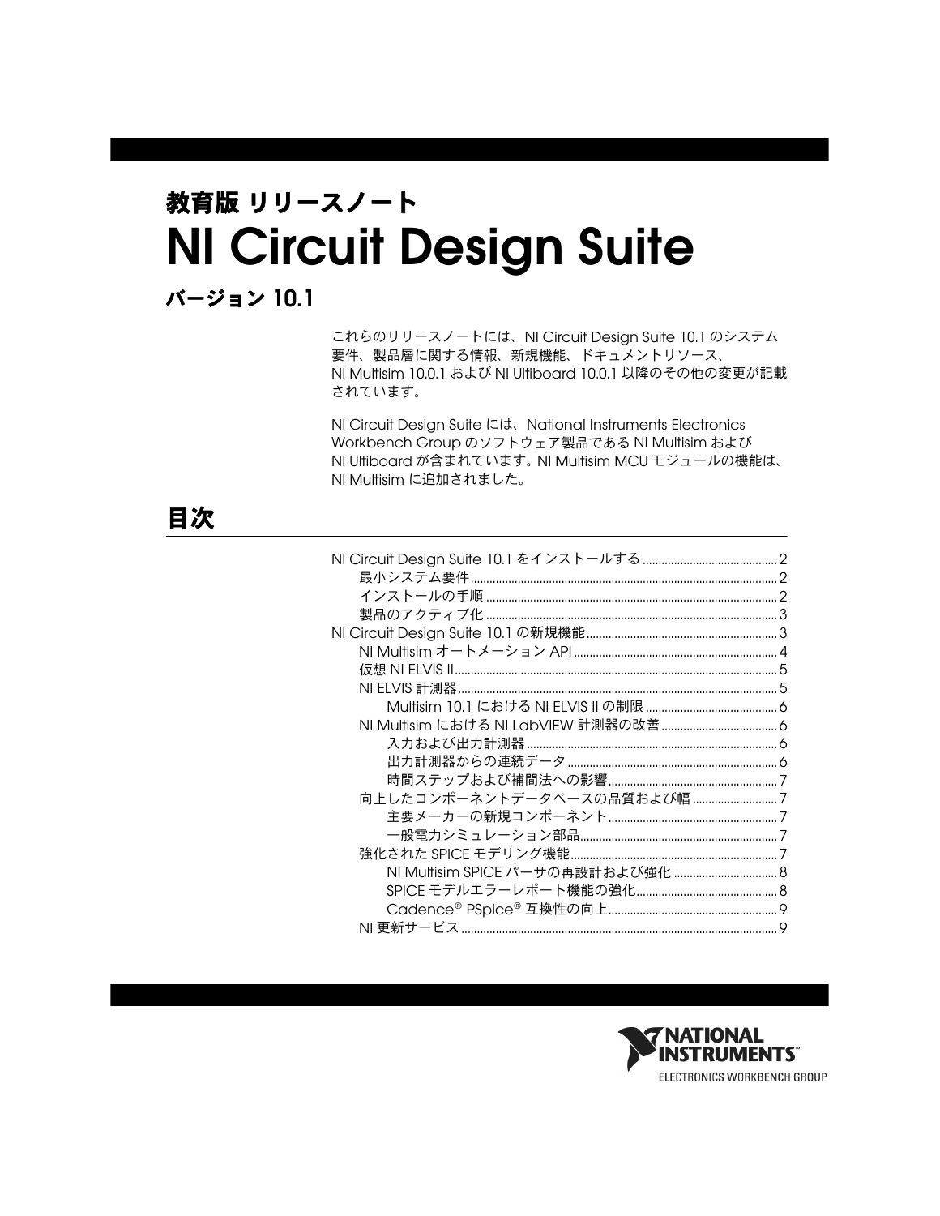# 教育版 リリースノート

# NI Circuit Design Suite

## バージョン 10.1

これらのリリースノートには、NI Circuit Design Suite 10.1 のシステム要件、製品層に関する情報、新規機能、ドキュメントリソース、NI Multisim 10.0.1 および NI Ultiboard 10.0.1 以降のその他の変更が記載されています。

NI Circuit Design Suite には、National Instruments Electronics Workbench Group のソフトウェア製品である NI Multisim および NI Ultiboard が含まれています。NI Multisim MCU モジュールの機能は、NI Multisim に追加されました。

## 目次

- NI Circuit Design Suite 10.1 をインストールする ..... 2
  - 最小システム要件 ..... 2
  - インストールの手順 ..... 2
  - 製品のアクティブ化 ..... 3
- NI Circuit Design Suite 10.1 の新規機能 ..... 3
  - NI Multisim オートメーション API ..... 4
  - 仮想 NI ELVIS II ..... 5
  - NI ELVIS 計測器 ..... 5
    - Multisim 10.1 における NI ELVIS II の制限 ..... 6
  - NI Multisim における NI LabVIEW 計測器の改善 ..... 6
    - 入力および出力計測器 ..... 6
    - 出力計測器からの連続データ ..... 6
    - 時間ステップおよび補間法への影響 ..... 7
  - 向上したコンポーネントデータベースの品質および幅 ..... 7
    - 主要メーカーの新規コンポーネント ..... 7
    - 一般電力シミュレーション部品 ..... 7
  - 強化された SPICE モデリング機能 ..... 7
    - NI Multisim SPICE パーサの再設計および強化 ..... 8
    - SPICE モデルエラーレポート機能の強化 ..... 8
    - Cadence® PSpice® 互換性の向上 ..... 9
  - NI 更新サービス ..... 9

NATIONAL INSTRUMENTS
ELECTRONICS WORKBENCH GROUP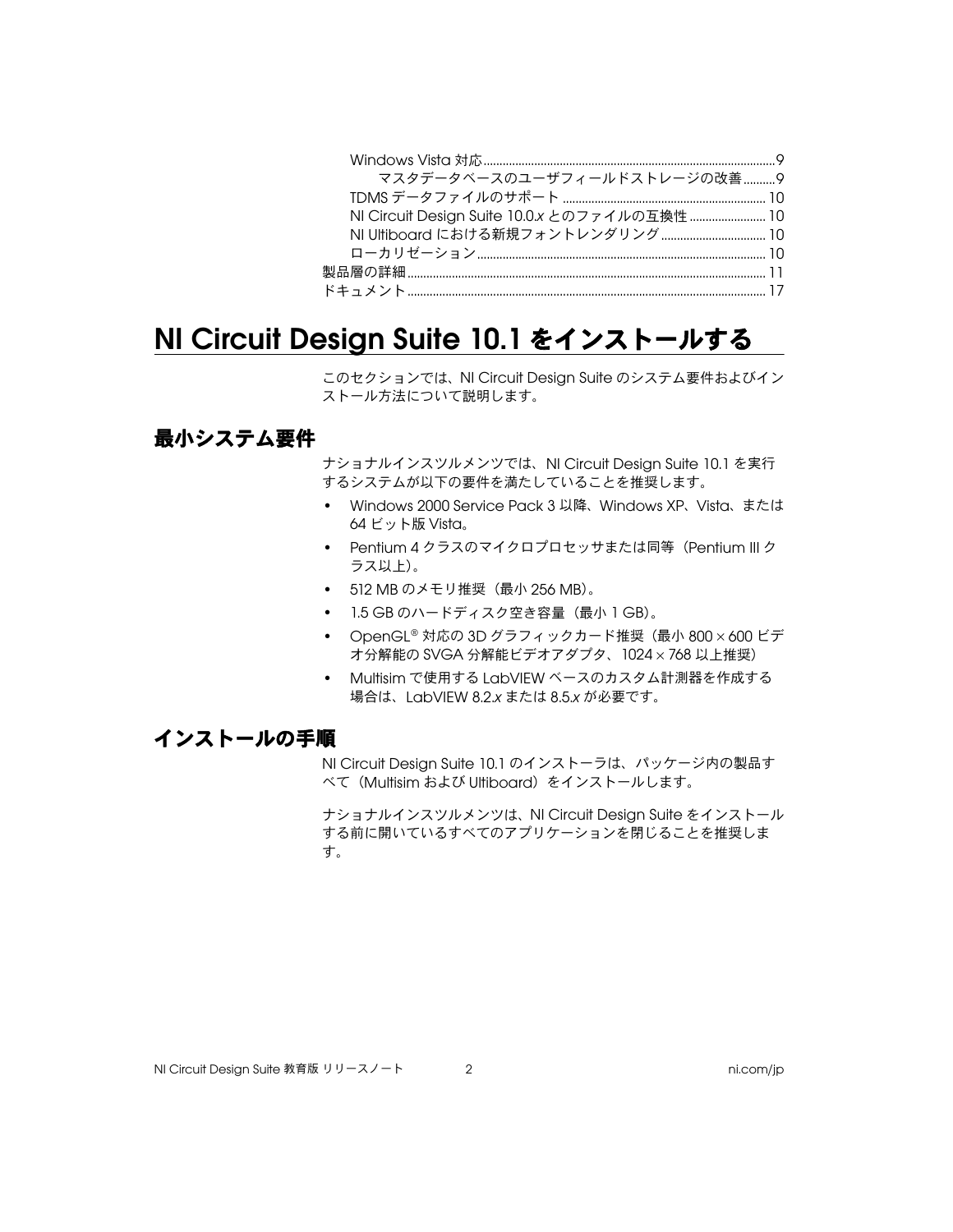Windows Vista 対応..........................................................................................9

　　マスタデータベースのユーザフィールドストレージの改善..........9

TDMS データファイルのサポート ............................................................... 10

NI Circuit Design Suite 10.0.*x* とのファイルの互換性 ........................ 10

NI Ultiboard における新規フォントレンダリング................................. 10

ローカリゼーション......................................................................................... 10

製品層の詳細............................................................................................................... 11

ドキュメント............................................................................................................... 17

# NI Circuit Design Suite 10.1 をインストールする

このセクションでは、NI Circuit Design Suite のシステム要件およびインストール方法について説明します。

## 最小システム要件

ナショナルインスツルメンツでは、NI Circuit Design Suite 10.1 を実行するシステムが以下の要件を満たしていることを推奨します。

- Windows 2000 Service Pack 3 以降、Windows XP、Vista、または 64 ビット版 Vista。
- Pentium 4 クラスのマイクロプロセッサまたは同等（Pentium III クラス以上）。
- 512 MB のメモリ推奨（最小 256 MB）。
- 1.5 GB のハードディスク空き容量（最小 1 GB）。
- OpenGL® 対応の 3D グラフィックカード推奨（最小 800 × 600 ビデオ分解能の SVGA 分解能ビデオアダプタ、1024 × 768 以上推奨）
- Multisim で使用する LabVIEW ベースのカスタム計測器を作成する場合は、LabVIEW 8.2.*x* または 8.5.*x* が必要です。

## インストールの手順

NI Circuit Design Suite 10.1 のインストーラは、パッケージ内の製品すべて（Multisim および Ultiboard）をインストールします。

ナショナルインスツルメンツは、NI Circuit Design Suite をインストールする前に開いているすべてのアプリケーションを閉じることを推奨します。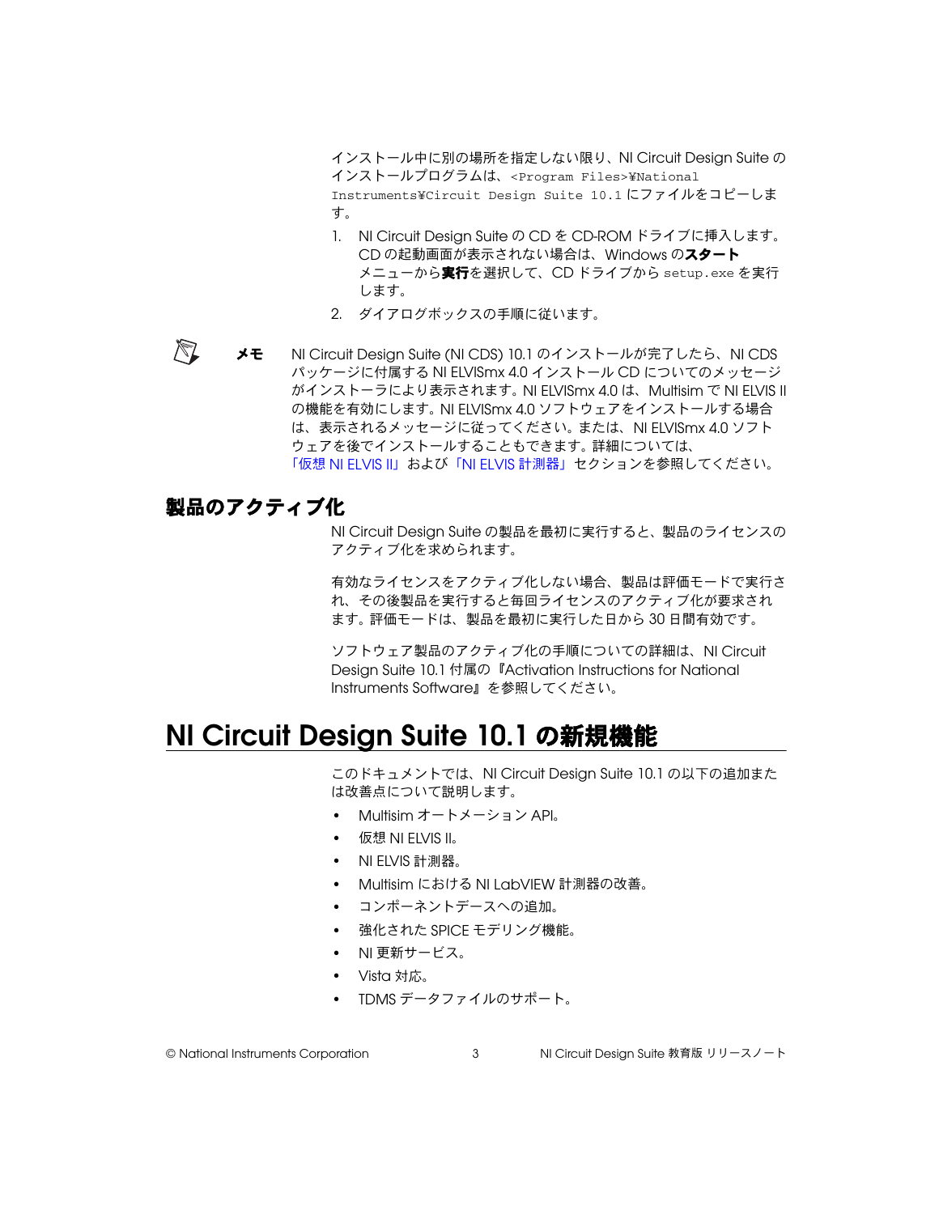インストール中に別の場所を指定しない限り、NI Circuit Design Suite のインストールプログラムは、`<Program Files>¥National Instruments¥Circuit Design Suite 10.1` にファイルをコピーします。

1. NI Circuit Design Suite の CD を CD-ROM ドライブに挿入します。CD の起動画面が表示されない場合は、Windows の**スタート**メニューから**実行**を選択して、CD ドライブから `setup.exe` を実行します。
2. ダイアログボックスの手順に従います。

**メモ** NI Circuit Design Suite (NI CDS) 10.1 のインストールが完了したら、NI CDS パッケージに付属する NI ELVISmx 4.0 インストール CD についてのメッセージがインストーラにより表示されます。NI ELVISmx 4.0 は、Multisim で NI ELVIS II の機能を有効にします。NI ELVISmx 4.0 ソフトウェアをインストールする場合は、表示されるメッセージに従ってください。または、NI ELVISmx 4.0 ソフトウェアを後でインストールすることもできます。詳細については、「仮想 NI ELVIS II」および「NI ELVIS 計測器」セクションを参照してください。

## 製品のアクティブ化

NI Circuit Design Suite の製品を最初に実行すると、製品のライセンスのアクティブ化を求められます。

有効なライセンスをアクティブ化しない場合、製品は評価モードで実行され、その後製品を実行すると毎回ライセンスのアクティブ化が要求されます。評価モードは、製品を最初に実行した日から 30 日間有効です。

ソフトウェア製品のアクティブ化の手順についての詳細は、NI Circuit Design Suite 10.1 付属の『Activation Instructions for National Instruments Software』を参照してください。

# NI Circuit Design Suite 10.1 の新規機能

このドキュメントでは、NI Circuit Design Suite 10.1 の以下の追加または改善点について説明します。

- Multisim オートメーション API。
- 仮想 NI ELVIS II。
- NI ELVIS 計測器。
- Multisim における NI LabVIEW 計測器の改善。
- コンポーネントデースへの追加。
- 強化された SPICE モデリング機能。
- NI 更新サービス。
- Vista 対応。
- TDMS データファイルのサポート。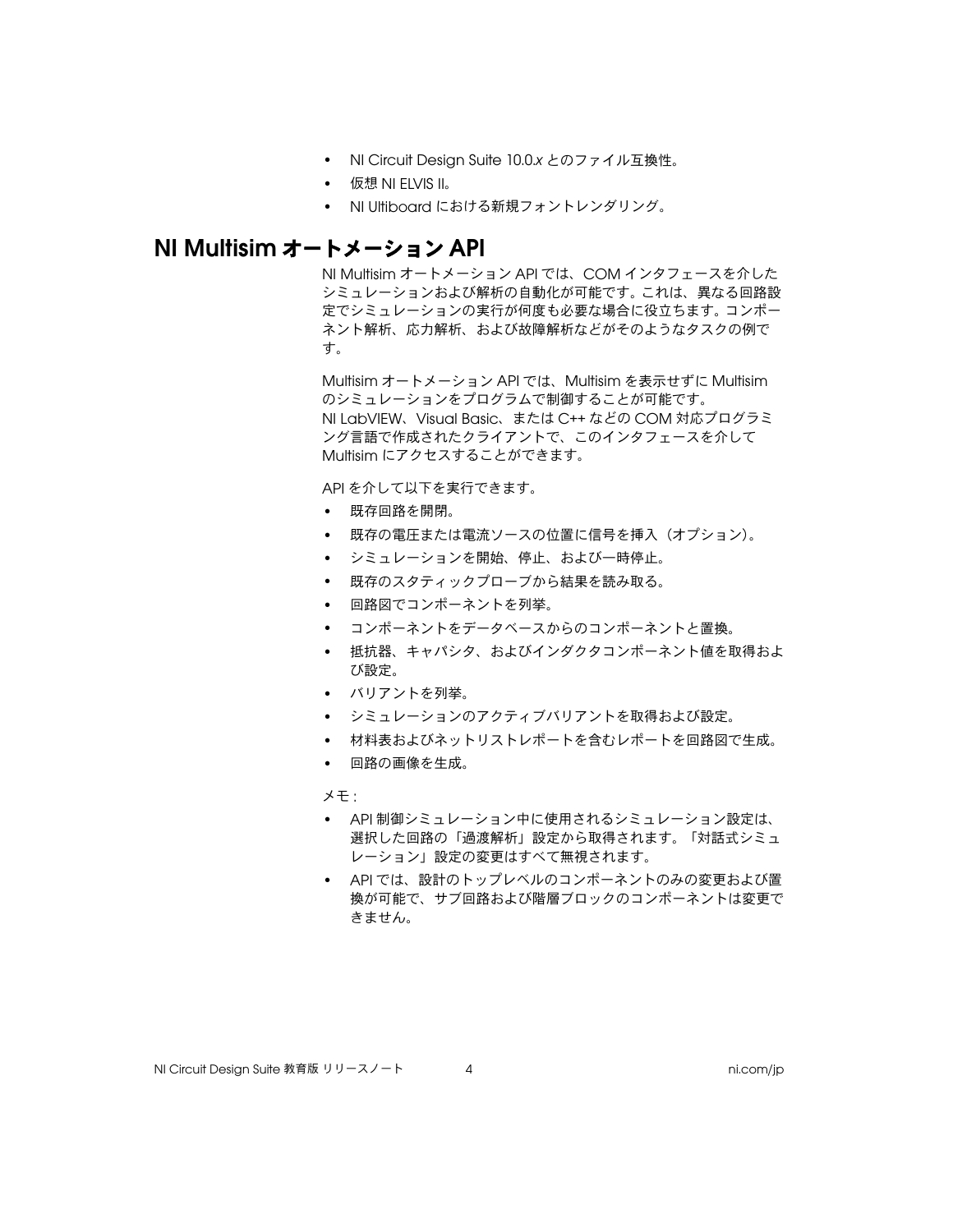- NI Circuit Design Suite 10.0.*x* とのファイル互換性。
- 仮想 NI ELVIS II。
- NI Ultiboard における新規フォントレンダリング。

## NI Multisim オートメーション API

NI Multisim オートメーション API では、COM インタフェースを介したシミュレーションおよび解析の自動化が可能です。これは、異なる回路設定でシミュレーションの実行が何度も必要な場合に役立ちます。コンポーネント解析、応力解析、および故障解析などがそのようなタスクの例です。

Multisim オートメーション API では、Multisim を表示せずに Multisim のシミュレーションをプログラムで制御することが可能です。NI LabVIEW、Visual Basic、または C++ などの COM 対応プログラミング言語で作成されたクライアントで、このインタフェースを介して Multisim にアクセスすることができます。

API を介して以下を実行できます。

- 既存回路を開閉。
- 既存の電圧または電流ソースの位置に信号を挿入（オプション）。
- シミュレーションを開始、停止、および一時停止。
- 既存のスタティックプローブから結果を読み取る。
- 回路図でコンポーネントを列挙。
- コンポーネントをデータベースからのコンポーネントと置換。
- 抵抗器、キャパシタ、およびインダクタコンポーネント値を取得および設定。
- バリアントを列挙。
- シミュレーションのアクティブバリアントを取得および設定。
- 材料表およびネットリストレポートを含むレポートを回路図で生成。
- 回路の画像を生成。

メモ :

- API 制御シミュレーション中に使用されるシミュレーション設定は、選択した回路の「過渡解析」設定から取得されます。「対話式シミュレーション」設定の変更はすべて無視されます。
- API では、設計のトップレベルのコンポーネントのみの変更および置換が可能で、サブ回路および階層ブロックのコンポーネントは変更できません。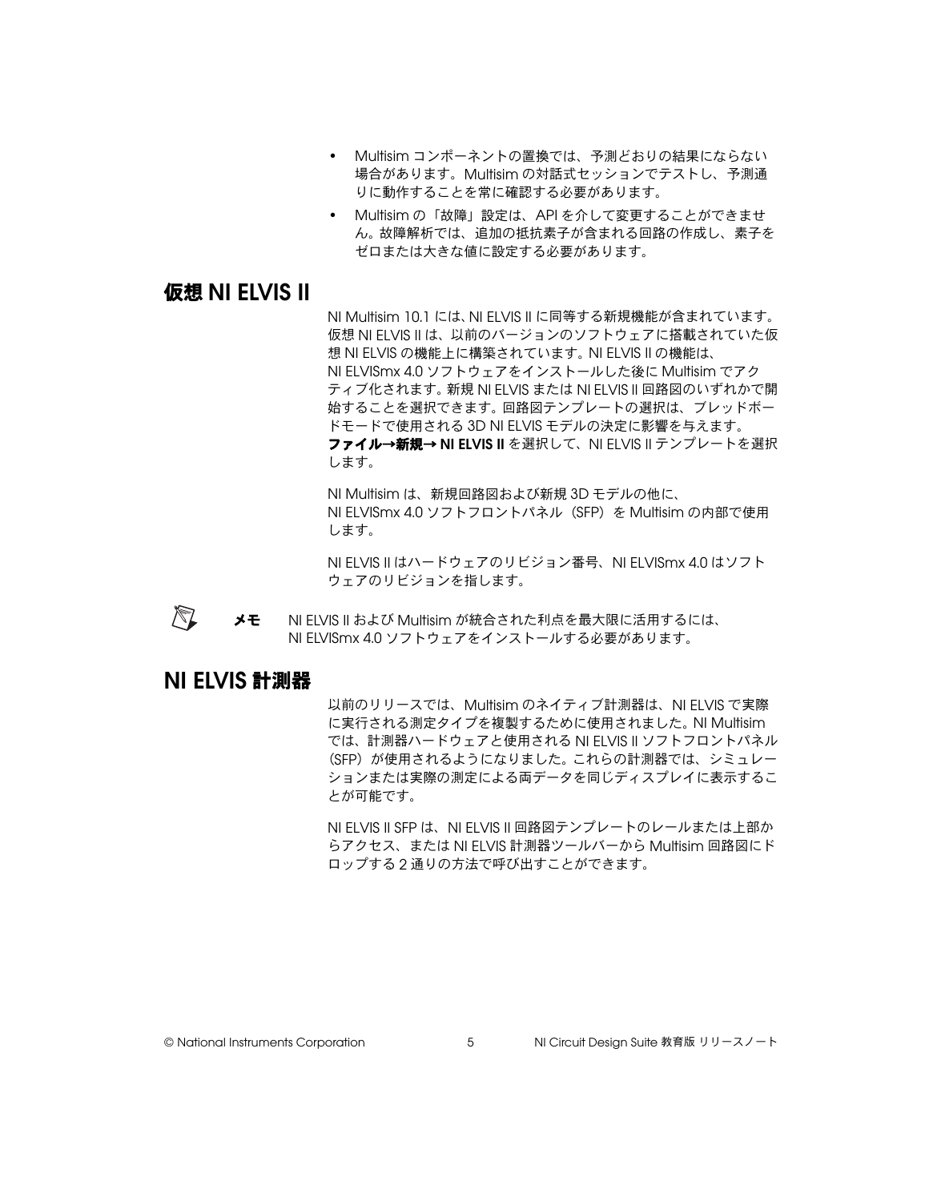- Multisim コンポーネントの置換では、予測どおりの結果にならない場合があります。Multisim の対話式セッションでテストし、予測通りに動作することを常に確認する必要があります。
- Multisim の「故障」設定は、API を介して変更することができません。故障解析では、追加の抵抗素子が含まれる回路の作成し、素子をゼロまたは大きな値に設定する必要があります。

## 仮想 NI ELVIS II

NI Multisim 10.1 には、NI ELVIS II に同等する新規機能が含まれています。仮想 NI ELVIS II は、以前のバージョンのソフトウェアに搭載されていた仮想 NI ELVIS の機能上に構築されています。NI ELVIS II の機能は、NI ELVISmx 4.0 ソフトウェアをインストールした後に Multisim でアクティブ化されます。新規 NI ELVIS または NI ELVIS II 回路図のいずれかで開始することを選択できます。回路図テンプレートの選択は、ブレッドボードモードで使用される 3D NI ELVIS モデルの決定に影響を与えます。**ファイル→新規→ NI ELVIS II** を選択して、NI ELVIS II テンプレートを選択します。

NI Multisim は、新規回路図および新規 3D モデルの他に、NI ELVISmx 4.0 ソフトフロントパネル（SFP）を Multisim の内部で使用します。

NI ELVIS II はハードウェアのリビジョン番号、NI ELVISmx 4.0 はソフトウェアのリビジョンを指します。

**メモ**　NI ELVIS II および Multisim が統合された利点を最大限に活用するには、NI ELVISmx 4.0 ソフトウェアをインストールする必要があります。

## NI ELVIS 計測器

以前のリリースでは、Multisim のネイティブ計測器は、NI ELVIS で実際に実行される測定タイプを複製するために使用されました。NI Multisim では、計測器ハードウェアと使用される NI ELVIS II ソフトフロントパネル（SFP）が使用されるようになりました。これらの計測器では、シミュレーションまたは実際の測定による両データを同じディスプレイに表示することが可能です。

NI ELVIS II SFP は、NI ELVIS II 回路図テンプレートのレールまたは上部からアクセス、または NI ELVIS 計測器ツールバーから Multisim 回路図にドロップする 2 通りの方法で呼び出すことができます。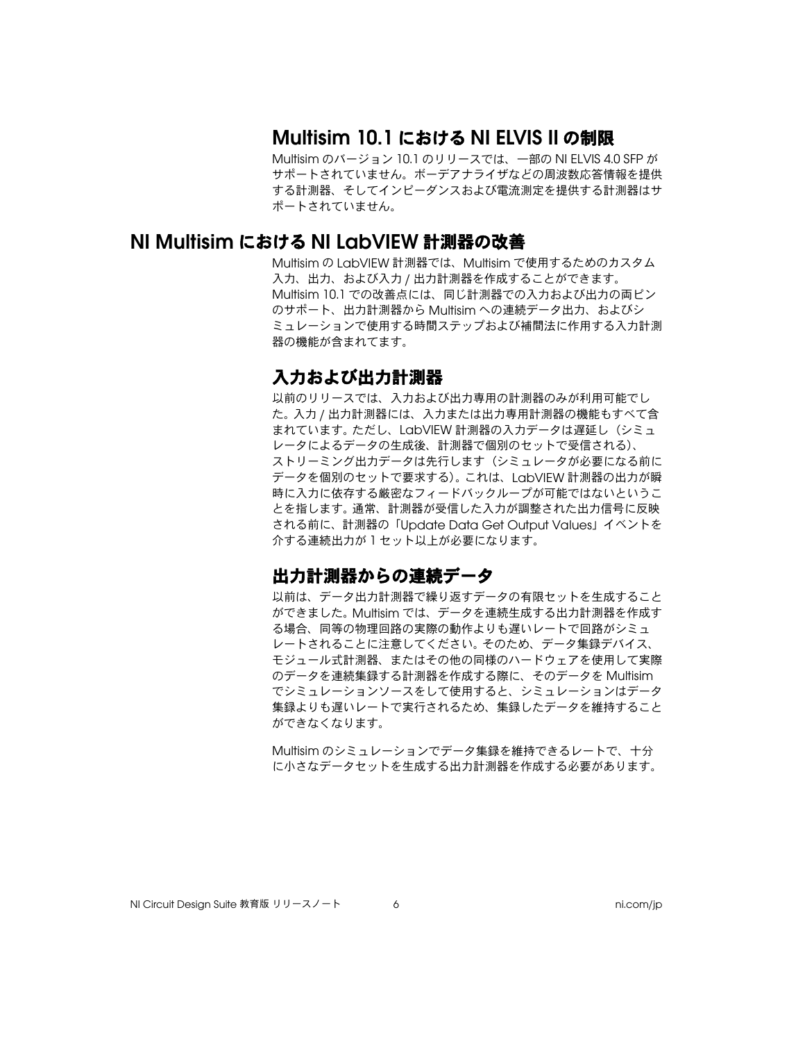## Multisim 10.1 における NI ELVIS II の制限

Multisim のバージョン 10.1 のリリースでは、一部の NI ELVIS 4.0 SFP がサポートされていません。ボーデアナライザなどの周波数応答情報を提供する計測器、そしてインピーダンスおよび電流測定を提供する計測器はサポートされていません。

# NI Multisim における NI LabVIEW 計測器の改善

Multisim の LabVIEW 計測器では、Multisim で使用するためのカスタム入力、出力、および入力 / 出力計測器を作成することができます。Multisim 10.1 での改善点には、同じ計測器での入力および出力の両ピンのサポート、出力計測器から Multisim への連続データ出力、およびシミュレーションで使用する時間ステップおよび補間法に作用する入力計測器の機能が含まれてます。

## 入力および出力計測器

以前のリリースでは、入力および出力専用の計測器のみが利用可能でした。入力 / 出力計測器には、入力または出力専用計測器の機能もすべて含まれています。ただし、LabVIEW 計測器の入力データは遅延し（シミュレータによるデータの生成後、計測器で個別のセットで受信される）、ストリーミング出力データは先行します（シミュレータが必要になる前にデータを個別のセットで要求する）。これは、LabVIEW 計測器の出力が瞬時に入力に依存する厳密なフィードバックループが可能ではないということを指します。通常、計測器が受信した入力が調整された出力信号に反映される前に、計測器の「Update Data Get Output Values」イベントを介する連続出力が 1 セット以上が必要になります。

## 出力計測器からの連続データ

以前は、データ出力計測器で繰り返すデータの有限セットを生成することができました。Multisim では、データを連続生成する出力計測器を作成する場合、同等の物理回路の実際の動作よりも遅いレートで回路がシミュレートされることに注意してください。そのため、データ集録デバイス、モジュール式計測器、またはその他の同様のハードウェアを使用して実際のデータを連続集録する計測器を作成する際に、そのデータを Multisim でシミュレーションソースをして使用すると、シミュレーションはデータ集録よりも遅いレートで実行されるため、集録したデータを維持することができなくなります。

Multisim のシミュレーションでデータ集録を維持できるレートで、十分に小さなデータセットを生成する出力計測器を作成する必要があります。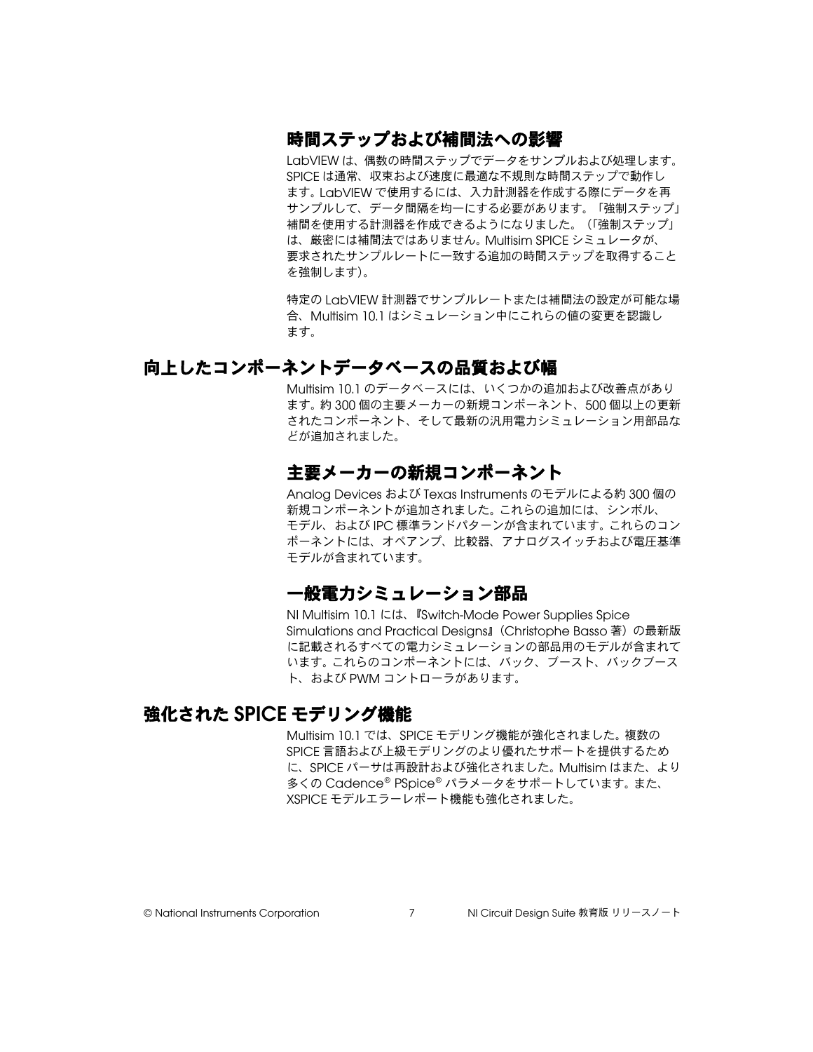### 時間ステップおよび補間法への影響

LabVIEW は、偶数の時間ステップでデータをサンプルおよび処理します。SPICE は通常、収束および速度に最適な不規則な時間ステップで動作します。LabVIEW で使用するには、入力計測器を作成する際にデータを再サンプルして、データ間隔を均一にする必要があります。「強制ステップ」補間を使用する計測器を作成できるようになりました。（「強制ステップ」は、厳密には補間法ではありません。Multisim SPICE シミュレータが、要求されたサンプルレートに一致する追加の時間ステップを取得することを強制します）。

特定の LabVIEW 計測器でサンプルレートまたは補間法の設定が可能な場合、Multisim 10.1 はシミュレーション中にこれらの値の変更を認識します。

## 向上したコンポーネントデータベースの品質および幅

Multisim 10.1 のデータベースには、いくつかの追加および改善点があります。約 300 個の主要メーカーの新規コンポーネント、500 個以上の更新されたコンポーネント、そして最新の汎用電力シミュレーション用部品などが追加されました。

### 主要メーカーの新規コンポーネント

Analog Devices および Texas Instruments のモデルによる約 300 個の新規コンポーネントが追加されました。これらの追加には、シンボル、モデル、および IPC 標準ランドパターンが含まれています。これらのコンポーネントには、オペアンプ、比較器、アナログスイッチおよび電圧基準モデルが含まれています。

### 一般電力シミュレーション部品

NI Multisim 10.1 には、『Switch-Mode Power Supplies Spice Simulations and Practical Designs』（Christophe Basso 著）の最新版に記載されるすべての電力シミュレーションの部品用のモデルが含まれています。これらのコンポーネントには、バック、ブースト、バックブースト、および PWM コントローラがあります。

## 強化された SPICE モデリング機能

Multisim 10.1 では、SPICE モデリング機能が強化されました。複数の SPICE 言語および上級モデリングのより優れたサポートを提供するために、SPICE パーサは再設計および強化されました。Multisim はまた、より多くの Cadence® PSpice® パラメータをサポートしています。また、XSPICE モデルエラーレポート機能も強化されました。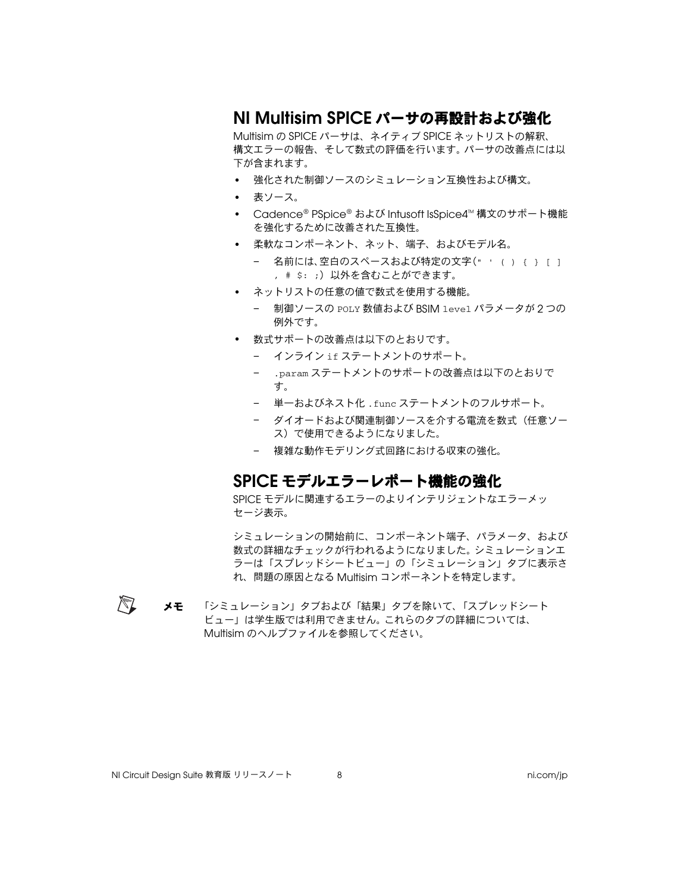## NI Multisim SPICE パーサの再設計および強化

Multisim の SPICE パーサは、ネイティブ SPICE ネットリストの解釈、構文エラーの報告、そして数式の評価を行います。パーサの改善点には以下が含まれます。

- 強化された制御ソースのシミュレーション互換性および構文。
- 表ソース。
- Cadence® PSpice® および Intusoft IsSpice4™ 構文のサポート機能を強化するために改善された互換性。
- 柔軟なコンポーネント、ネット、端子、およびモデル名。
  - 名前には、空白のスペースおよび特定の文字（`" ' ( ) { } [ ] , # $: ;`）以外を含むことができます。
- ネットリストの任意の値で数式を使用する機能。
  - 制御ソースの `POLY` 数値および BSIM `level` パラメータが 2 つの例外です。
- 数式サポートの改善点は以下のとおりです。
  - インライン `if` ステートメントのサポート。
  - `.param` ステートメントのサポートの改善点は以下のとおりです。
  - 単一およびネスト化 `.func` ステートメントのフルサポート。
  - ダイオードおよび関連制御ソースを介する電流を数式（任意ソース）で使用できるようになりました。
  - 複雑な動作モデリング式回路における収束の強化。

## SPICE モデルエラーレポート機能の強化

SPICE モデルに関連するエラーのよりインテリジェントなエラーメッセージ表示。

シミュレーションの開始前に、コンポーネント端子、パラメータ、および数式の詳細なチェックが行われるようになりました。シミュレーションエラーは「スプレッドシートビュー」の「シミュレーション」タブに表示され、問題の原因となる Multisim コンポーネントを特定します。

**メモ**　「シミュレーション」タブおよび「結果」タブを除いて、「スプレッドシートビュー」は学生版では利用できません。これらのタブの詳細については、Multisim のヘルプファイルを参照してください。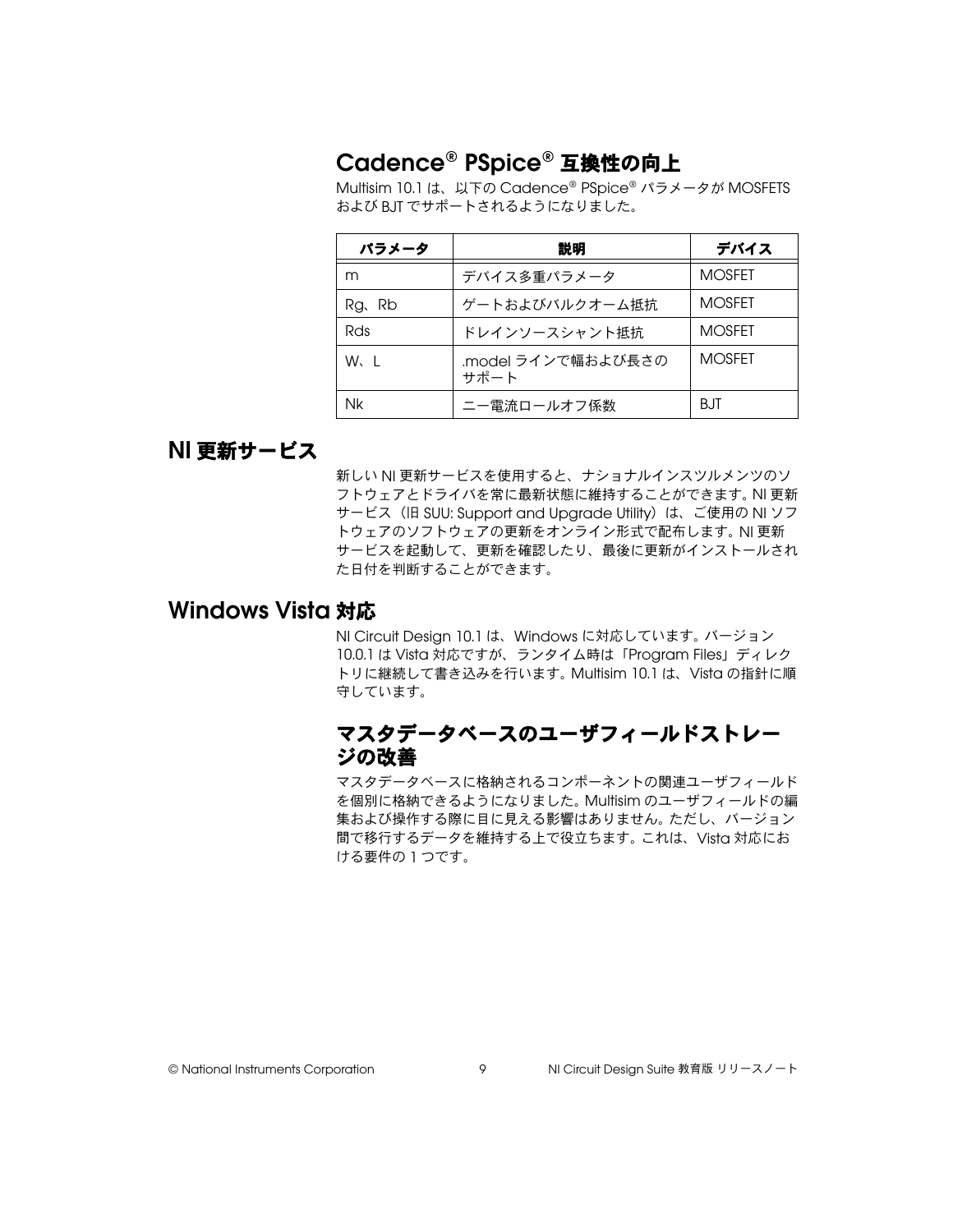## Cadence® PSpice® 互換性の向上

Multisim 10.1 は、以下の Cadence® PSpice® パラメータが MOSFETS および BJT でサポートされるようになりました。

| パラメータ | 説明 | デバイス |
|---|---|---|
| m | デバイス多重パラメータ | MOSFET |
| Rg、Rb | ゲートおよびバルクオーム抵抗 | MOSFET |
| Rds | ドレインソースシャント抵抗 | MOSFET |
| W、L | .model ラインで幅および長さのサポート | MOSFET |
| Nk | ニー電流ロールオフ係数 | BJT |

# NI 更新サービス

新しい NI 更新サービスを使用すると、ナショナルインスツルメンツのソフトウェアとドライバを常に最新状態に維持することができます。NI 更新サービス（旧 SUU: Support and Upgrade Utility）は、ご使用の NI ソフトウェアのソフトウェアの更新をオンライン形式で配布します。NI 更新サービスを起動して、更新を確認したり、最後に更新がインストールされた日付を判断することができます。

# Windows Vista 対応

NI Circuit Design 10.1 は、Windows に対応しています。バージョン 10.0.1 は Vista 対応ですが、ランタイム時は「Program Files」ディレクトリに継続して書き込みを行います。Multisim 10.1 は、Vista の指針に順守しています。

## マスタデータベースのユーザフィールドストレージの改善

マスタデータベースに格納されるコンポーネントの関連ユーザフィールドを個別に格納できるようになりました。Multisim のユーザフィールドの編集および操作する際に目に見える影響はありません。ただし、バージョン間で移行するデータを維持する上で役立ちます。これは、Vista 対応における要件の 1 つです。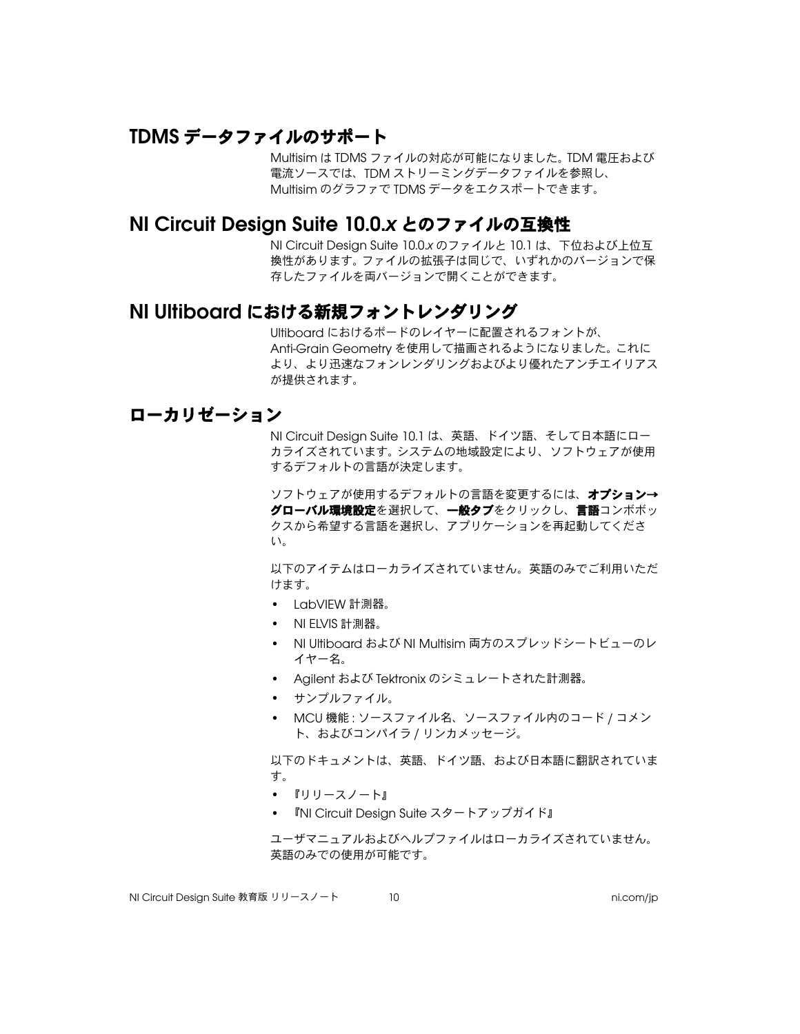## TDMS データファイルのサポート

Multisim は TDMS ファイルの対応が可能になりました。TDM 電圧および電流ソースでは、TDM ストリーミングデータファイルを参照し、Multisim のグラファで TDMS データをエクスポートできます。

## NI Circuit Design Suite 10.0.*x* とのファイルの互換性

NI Circuit Design Suite 10.0.*x* のファイルと 10.1 は、下位および上位互換性があります。ファイルの拡張子は同じで、いずれかのバージョンで保存したファイルを両バージョンで開くことができます。

## NI Ultiboard における新規フォントレンダリング

Ultiboard におけるボードのレイヤーに配置されるフォントが、Anti-Grain Geometry を使用して描画されるようになりました。これにより、より迅速なフォンレンダリングおよびより優れたアンチエイリアスが提供されます。

## ローカリゼーション

NI Circuit Design Suite 10.1 は、英語、ドイツ語、そして日本語にローカライズされています。システムの地域設定により、ソフトウェアが使用するデフォルトの言語が決定します。

ソフトウェアが使用するデフォルトの言語を変更するには、**オプション→グローバル環境設定**を選択して、**一般タブ**をクリックし、**言語**コンボボックスから希望する言語を選択し、アプリケーションを再起動してください。

以下のアイテムはローカライズされていません。英語のみでご利用いただけます。

- LabVIEW 計測器。
- NI ELVIS 計測器。
- NI Ultiboard および NI Multisim 両方のスプレッドシートビューのレイヤー名。
- Agilent および Tektronix のシミュレートされた計測器。
- サンプルファイル。
- MCU 機能 : ソースファイル名、ソースファイル内のコード / コメント、およびコンパイラ / リンカメッセージ。

以下のドキュメントは、英語、ドイツ語、および日本語に翻訳されています。

- 『リリースノート』
- 『NI Circuit Design Suite スタートアップガイド』

ユーザマニュアルおよびヘルプファイルはローカライズされていません。英語のみでの使用が可能です。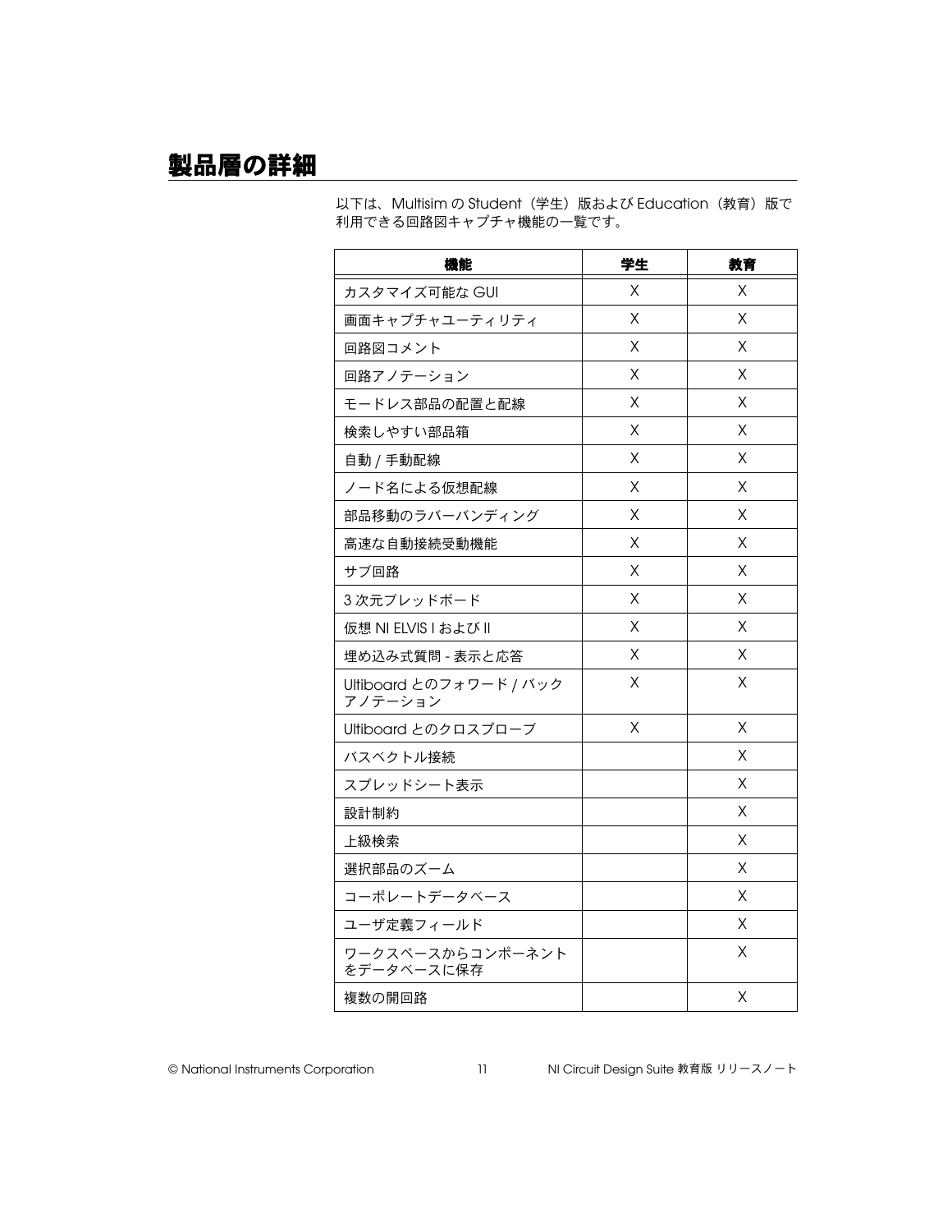# 製品層の詳細

以下は、Multisim の Student（学生）版および Education（教育）版で利用できる回路図キャプチャ機能の一覧です。

| 機能 | 学生 | 教育 |
|---|---|---|
| カスタマイズ可能な GUI | X | X |
| 画面キャプチャユーティリティ | X | X |
| 回路図コメント | X | X |
| 回路アノテーション | X | X |
| モードレス部品の配置と配線 | X | X |
| 検索しやすい部品箱 | X | X |
| 自動 / 手動配線 | X | X |
| ノード名による仮想配線 | X | X |
| 部品移動のラバーバンディング | X | X |
| 高速な自動接続受動機能 | X | X |
| サブ回路 | X | X |
| 3 次元ブレッドボード | X | X |
| 仮想 NI ELVIS I および II | X | X |
| 埋め込み式質問 - 表示と応答 | X | X |
| Ultiboard とのフォワード / バックアノテーション | X | X |
| Ultiboard とのクロスプローブ | X | X |
| バスベクトル接続 | | X |
| スプレッドシート表示 | | X |
| 設計制約 | | X |
| 上級検索 | | X |
| 選択部品のズーム | | X |
| コーポレートデータベース | | X |
| ユーザ定義フィールド | | X |
| ワークスペースからコンポーネントをデータベースに保存 | | X |
| 複数の開回路 | | X |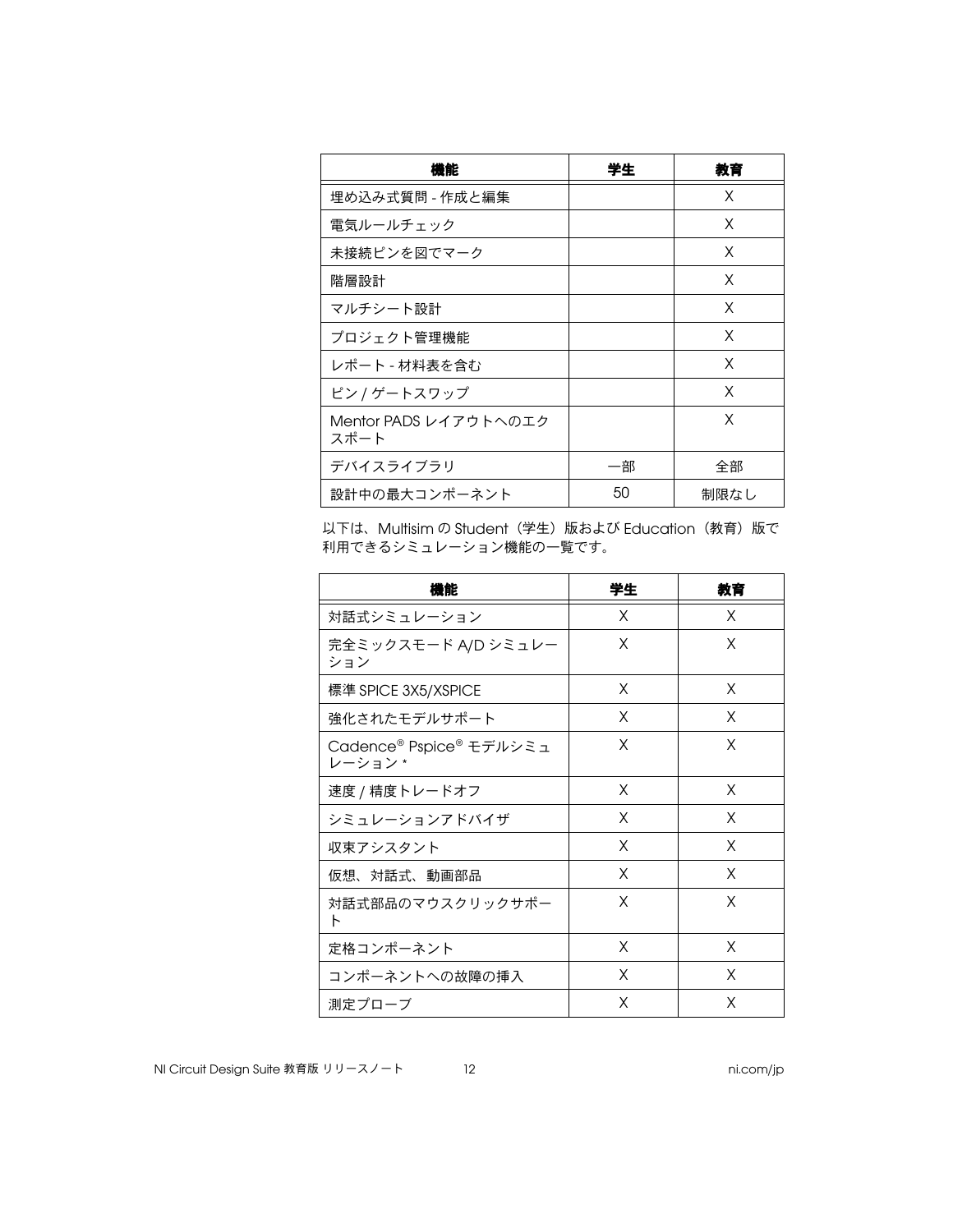| 機能 | 学生 | 教育 |
|---|---|---|
| 埋め込み式質問 - 作成と編集 | | X |
| 電気ルールチェック | | X |
| 未接続ピンを図でマーク | | X |
| 階層設計 | | X |
| マルチシート設計 | | X |
| プロジェクト管理機能 | | X |
| レポート - 材料表を含む | | X |
| ピン / ゲートスワップ | | X |
| Mentor PADS レイアウトへのエクスポート | | X |
| デバイスライブラリ | 一部 | 全部 |
| 設計中の最大コンポーネント | 50 | 制限なし |

以下は、Multisim の Student（学生）版および Education（教育）版で利用できるシミュレーション機能の一覧です。

| 機能 | 学生 | 教育 |
|---|---|---|
| 対話式シミュレーション | X | X |
| 完全ミックスモード A/D シミュレーション | X | X |
| 標準 SPICE 3X5/XSPICE | X | X |
| 強化されたモデルサポート | X | X |
| Cadence® Pspice® モデルシミュレーション * | X | X |
| 速度 / 精度トレードオフ | X | X |
| シミュレーションアドバイザ | X | X |
| 収束アシスタント | X | X |
| 仮想、対話式、動画部品 | X | X |
| 対話式部品のマウスクリックサポート | X | X |
| 定格コンポーネント | X | X |
| コンポーネントへの故障の挿入 | X | X |
| 測定プローブ | X | X |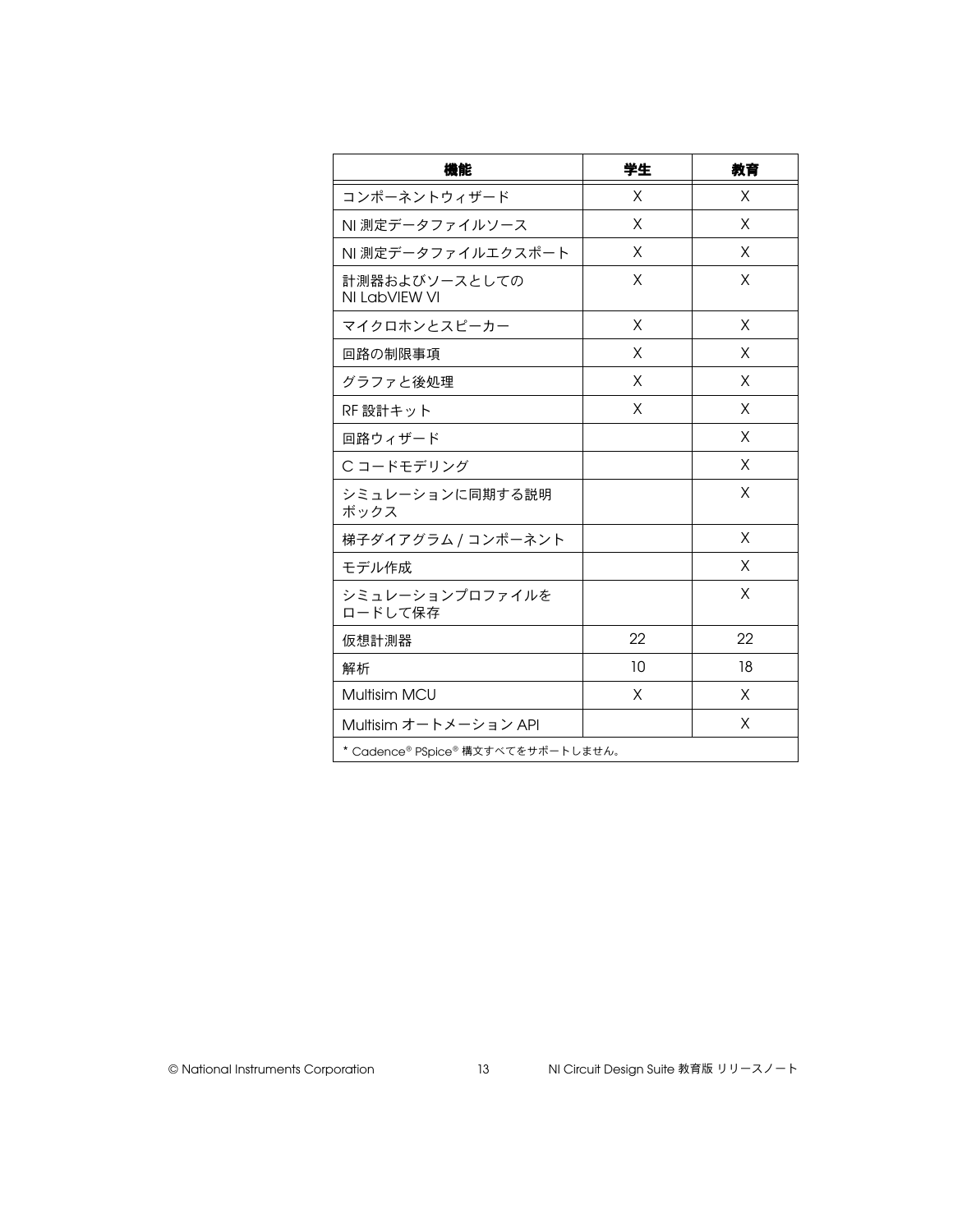| 機能 | 学生 | 教育 |
| --- | --- | --- |
| コンポーネントウィザード | X | X |
| NI 測定データファイルソース | X | X |
| NI 測定データファイルエクスポート | X | X |
| 計測器およびソースとしての NI LabVIEW VI | X | X |
| マイクロホンとスピーカー | X | X |
| 回路の制限事項 | X | X |
| グラファと後処理 | X | X |
| RF 設計キット | X | X |
| 回路ウィザード | | X |
| C コードモデリング | | X |
| シミュレーションに同期する説明ボックス | | X |
| 梯子ダイアグラム / コンポーネント | | X |
| モデル作成 | | X |
| シミュレーションプロファイルをロードして保存 | | X |
| 仮想計測器 | 22 | 22 |
| 解析 | 10 | 18 |
| Multisim MCU | X | X |
| Multisim オートメーション API | | X |

* Cadence® PSpice® 構文すべてをサポートしません。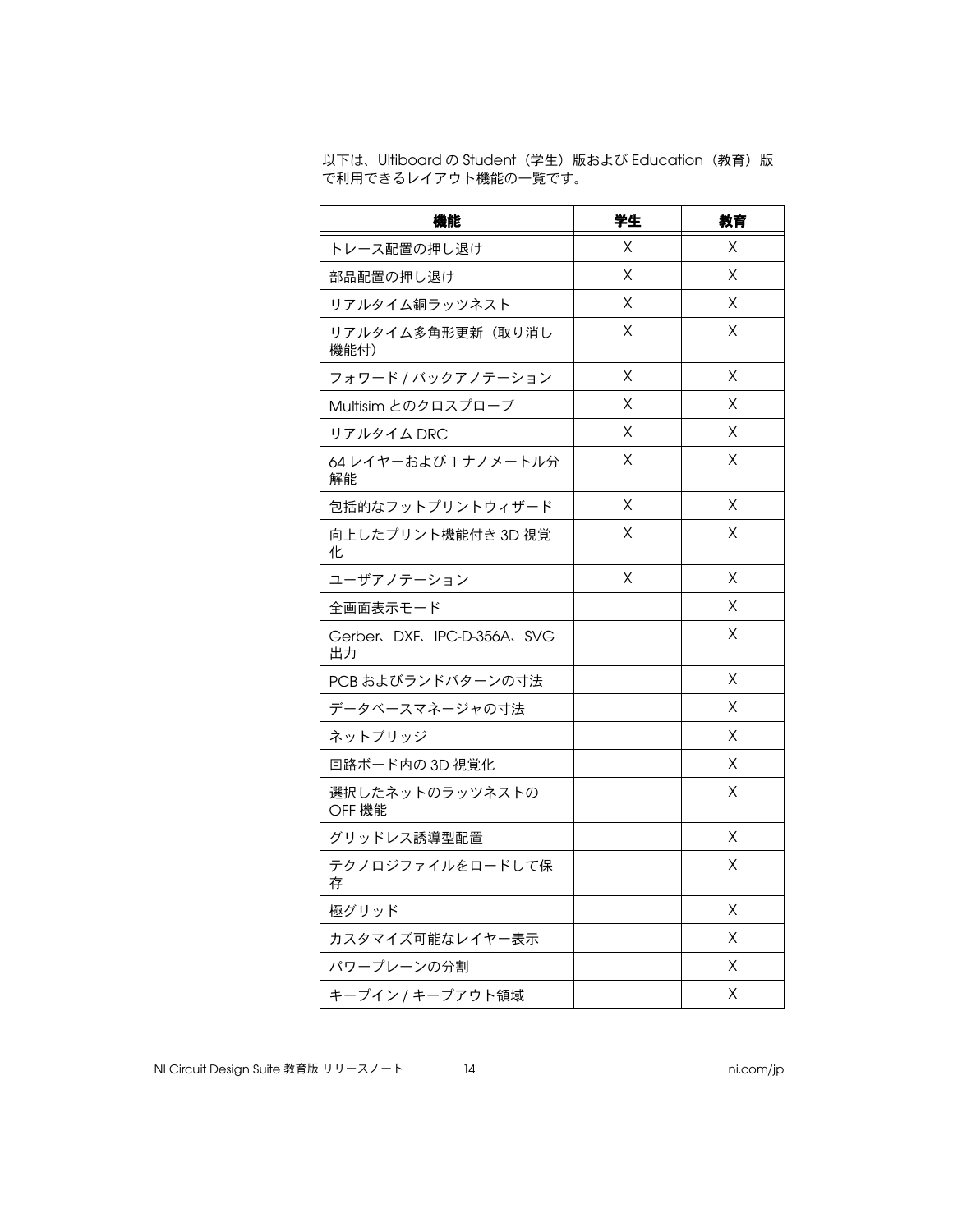以下は、Ultiboard の Student（学生）版および Education（教育）版で利用できるレイアウト機能の一覧です。

| 機能 | 学生 | 教育 |
|---|---|---|
| トレース配置の押し退け | X | X |
| 部品配置の押し退け | X | X |
| リアルタイム銅ラッツネスト | X | X |
| リアルタイム多角形更新（取り消し機能付） | X | X |
| フォワード / バックアノテーション | X | X |
| Multisim とのクロスプローブ | X | X |
| リアルタイム DRC | X | X |
| 64 レイヤーおよび 1 ナノメートル分解能 | X | X |
| 包括的なフットプリントウィザード | X | X |
| 向上したプリント機能付き 3D 視覚化 | X | X |
| ユーザアノテーション | X | X |
| 全画面表示モード | | X |
| Gerber、DXF、IPC-D-356A、SVG 出力 | | X |
| PCB およびランドパターンの寸法 | | X |
| データベースマネージャの寸法 | | X |
| ネットブリッジ | | X |
| 回路ボード内の 3D 視覚化 | | X |
| 選択したネットのラッツネストの OFF 機能 | | X |
| グリッドレス誘導型配置 | | X |
| テクノロジファイルをロードして保存 | | X |
| 極グリッド | | X |
| カスタマイズ可能なレイヤー表示 | | X |
| パワープレーンの分割 | | X |
| キープイン / キープアウト領域 | | X |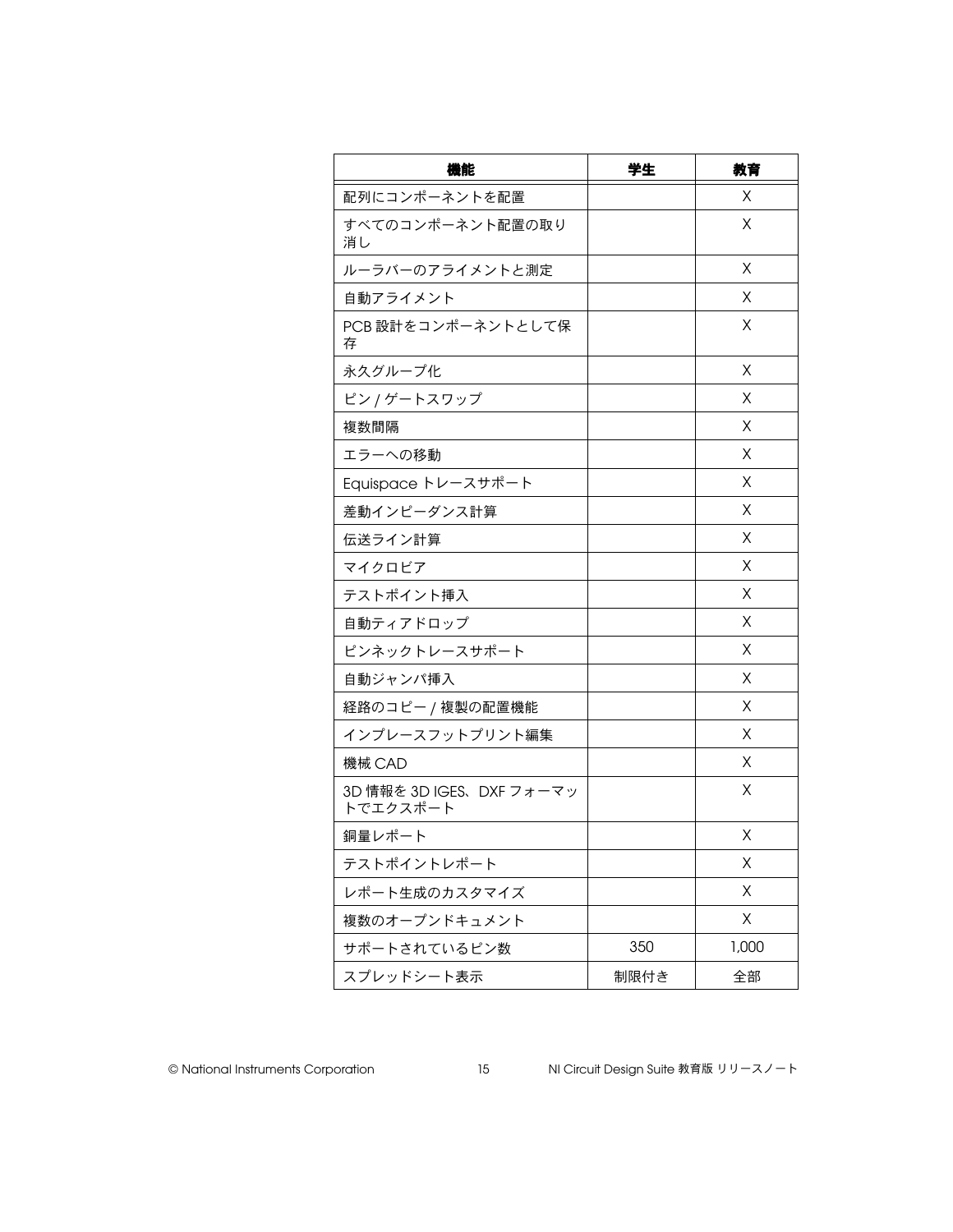| 機能 | 学生 | 教育 |
|---|---|---|
| 配列にコンポーネントを配置 | | X |
| すべてのコンポーネント配置の取り消し | | X |
| ルーラバーのアライメントと測定 | | X |
| 自動アライメント | | X |
| PCB 設計をコンポーネントとして保存 | | X |
| 永久グループ化 | | X |
| ピン / ゲートスワップ | | X |
| 複数間隔 | | X |
| エラーへの移動 | | X |
| Equispace トレースサポート | | X |
| 差動インピーダンス計算 | | X |
| 伝送ライン計算 | | X |
| マイクロビア | | X |
| テストポイント挿入 | | X |
| 自動ティアドロップ | | X |
| ピンネックトレースサポート | | X |
| 自動ジャンパ挿入 | | X |
| 経路のコピー / 複製の配置機能 | | X |
| インプレースフットプリント編集 | | X |
| 機械 CAD | | X |
| 3D 情報を 3D IGES、DXF フォーマットでエクスポート | | X |
| 銅量レポート | | X |
| テストポイントレポート | | X |
| レポート生成のカスタマイズ | | X |
| 複数のオープンドキュメント | | X |
| サポートされているピン数 | 350 | 1,000 |
| スプレッドシート表示 | 制限付き | 全部 |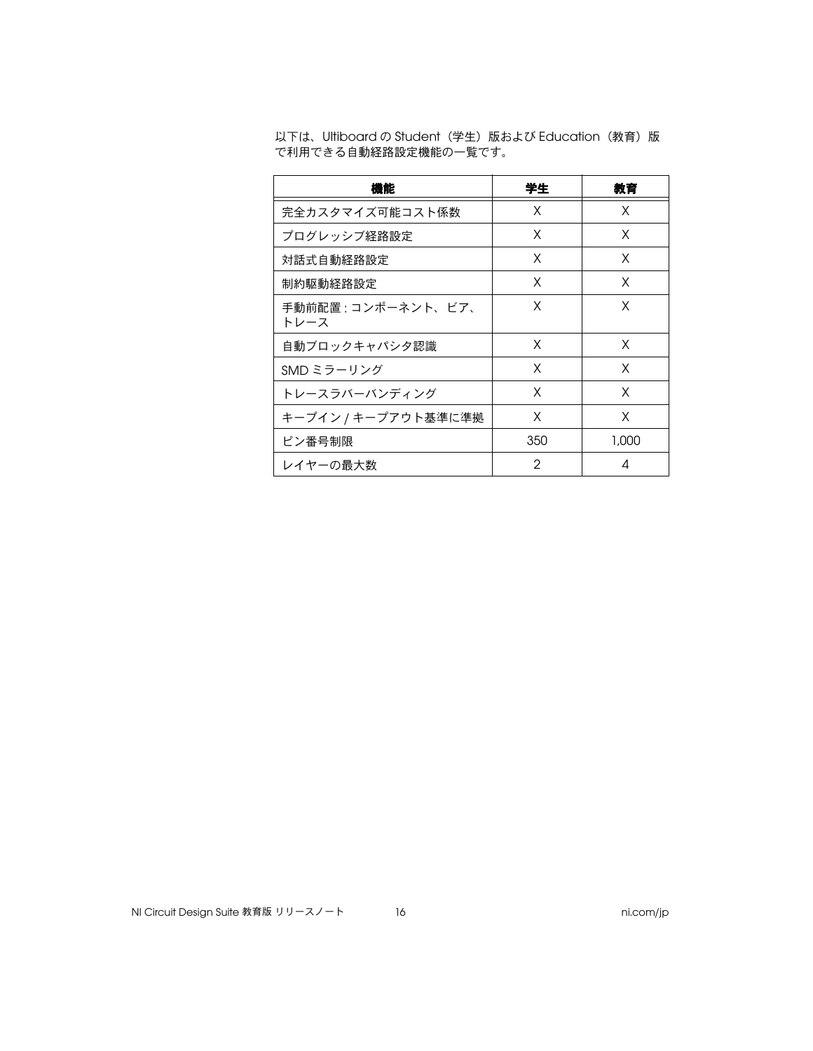以下は、Ultiboard の Student（学生）版および Education（教育）版で利用できる自動経路設定機能の一覧です。

| 機能 | 学生 | 教育 |
| --- | --- | --- |
| 完全カスタマイズ可能コスト係数 | X | X |
| プログレッシブ経路設定 | X | X |
| 対話式自動経路設定 | X | X |
| 制約駆動経路設定 | X | X |
| 手動前配置 : コンポーネント、ビア、トレース | X | X |
| 自動ブロックキャパシタ認識 | X | X |
| SMD ミラーリング | X | X |
| トレースラバーバンディング | X | X |
| キープイン / キープアウト基準に準拠 | X | X |
| ピン番号制限 | 350 | 1,000 |
| レイヤーの最大数 | 2 | 4 |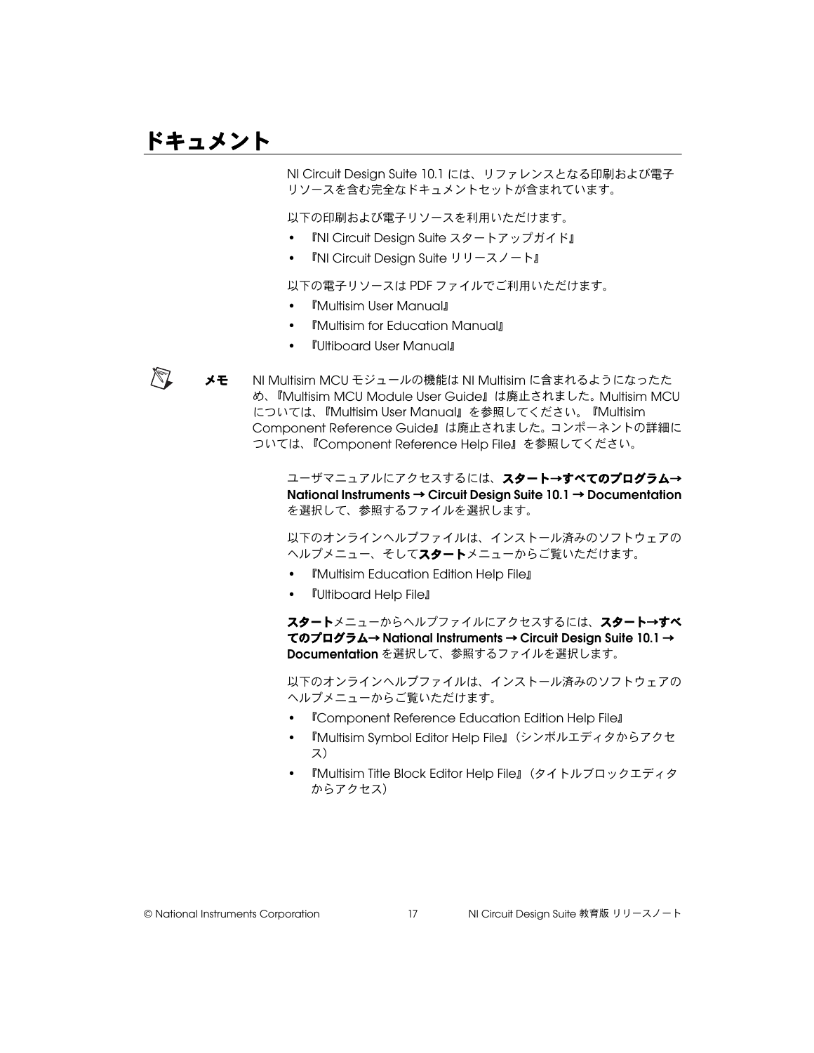# ドキュメント

NI Circuit Design Suite 10.1 には、リファレンスとなる印刷および電子リソースを含む完全なドキュメントセットが含まれています。

以下の印刷および電子リソースを利用いただけます。

- 『NI Circuit Design Suite スタートアップガイド』
- 『NI Circuit Design Suite リリースノート』

以下の電子リソースは PDF ファイルでご利用いただけます。

- 『Multisim User Manual』
- 『Multisim for Education Manual』
- 『Ultiboard User Manual』

**メモ** NI Multisim MCU モジュールの機能は NI Multisim に含まれるようになったため、『Multisim MCU Module User Guide』は廃止されました。Multisim MCU については、『Multisim User Manual』を参照してください。『Multisim Component Reference Guide』は廃止されました。コンポーネントの詳細については、『Component Reference Help File』を参照してください。

ユーザマニュアルにアクセスするには、**スタート→すべてのプログラム→ National Instruments → Circuit Design Suite 10.1 → Documentation** を選択して、参照するファイルを選択します。

以下のオンラインヘルプファイルは、インストール済みのソフトウェアのヘルプメニュー、そして**スタート**メニューからご覧いただけます。

- 『Multisim Education Edition Help File』
- 『Ultiboard Help File』

**スタート**メニューからヘルプファイルにアクセスするには、**スタート→すべてのプログラム→ National Instruments → Circuit Design Suite 10.1 → Documentation** を選択して、参照するファイルを選択します。

以下のオンラインヘルプファイルは、インストール済みのソフトウェアのヘルプメニューからご覧いただけます。

- 『Component Reference Education Edition Help File』
- 『Multisim Symbol Editor Help File』（シンボルエディタからアクセス）
- 『Multisim Title Block Editor Help File』（タイトルブロックエディタからアクセス）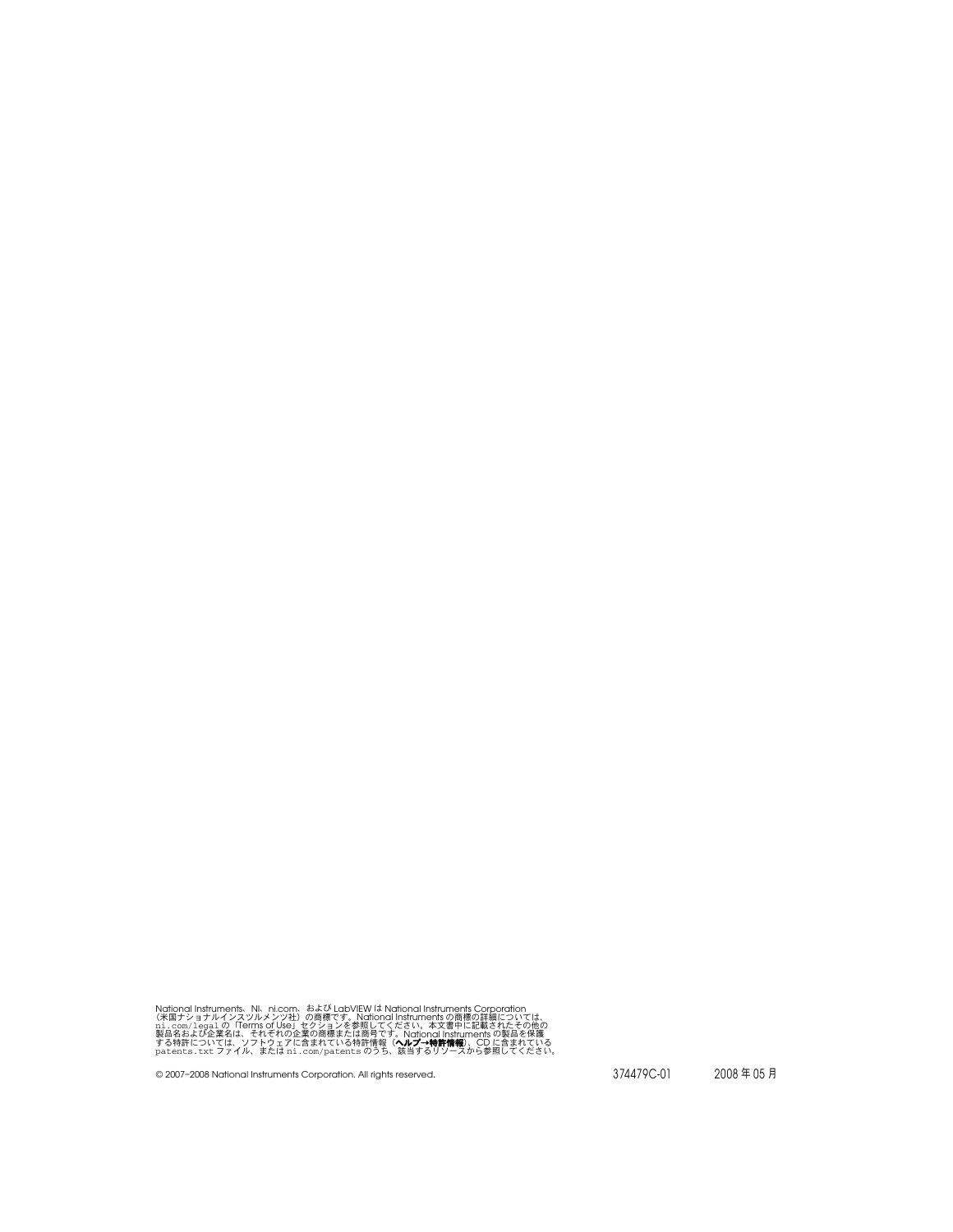National Instruments、NI、ni.com、および LabVIEW は National Instruments Corporation（米国ナショナルインスツルメンツ社）の商標です。National Instruments の商標の詳細については、`ni.com/legal` の「Terms of Use」セクションを参照してください。本文書中に記載されたその他の製品名および企業名は、それぞれの企業の商標または商号です。National Instruments の製品を保護する特許については、ソフトウェアに含まれている特許情報（**ヘルプ→特許情報**）、CD に含まれている `patents.txt` ファイル、または `ni.com/patents` のうち、該当するリソースから参照してください。

© 2007–2008 National Instruments Corporation. All rights reserved.

374479C-01 2008 年 05 月